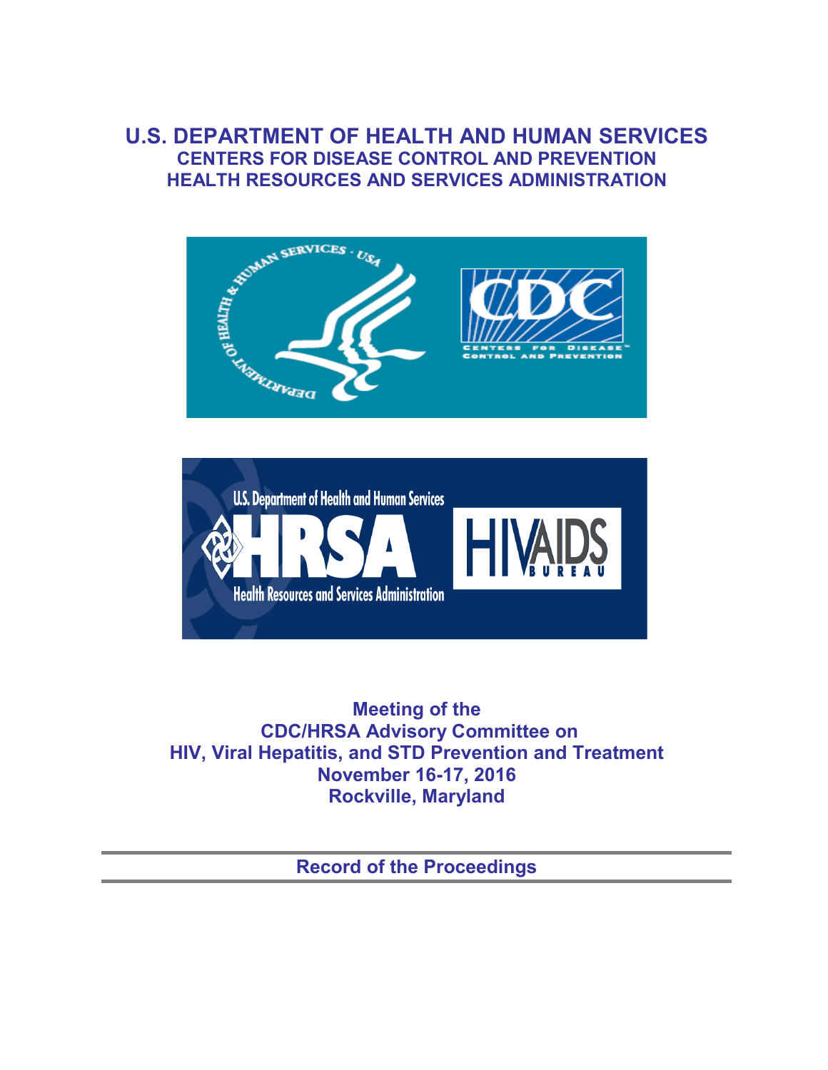# U.S. DEPARTMENT OF HEALTH AND HUMAN SERVICES

## CENTERS FOR DISEASE CONTROL AND PREVENTION
## HEALTH RESOURCES AND SERVICES ADMINISTRATION

**Meeting of the**
**CDC/HRSA Advisory Committee on**
**HIV, Viral Hepatitis, and STD Prevention and Treatment**
**November 16-17, 2016**
**Rockville, Maryland**

---

**Record of the Proceedings**

---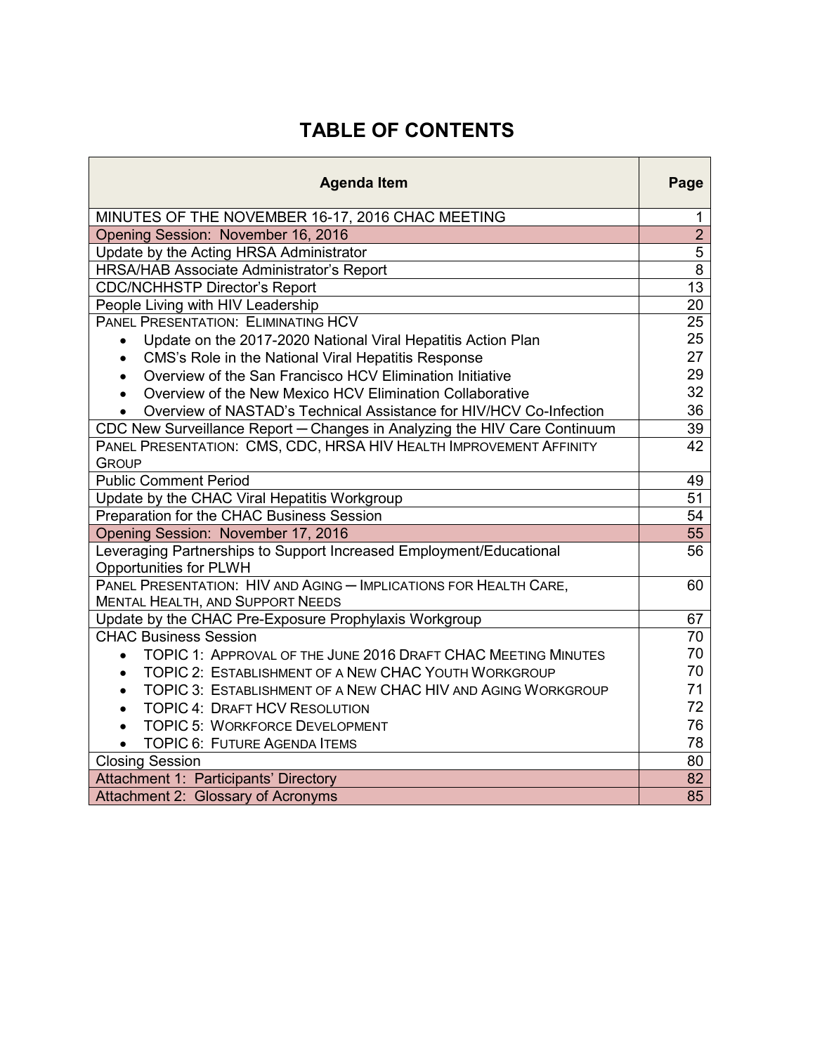# TABLE OF CONTENTS

| Agenda Item | Page |
|---|---|
| MINUTES OF THE NOVEMBER 16-17, 2016 CHAC MEETING | 1 |
| Opening Session: November 16, 2016 | 2 |
| Update by the Acting HRSA Administrator | 5 |
| HRSA/HAB Associate Administrator's Report | 8 |
| CDC/NCHHSTP Director's Report | 13 |
| People Living with HIV Leadership | 20 |
| PANEL PRESENTATION: ELIMINATING HCV | 25 |
| • Update on the 2017-2020 National Viral Hepatitis Action Plan | 25 |
| • CMS's Role in the National Viral Hepatitis Response | 27 |
| • Overview of the San Francisco HCV Elimination Initiative | 29 |
| • Overview of the New Mexico HCV Elimination Collaborative | 32 |
| • Overview of NASTAD's Technical Assistance for HIV/HCV Co-Infection | 36 |
| CDC New Surveillance Report — Changes in Analyzing the HIV Care Continuum | 39 |
| PANEL PRESENTATION: CMS, CDC, HRSA HIV HEALTH IMPROVEMENT AFFINITY GROUP | 42 |
| Public Comment Period | 49 |
| Update by the CHAC Viral Hepatitis Workgroup | 51 |
| Preparation for the CHAC Business Session | 54 |
| Opening Session: November 17, 2016 | 55 |
| Leveraging Partnerships to Support Increased Employment/Educational Opportunities for PLWH | 56 |
| PANEL PRESENTATION: HIV AND AGING — IMPLICATIONS FOR HEALTH CARE, MENTAL HEALTH, AND SUPPORT NEEDS | 60 |
| Update by the CHAC Pre-Exposure Prophylaxis Workgroup | 67 |
| CHAC Business Session | 70 |
| • TOPIC 1: APPROVAL OF THE JUNE 2016 DRAFT CHAC MEETING MINUTES | 70 |
| • TOPIC 2: ESTABLISHMENT OF A NEW CHAC YOUTH WORKGROUP | 70 |
| • TOPIC 3: ESTABLISHMENT OF A NEW CHAC HIV AND AGING WORKGROUP | 71 |
| • TOPIC 4: DRAFT HCV RESOLUTION | 72 |
| • TOPIC 5: WORKFORCE DEVELOPMENT | 76 |
| • TOPIC 6: FUTURE AGENDA ITEMS | 78 |
| Closing Session | 80 |
| Attachment 1: Participants' Directory | 82 |
| Attachment 2: Glossary of Acronyms | 85 |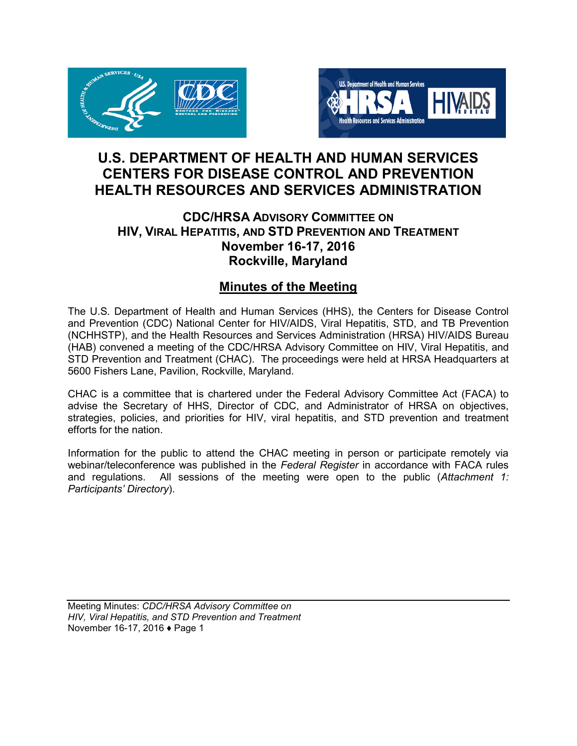# U.S. DEPARTMENT OF HEALTH AND HUMAN SERVICES
# CENTERS FOR DISEASE CONTROL AND PREVENTION
# HEALTH RESOURCES AND SERVICES ADMINISTRATION

## CDC/HRSA ADVISORY COMMITTEE ON HIV, VIRAL HEPATITIS, AND STD PREVENTION AND TREATMENT
## November 16-17, 2016
## Rockville, Maryland

## Minutes of the Meeting

The U.S. Department of Health and Human Services (HHS), the Centers for Disease Control and Prevention (CDC) National Center for HIV/AIDS, Viral Hepatitis, STD, and TB Prevention (NCHHSTP), and the Health Resources and Services Administration (HRSA) HIV/AIDS Bureau (HAB) convened a meeting of the CDC/HRSA Advisory Committee on HIV, Viral Hepatitis, and STD Prevention and Treatment (CHAC). The proceedings were held at HRSA Headquarters at 5600 Fishers Lane, Pavilion, Rockville, Maryland.

CHAC is a committee that is chartered under the Federal Advisory Committee Act (FACA) to advise the Secretary of HHS, Director of CDC, and Administrator of HRSA on objectives, strategies, policies, and priorities for HIV, viral hepatitis, and STD prevention and treatment efforts for the nation.

Information for the public to attend the CHAC meeting in person or participate remotely via webinar/teleconference was published in the *Federal Register* in accordance with FACA rules and regulations. All sessions of the meeting were open to the public (*Attachment 1: Participants' Directory*).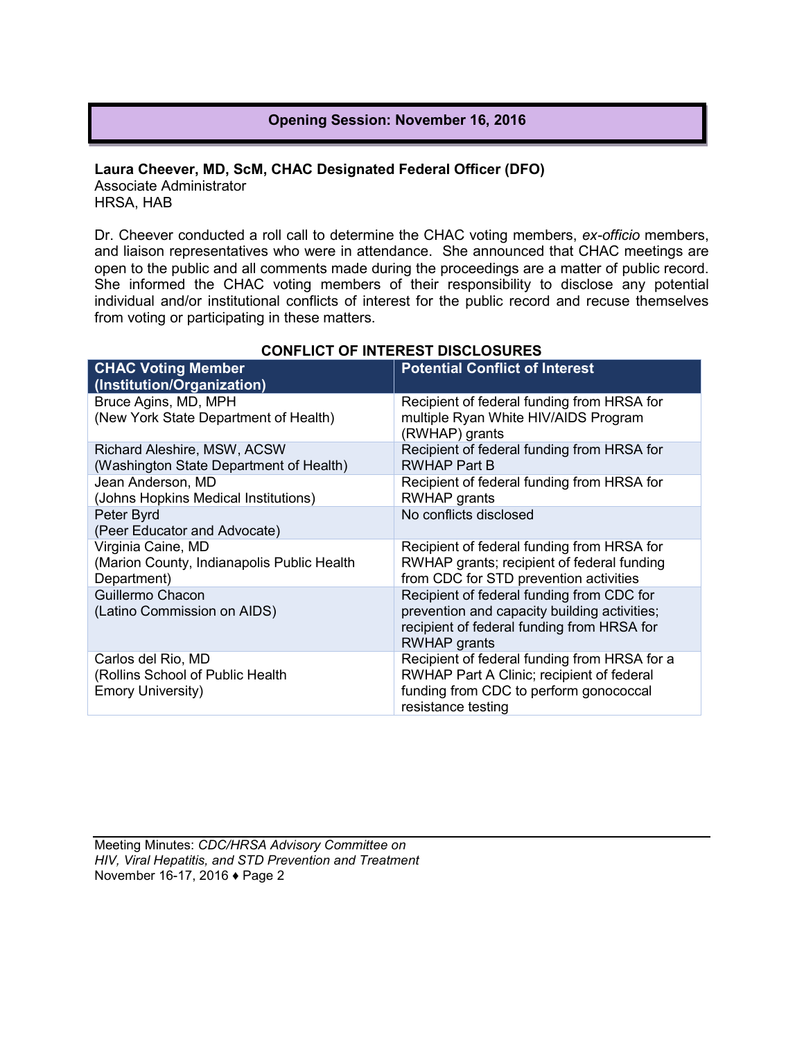## Opening Session: November 16, 2016

**Laura Cheever, MD, ScM, CHAC Designated Federal Officer (DFO)**
Associate Administrator
HRSA, HAB

Dr. Cheever conducted a roll call to determine the CHAC voting members, *ex-officio* members, and liaison representatives who were in attendance. She announced that CHAC meetings are open to the public and all comments made during the proceedings are a matter of public record. She informed the CHAC voting members of their responsibility to disclose any potential individual and/or institutional conflicts of interest for the public record and recuse themselves from voting or participating in these matters.

**CONFLICT OF INTEREST DISCLOSURES**

| CHAC Voting Member (Institution/Organization) | Potential Conflict of Interest |
|---|---|
| Bruce Agins, MD, MPH (New York State Department of Health) | Recipient of federal funding from HRSA for multiple Ryan White HIV/AIDS Program (RWHAP) grants |
| Richard Aleshire, MSW, ACSW (Washington State Department of Health) | Recipient of federal funding from HRSA for RWHAP Part B |
| Jean Anderson, MD (Johns Hopkins Medical Institutions) | Recipient of federal funding from HRSA for RWHAP grants |
| Peter Byrd (Peer Educator and Advocate) | No conflicts disclosed |
| Virginia Caine, MD (Marion County, Indianapolis Public Health Department) | Recipient of federal funding from HRSA for RWHAP grants; recipient of federal funding from CDC for STD prevention activities |
| Guillermo Chacon (Latino Commission on AIDS) | Recipient of federal funding from CDC for prevention and capacity building activities; recipient of federal funding from HRSA for RWHAP grants |
| Carlos del Rio, MD (Rollins School of Public Health Emory University) | Recipient of federal funding from HRSA for a RWHAP Part A Clinic; recipient of federal funding from CDC to perform gonococcal resistance testing |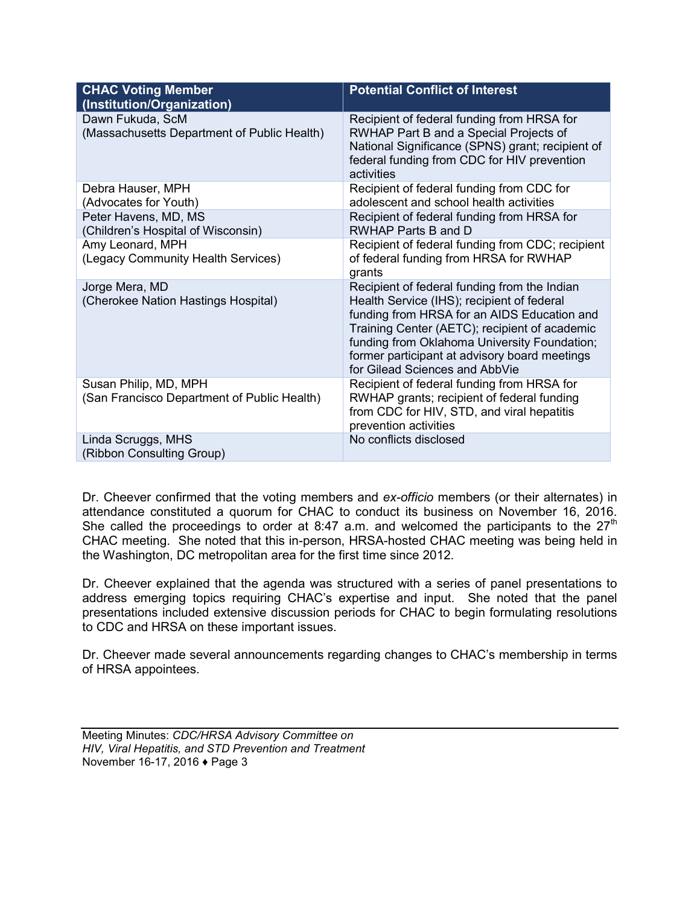| CHAC Voting Member (Institution/Organization) | Potential Conflict of Interest |
|---|---|
| Dawn Fukuda, ScM (Massachusetts Department of Public Health) | Recipient of federal funding from HRSA for RWHAP Part B and a Special Projects of National Significance (SPNS) grant; recipient of federal funding from CDC for HIV prevention activities |
| Debra Hauser, MPH (Advocates for Youth) | Recipient of federal funding from CDC for adolescent and school health activities |
| Peter Havens, MD, MS (Children's Hospital of Wisconsin) | Recipient of federal funding from HRSA for RWHAP Parts B and D |
| Amy Leonard, MPH (Legacy Community Health Services) | Recipient of federal funding from CDC; recipient of federal funding from HRSA for RWHAP grants |
| Jorge Mera, MD (Cherokee Nation Hastings Hospital) | Recipient of federal funding from the Indian Health Service (IHS); recipient of federal funding from HRSA for an AIDS Education and Training Center (AETC); recipient of academic funding from Oklahoma University Foundation; former participant at advisory board meetings for Gilead Sciences and AbbVie |
| Susan Philip, MD, MPH (San Francisco Department of Public Health) | Recipient of federal funding from HRSA for RWHAP grants; recipient of federal funding from CDC for HIV, STD, and viral hepatitis prevention activities |
| Linda Scruggs, MHS (Ribbon Consulting Group) | No conflicts disclosed |

Dr. Cheever confirmed that the voting members and *ex-officio* members (or their alternates) in attendance constituted a quorum for CHAC to conduct its business on November 16, 2016. She called the proceedings to order at 8:47 a.m. and welcomed the participants to the 27th CHAC meeting. She noted that this in-person, HRSA-hosted CHAC meeting was being held in the Washington, DC metropolitan area for the first time since 2012.

Dr. Cheever explained that the agenda was structured with a series of panel presentations to address emerging topics requiring CHAC's expertise and input. She noted that the panel presentations included extensive discussion periods for CHAC to begin formulating resolutions to CDC and HRSA on these important issues.

Dr. Cheever made several announcements regarding changes to CHAC's membership in terms of HRSA appointees.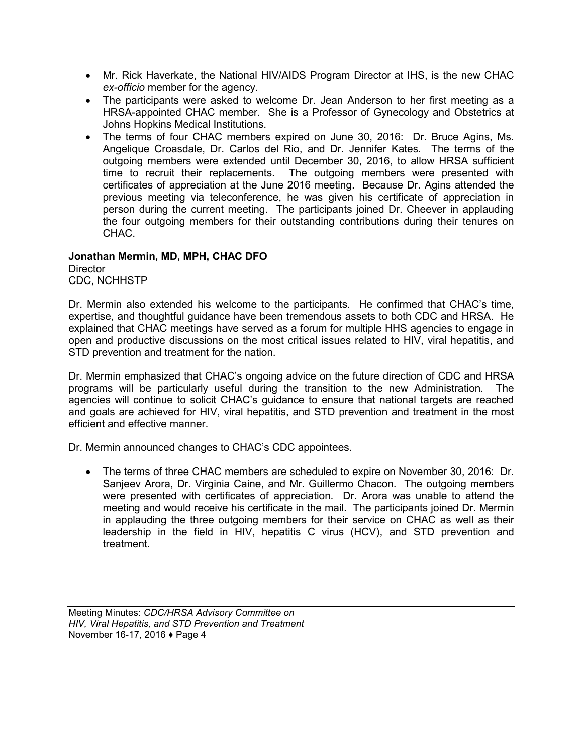- Mr. Rick Haverkate, the National HIV/AIDS Program Director at IHS, is the new CHAC *ex-officio* member for the agency.
- The participants were asked to welcome Dr. Jean Anderson to her first meeting as a HRSA-appointed CHAC member. She is a Professor of Gynecology and Obstetrics at Johns Hopkins Medical Institutions.
- The terms of four CHAC members expired on June 30, 2016: Dr. Bruce Agins, Ms. Angelique Croasdale, Dr. Carlos del Rio, and Dr. Jennifer Kates. The terms of the outgoing members were extended until December 30, 2016, to allow HRSA sufficient time to recruit their replacements. The outgoing members were presented with certificates of appreciation at the June 2016 meeting. Because Dr. Agins attended the previous meeting via teleconference, he was given his certificate of appreciation in person during the current meeting. The participants joined Dr. Cheever in applauding the four outgoing members for their outstanding contributions during their tenures on CHAC.

**Jonathan Mermin, MD, MPH, CHAC DFO**
Director
CDC, NCHHSTP

Dr. Mermin also extended his welcome to the participants. He confirmed that CHAC's time, expertise, and thoughtful guidance have been tremendous assets to both CDC and HRSA. He explained that CHAC meetings have served as a forum for multiple HHS agencies to engage in open and productive discussions on the most critical issues related to HIV, viral hepatitis, and STD prevention and treatment for the nation.

Dr. Mermin emphasized that CHAC's ongoing advice on the future direction of CDC and HRSA programs will be particularly useful during the transition to the new Administration. The agencies will continue to solicit CHAC's guidance to ensure that national targets are reached and goals are achieved for HIV, viral hepatitis, and STD prevention and treatment in the most efficient and effective manner.

Dr. Mermin announced changes to CHAC's CDC appointees.

- The terms of three CHAC members are scheduled to expire on November 30, 2016: Dr. Sanjeev Arora, Dr. Virginia Caine, and Mr. Guillermo Chacon. The outgoing members were presented with certificates of appreciation. Dr. Arora was unable to attend the meeting and would receive his certificate in the mail. The participants joined Dr. Mermin in applauding the three outgoing members for their service on CHAC as well as their leadership in the field in HIV, hepatitis C virus (HCV), and STD prevention and treatment.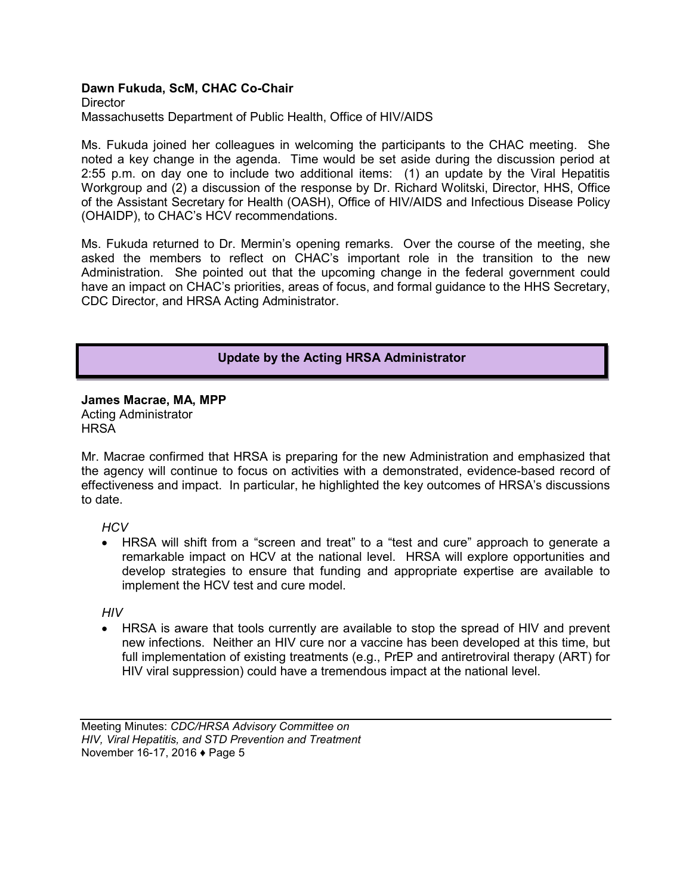**Dawn Fukuda, ScM, CHAC Co-Chair**
Director
Massachusetts Department of Public Health, Office of HIV/AIDS

Ms. Fukuda joined her colleagues in welcoming the participants to the CHAC meeting. She noted a key change in the agenda. Time would be set aside during the discussion period at 2:55 p.m. on day one to include two additional items: (1) an update by the Viral Hepatitis Workgroup and (2) a discussion of the response by Dr. Richard Wolitski, Director, HHS, Office of the Assistant Secretary for Health (OASH), Office of HIV/AIDS and Infectious Disease Policy (OHAIDP), to CHAC's HCV recommendations.

Ms. Fukuda returned to Dr. Mermin's opening remarks. Over the course of the meeting, she asked the members to reflect on CHAC's important role in the transition to the new Administration. She pointed out that the upcoming change in the federal government could have an impact on CHAC's priorities, areas of focus, and formal guidance to the HHS Secretary, CDC Director, and HRSA Acting Administrator.

## Update by the Acting HRSA Administrator

**James Macrae, MA, MPP**
Acting Administrator
HRSA

Mr. Macrae confirmed that HRSA is preparing for the new Administration and emphasized that the agency will continue to focus on activities with a demonstrated, evidence-based record of effectiveness and impact. In particular, he highlighted the key outcomes of HRSA's discussions to date.

*HCV*

- HRSA will shift from a "screen and treat" to a "test and cure" approach to generate a remarkable impact on HCV at the national level. HRSA will explore opportunities and develop strategies to ensure that funding and appropriate expertise are available to implement the HCV test and cure model.

*HIV*

- HRSA is aware that tools currently are available to stop the spread of HIV and prevent new infections. Neither an HIV cure nor a vaccine has been developed at this time, but full implementation of existing treatments (e.g., PrEP and antiretroviral therapy (ART) for HIV viral suppression) could have a tremendous impact at the national level.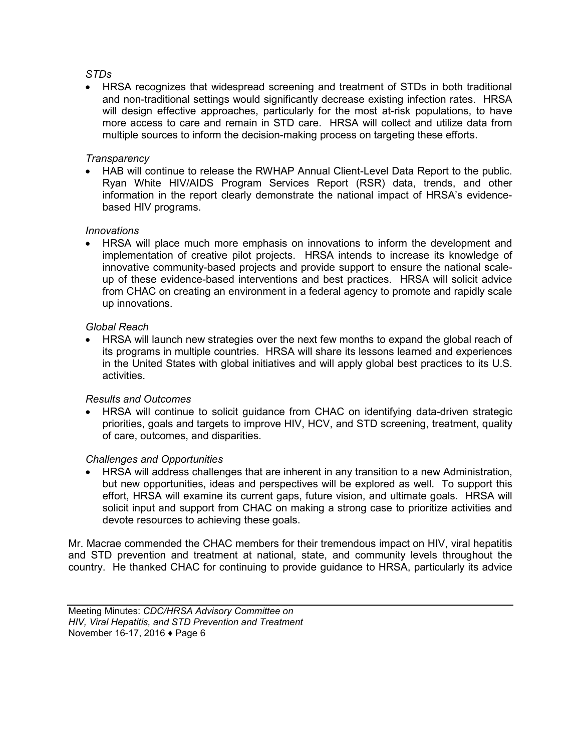*STDs*

- HRSA recognizes that widespread screening and treatment of STDs in both traditional and non-traditional settings would significantly decrease existing infection rates. HRSA will design effective approaches, particularly for the most at-risk populations, to have more access to care and remain in STD care. HRSA will collect and utilize data from multiple sources to inform the decision-making process on targeting these efforts.

*Transparency*

- HAB will continue to release the RWHAP Annual Client-Level Data Report to the public. Ryan White HIV/AIDS Program Services Report (RSR) data, trends, and other information in the report clearly demonstrate the national impact of HRSA's evidence-based HIV programs.

*Innovations*

- HRSA will place much more emphasis on innovations to inform the development and implementation of creative pilot projects. HRSA intends to increase its knowledge of innovative community-based projects and provide support to ensure the national scale-up of these evidence-based interventions and best practices. HRSA will solicit advice from CHAC on creating an environment in a federal agency to promote and rapidly scale up innovations.

*Global Reach*

- HRSA will launch new strategies over the next few months to expand the global reach of its programs in multiple countries. HRSA will share its lessons learned and experiences in the United States with global initiatives and will apply global best practices to its U.S. activities.

*Results and Outcomes*

- HRSA will continue to solicit guidance from CHAC on identifying data-driven strategic priorities, goals and targets to improve HIV, HCV, and STD screening, treatment, quality of care, outcomes, and disparities.

*Challenges and Opportunities*

- HRSA will address challenges that are inherent in any transition to a new Administration, but new opportunities, ideas and perspectives will be explored as well. To support this effort, HRSA will examine its current gaps, future vision, and ultimate goals. HRSA will solicit input and support from CHAC on making a strong case to prioritize activities and devote resources to achieving these goals.

Mr. Macrae commended the CHAC members for their tremendous impact on HIV, viral hepatitis and STD prevention and treatment at national, state, and community levels throughout the country. He thanked CHAC for continuing to provide guidance to HRSA, particularly its advice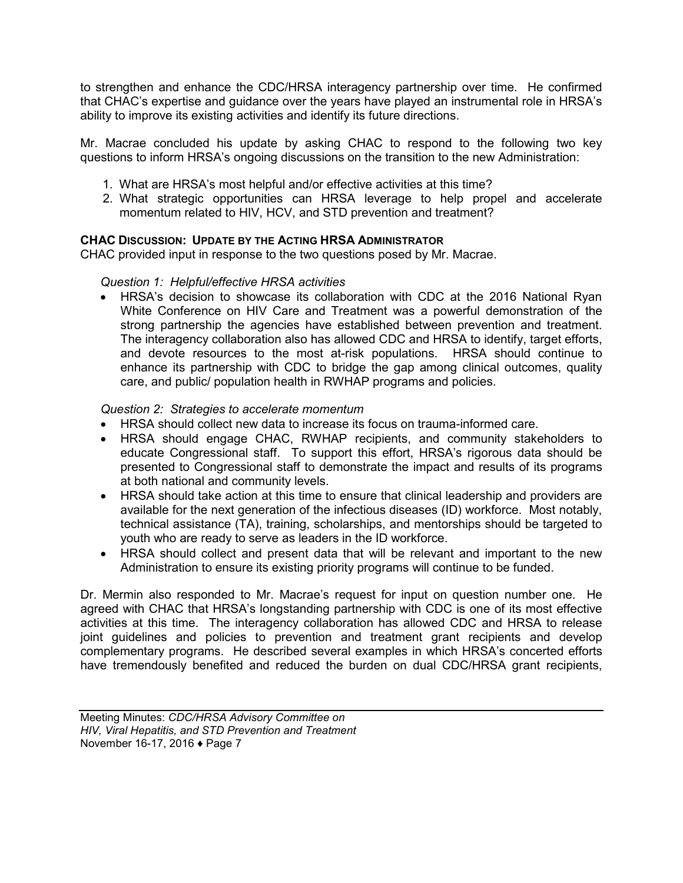to strengthen and enhance the CDC/HRSA interagency partnership over time. He confirmed that CHAC's expertise and guidance over the years have played an instrumental role in HRSA's ability to improve its existing activities and identify its future directions.

Mr. Macrae concluded his update by asking CHAC to respond to the following two key questions to inform HRSA's ongoing discussions on the transition to the new Administration:

1. What are HRSA's most helpful and/or effective activities at this time?
2. What strategic opportunities can HRSA leverage to help propel and accelerate momentum related to HIV, HCV, and STD prevention and treatment?

**CHAC DISCUSSION: UPDATE BY THE ACTING HRSA ADMINISTRATOR**

CHAC provided input in response to the two questions posed by Mr. Macrae.

*Question 1: Helpful/effective HRSA activities*

- HRSA's decision to showcase its collaboration with CDC at the 2016 National Ryan White Conference on HIV Care and Treatment was a powerful demonstration of the strong partnership the agencies have established between prevention and treatment. The interagency collaboration also has allowed CDC and HRSA to identify, target efforts, and devote resources to the most at-risk populations. HRSA should continue to enhance its partnership with CDC to bridge the gap among clinical outcomes, quality care, and public/ population health in RWHAP programs and policies.

*Question 2: Strategies to accelerate momentum*

- HRSA should collect new data to increase its focus on trauma-informed care.
- HRSA should engage CHAC, RWHAP recipients, and community stakeholders to educate Congressional staff. To support this effort, HRSA's rigorous data should be presented to Congressional staff to demonstrate the impact and results of its programs at both national and community levels.
- HRSA should take action at this time to ensure that clinical leadership and providers are available for the next generation of the infectious diseases (ID) workforce. Most notably, technical assistance (TA), training, scholarships, and mentorships should be targeted to youth who are ready to serve as leaders in the ID workforce.
- HRSA should collect and present data that will be relevant and important to the new Administration to ensure its existing priority programs will continue to be funded.

Dr. Mermin also responded to Mr. Macrae's request for input on question number one. He agreed with CHAC that HRSA's longstanding partnership with CDC is one of its most effective activities at this time. The interagency collaboration has allowed CDC and HRSA to release joint guidelines and policies to prevention and treatment grant recipients and develop complementary programs. He described several examples in which HRSA's concerted efforts have tremendously benefited and reduced the burden on dual CDC/HRSA grant recipients,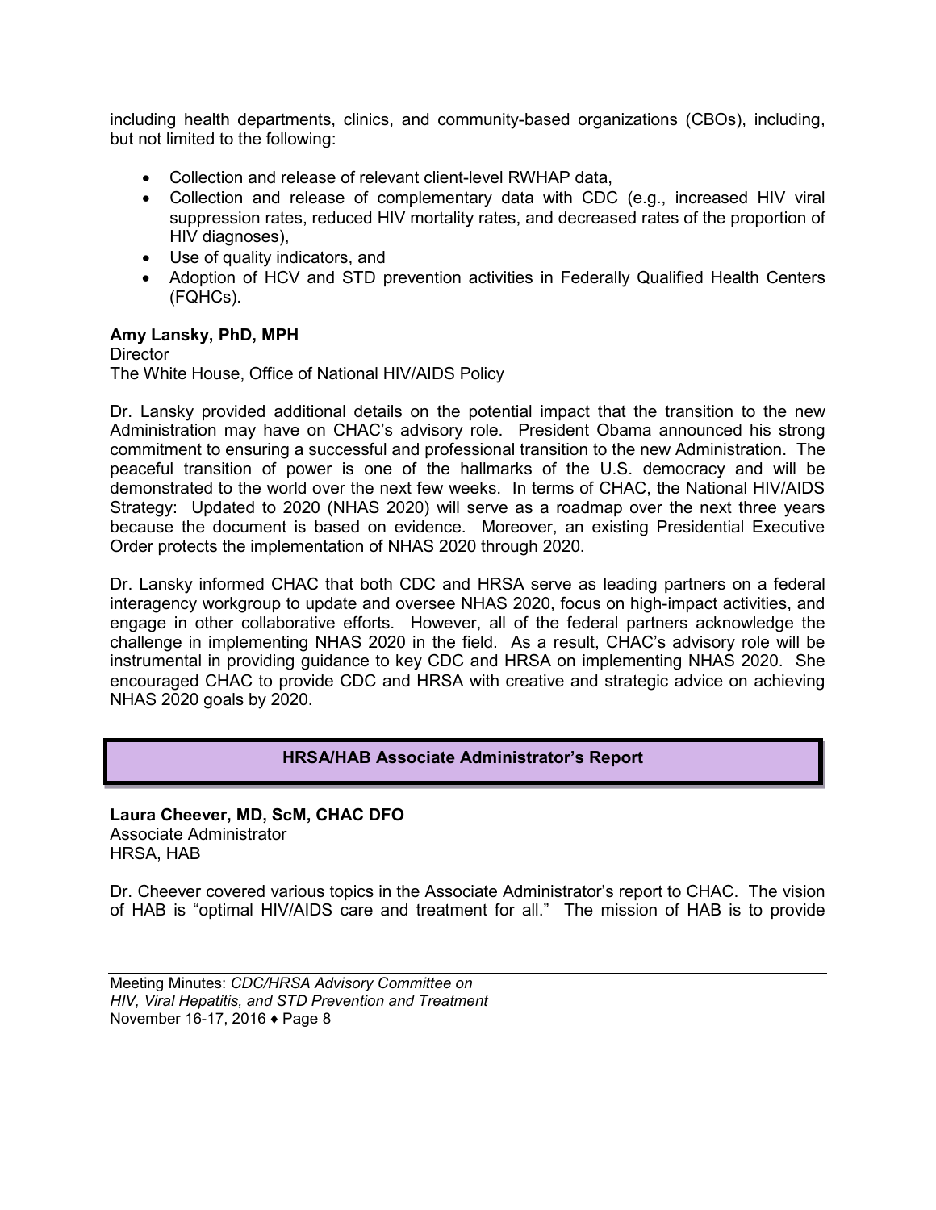including health departments, clinics, and community-based organizations (CBOs), including, but not limited to the following:

- Collection and release of relevant client-level RWHAP data,
- Collection and release of complementary data with CDC (e.g., increased HIV viral suppression rates, reduced HIV mortality rates, and decreased rates of the proportion of HIV diagnoses),
- Use of quality indicators, and
- Adoption of HCV and STD prevention activities in Federally Qualified Health Centers (FQHCs).

**Amy Lansky, PhD, MPH**
Director
The White House, Office of National HIV/AIDS Policy

Dr. Lansky provided additional details on the potential impact that the transition to the new Administration may have on CHAC's advisory role. President Obama announced his strong commitment to ensuring a successful and professional transition to the new Administration. The peaceful transition of power is one of the hallmarks of the U.S. democracy and will be demonstrated to the world over the next few weeks. In terms of CHAC, the National HIV/AIDS Strategy: Updated to 2020 (NHAS 2020) will serve as a roadmap over the next three years because the document is based on evidence. Moreover, an existing Presidential Executive Order protects the implementation of NHAS 2020 through 2020.

Dr. Lansky informed CHAC that both CDC and HRSA serve as leading partners on a federal interagency workgroup to update and oversee NHAS 2020, focus on high-impact activities, and engage in other collaborative efforts. However, all of the federal partners acknowledge the challenge in implementing NHAS 2020 in the field. As a result, CHAC's advisory role will be instrumental in providing guidance to key CDC and HRSA on implementing NHAS 2020. She encouraged CHAC to provide CDC and HRSA with creative and strategic advice on achieving NHAS 2020 goals by 2020.

## HRSA/HAB Associate Administrator's Report

**Laura Cheever, MD, ScM, CHAC DFO**
Associate Administrator
HRSA, HAB

Dr. Cheever covered various topics in the Associate Administrator's report to CHAC. The vision of HAB is "optimal HIV/AIDS care and treatment for all." The mission of HAB is to provide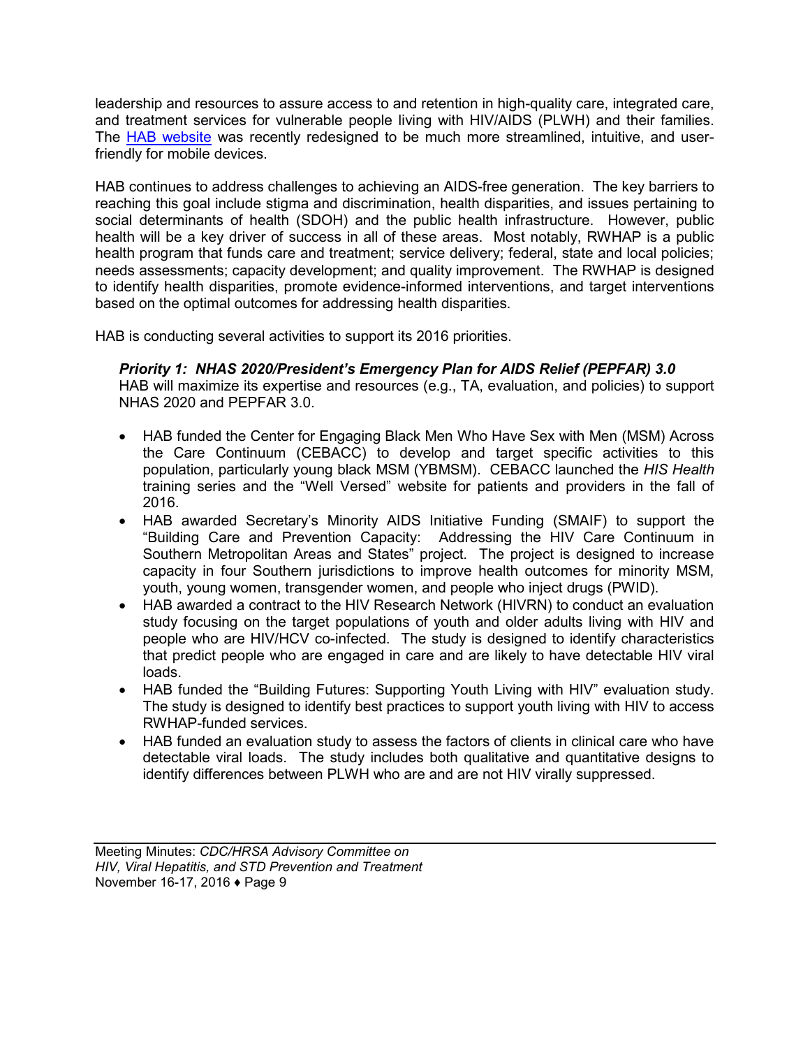leadership and resources to assure access to and retention in high-quality care, integrated care, and treatment services for vulnerable people living with HIV/AIDS (PLWH) and their families. The HAB website was recently redesigned to be much more streamlined, intuitive, and user-friendly for mobile devices.

HAB continues to address challenges to achieving an AIDS-free generation. The key barriers to reaching this goal include stigma and discrimination, health disparities, and issues pertaining to social determinants of health (SDOH) and the public health infrastructure. However, public health will be a key driver of success in all of these areas. Most notably, RWHAP is a public health program that funds care and treatment; service delivery; federal, state and local policies; needs assessments; capacity development; and quality improvement. The RWHAP is designed to identify health disparities, promote evidence-informed interventions, and target interventions based on the optimal outcomes for addressing health disparities.

HAB is conducting several activities to support its 2016 priorities.

***Priority 1: NHAS 2020/President's Emergency Plan for AIDS Relief (PEPFAR) 3.0***
HAB will maximize its expertise and resources (e.g., TA, evaluation, and policies) to support NHAS 2020 and PEPFAR 3.0.

- HAB funded the Center for Engaging Black Men Who Have Sex with Men (MSM) Across the Care Continuum (CEBACC) to develop and target specific activities to this population, particularly young black MSM (YBMSM). CEBACC launched the *HIS Health* training series and the "Well Versed" website for patients and providers in the fall of 2016.
- HAB awarded Secretary's Minority AIDS Initiative Funding (SMAIF) to support the "Building Care and Prevention Capacity: Addressing the HIV Care Continuum in Southern Metropolitan Areas and States" project. The project is designed to increase capacity in four Southern jurisdictions to improve health outcomes for minority MSM, youth, young women, transgender women, and people who inject drugs (PWID).
- HAB awarded a contract to the HIV Research Network (HIVRN) to conduct an evaluation study focusing on the target populations of youth and older adults living with HIV and people who are HIV/HCV co-infected. The study is designed to identify characteristics that predict people who are engaged in care and are likely to have detectable HIV viral loads.
- HAB funded the "Building Futures: Supporting Youth Living with HIV" evaluation study. The study is designed to identify best practices to support youth living with HIV to access RWHAP-funded services.
- HAB funded an evaluation study to assess the factors of clients in clinical care who have detectable viral loads. The study includes both qualitative and quantitative designs to identify differences between PLWH who are and are not HIV virally suppressed.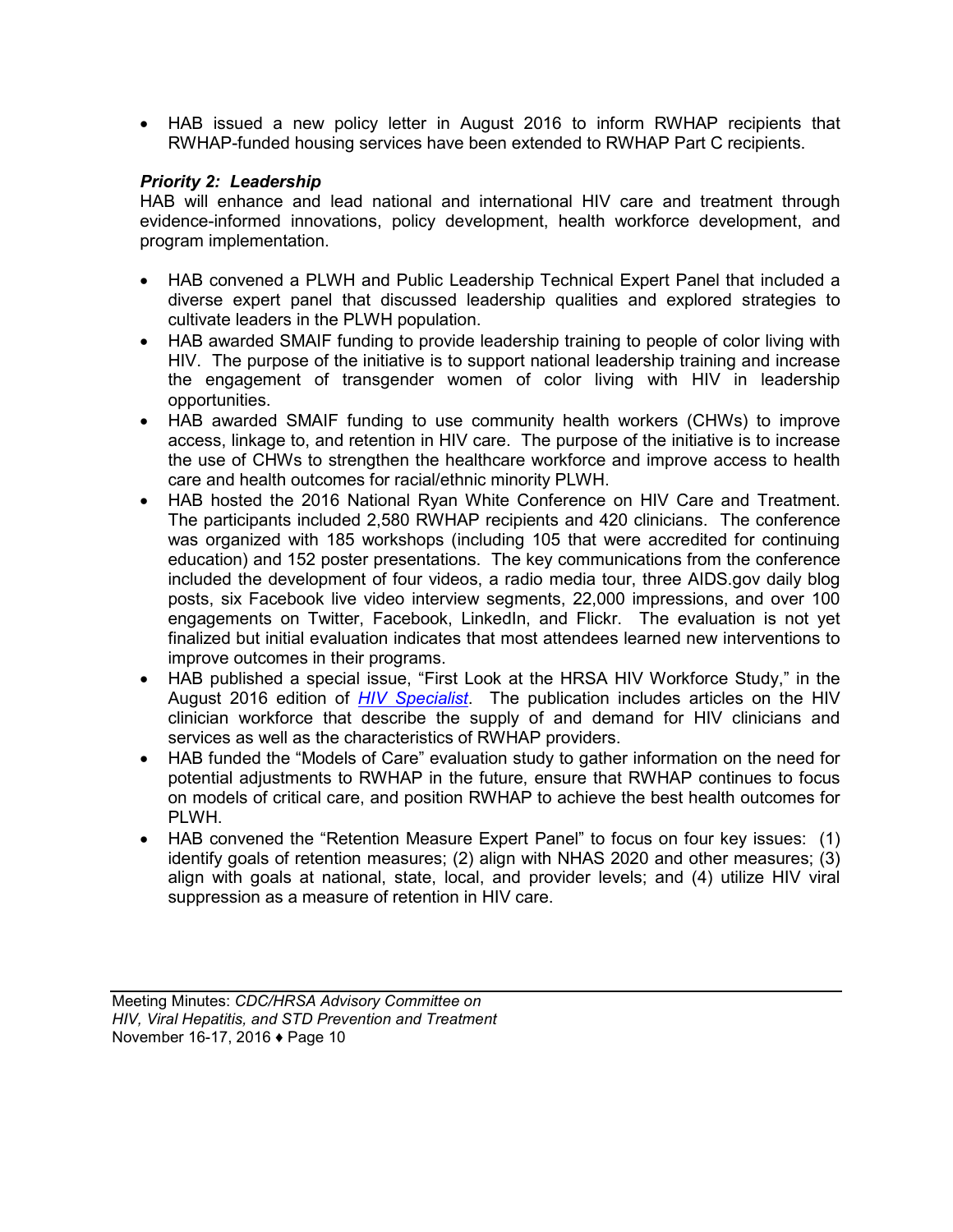- HAB issued a new policy letter in August 2016 to inform RWHAP recipients that RWHAP-funded housing services have been extended to RWHAP Part C recipients.

***Priority 2: Leadership***
HAB will enhance and lead national and international HIV care and treatment through evidence-informed innovations, policy development, health workforce development, and program implementation.

- HAB convened a PLWH and Public Leadership Technical Expert Panel that included a diverse expert panel that discussed leadership qualities and explored strategies to cultivate leaders in the PLWH population.
- HAB awarded SMAIF funding to provide leadership training to people of color living with HIV. The purpose of the initiative is to support national leadership training and increase the engagement of transgender women of color living with HIV in leadership opportunities.
- HAB awarded SMAIF funding to use community health workers (CHWs) to improve access, linkage to, and retention in HIV care. The purpose of the initiative is to increase the use of CHWs to strengthen the healthcare workforce and improve access to health care and health outcomes for racial/ethnic minority PLWH.
- HAB hosted the 2016 National Ryan White Conference on HIV Care and Treatment. The participants included 2,580 RWHAP recipients and 420 clinicians. The conference was organized with 185 workshops (including 105 that were accredited for continuing education) and 152 poster presentations. The key communications from the conference included the development of four videos, a radio media tour, three AIDS.gov daily blog posts, six Facebook live video interview segments, 22,000 impressions, and over 100 engagements on Twitter, Facebook, LinkedIn, and Flickr. The evaluation is not yet finalized but initial evaluation indicates that most attendees learned new interventions to improve outcomes in their programs.
- HAB published a special issue, "First Look at the HRSA HIV Workforce Study," in the August 2016 edition of *HIV Specialist*. The publication includes articles on the HIV clinician workforce that describe the supply of and demand for HIV clinicians and services as well as the characteristics of RWHAP providers.
- HAB funded the "Models of Care" evaluation study to gather information on the need for potential adjustments to RWHAP in the future, ensure that RWHAP continues to focus on models of critical care, and position RWHAP to achieve the best health outcomes for PLWH.
- HAB convened the "Retention Measure Expert Panel" to focus on four key issues: (1) identify goals of retention measures; (2) align with NHAS 2020 and other measures; (3) align with goals at national, state, local, and provider levels; and (4) utilize HIV viral suppression as a measure of retention in HIV care.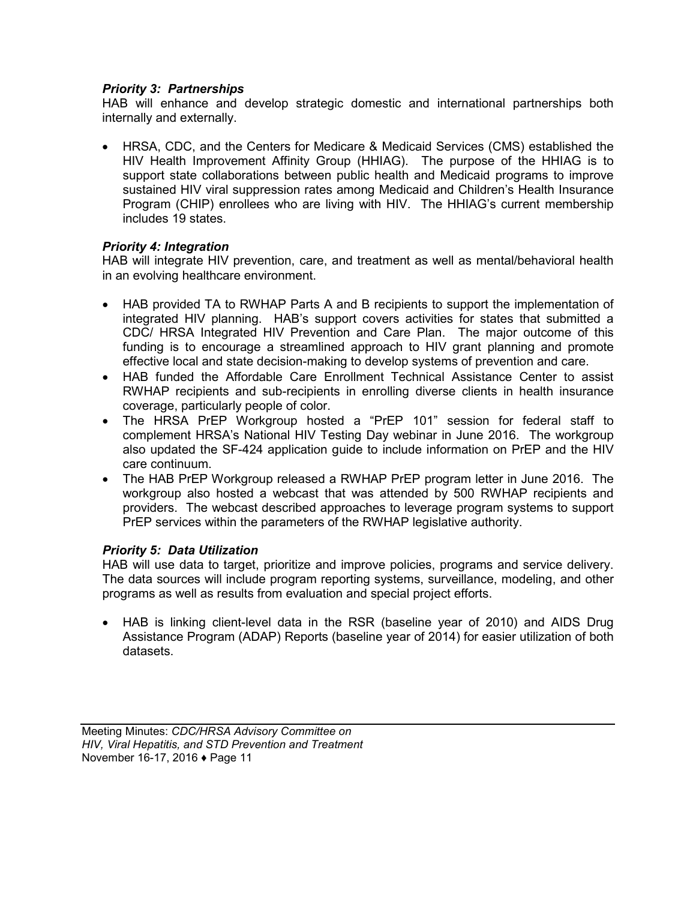***Priority 3: Partnerships***

HAB will enhance and develop strategic domestic and international partnerships both internally and externally.

- HRSA, CDC, and the Centers for Medicare & Medicaid Services (CMS) established the HIV Health Improvement Affinity Group (HHIAG). The purpose of the HHIAG is to support state collaborations between public health and Medicaid programs to improve sustained HIV viral suppression rates among Medicaid and Children's Health Insurance Program (CHIP) enrollees who are living with HIV. The HHIAG's current membership includes 19 states.

***Priority 4: Integration***

HAB will integrate HIV prevention, care, and treatment as well as mental/behavioral health in an evolving healthcare environment.

- HAB provided TA to RWHAP Parts A and B recipients to support the implementation of integrated HIV planning. HAB's support covers activities for states that submitted a CDC/ HRSA Integrated HIV Prevention and Care Plan. The major outcome of this funding is to encourage a streamlined approach to HIV grant planning and promote effective local and state decision-making to develop systems of prevention and care.
- HAB funded the Affordable Care Enrollment Technical Assistance Center to assist RWHAP recipients and sub-recipients in enrolling diverse clients in health insurance coverage, particularly people of color.
- The HRSA PrEP Workgroup hosted a "PrEP 101" session for federal staff to complement HRSA's National HIV Testing Day webinar in June 2016. The workgroup also updated the SF-424 application guide to include information on PrEP and the HIV care continuum.
- The HAB PrEP Workgroup released a RWHAP PrEP program letter in June 2016. The workgroup also hosted a webcast that was attended by 500 RWHAP recipients and providers. The webcast described approaches to leverage program systems to support PrEP services within the parameters of the RWHAP legislative authority.

***Priority 5: Data Utilization***

HAB will use data to target, prioritize and improve policies, programs and service delivery. The data sources will include program reporting systems, surveillance, modeling, and other programs as well as results from evaluation and special project efforts.

- HAB is linking client-level data in the RSR (baseline year of 2010) and AIDS Drug Assistance Program (ADAP) Reports (baseline year of 2014) for easier utilization of both datasets.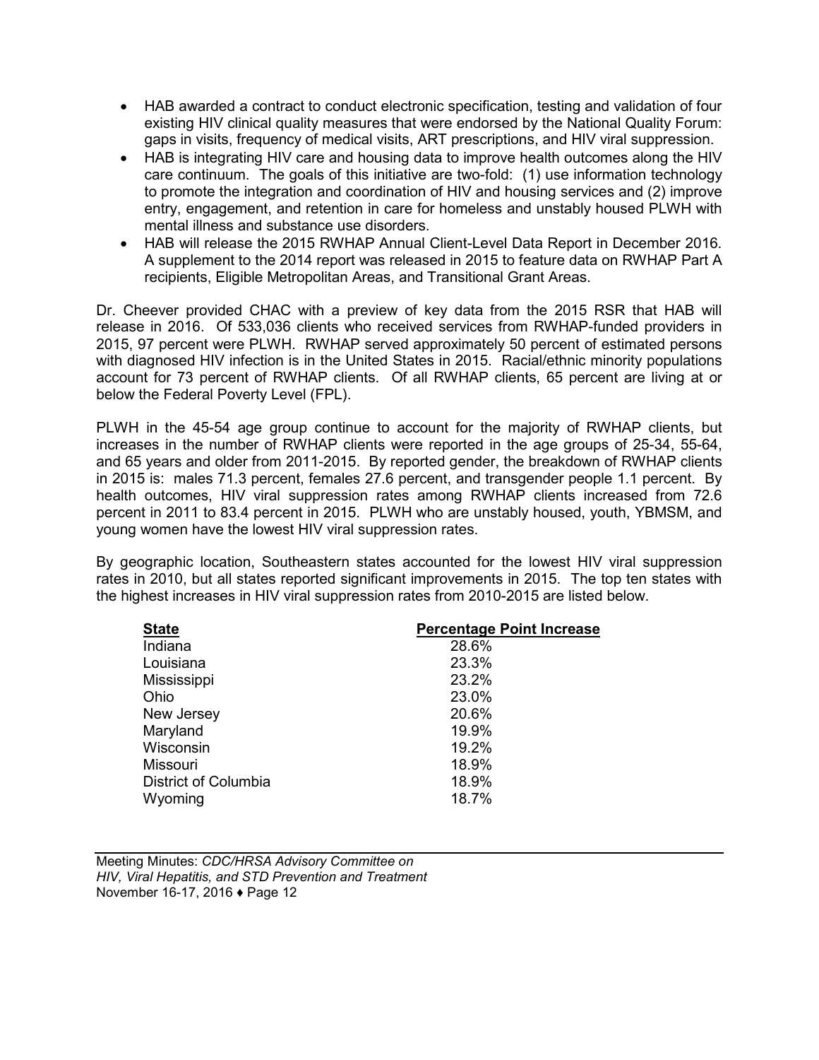- HAB awarded a contract to conduct electronic specification, testing and validation of four existing HIV clinical quality measures that were endorsed by the National Quality Forum: gaps in visits, frequency of medical visits, ART prescriptions, and HIV viral suppression.
- HAB is integrating HIV care and housing data to improve health outcomes along the HIV care continuum. The goals of this initiative are two-fold: (1) use information technology to promote the integration and coordination of HIV and housing services and (2) improve entry, engagement, and retention in care for homeless and unstably housed PLWH with mental illness and substance use disorders.
- HAB will release the 2015 RWHAP Annual Client-Level Data Report in December 2016. A supplement to the 2014 report was released in 2015 to feature data on RWHAP Part A recipients, Eligible Metropolitan Areas, and Transitional Grant Areas.

Dr. Cheever provided CHAC with a preview of key data from the 2015 RSR that HAB will release in 2016. Of 533,036 clients who received services from RWHAP-funded providers in 2015, 97 percent were PLWH. RWHAP served approximately 50 percent of estimated persons with diagnosed HIV infection is in the United States in 2015. Racial/ethnic minority populations account for 73 percent of RWHAP clients. Of all RWHAP clients, 65 percent are living at or below the Federal Poverty Level (FPL).

PLWH in the 45-54 age group continue to account for the majority of RWHAP clients, but increases in the number of RWHAP clients were reported in the age groups of 25-34, 55-64, and 65 years and older from 2011-2015. By reported gender, the breakdown of RWHAP clients in 2015 is: males 71.3 percent, females 27.6 percent, and transgender people 1.1 percent. By health outcomes, HIV viral suppression rates among RWHAP clients increased from 72.6 percent in 2011 to 83.4 percent in 2015. PLWH who are unstably housed, youth, YBMSM, and young women have the lowest HIV viral suppression rates.

By geographic location, Southeastern states accounted for the lowest HIV viral suppression rates in 2010, but all states reported significant improvements in 2015. The top ten states with the highest increases in HIV viral suppression rates from 2010-2015 are listed below.

| State | Percentage Point Increase |
|---|---|
| Indiana | 28.6% |
| Louisiana | 23.3% |
| Mississippi | 23.2% |
| Ohio | 23.0% |
| New Jersey | 20.6% |
| Maryland | 19.9% |
| Wisconsin | 19.2% |
| Missouri | 18.9% |
| District of Columbia | 18.9% |
| Wyoming | 18.7% |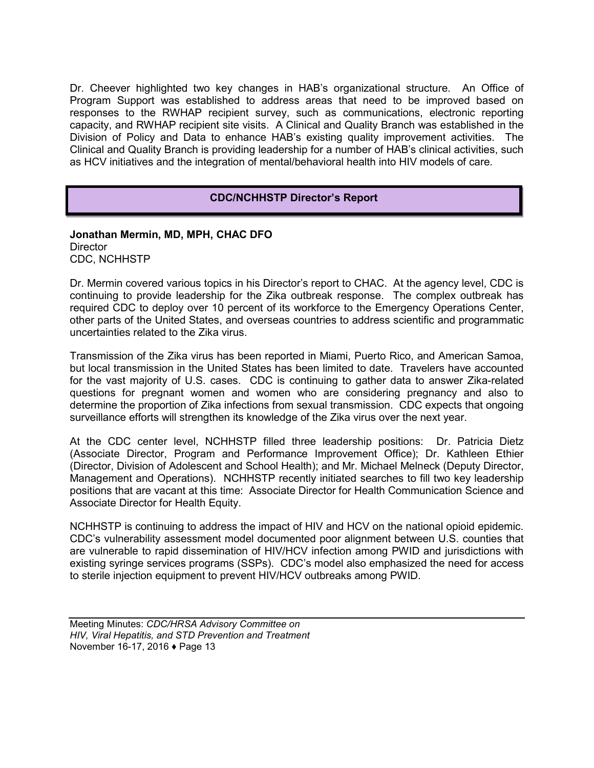Dr. Cheever highlighted two key changes in HAB's organizational structure. An Office of Program Support was established to address areas that need to be improved based on responses to the RWHAP recipient survey, such as communications, electronic reporting capacity, and RWHAP recipient site visits. A Clinical and Quality Branch was established in the Division of Policy and Data to enhance HAB's existing quality improvement activities. The Clinical and Quality Branch is providing leadership for a number of HAB's clinical activities, such as HCV initiatives and the integration of mental/behavioral health into HIV models of care.

## CDC/NCHHSTP Director's Report

**Jonathan Mermin, MD, MPH, CHAC DFO**
Director
CDC, NCHHSTP

Dr. Mermin covered various topics in his Director's report to CHAC. At the agency level, CDC is continuing to provide leadership for the Zika outbreak response. The complex outbreak has required CDC to deploy over 10 percent of its workforce to the Emergency Operations Center, other parts of the United States, and overseas countries to address scientific and programmatic uncertainties related to the Zika virus.

Transmission of the Zika virus has been reported in Miami, Puerto Rico, and American Samoa, but local transmission in the United States has been limited to date. Travelers have accounted for the vast majority of U.S. cases. CDC is continuing to gather data to answer Zika-related questions for pregnant women and women who are considering pregnancy and also to determine the proportion of Zika infections from sexual transmission. CDC expects that ongoing surveillance efforts will strengthen its knowledge of the Zika virus over the next year.

At the CDC center level, NCHHSTP filled three leadership positions: Dr. Patricia Dietz (Associate Director, Program and Performance Improvement Office); Dr. Kathleen Ethier (Director, Division of Adolescent and School Health); and Mr. Michael Melneck (Deputy Director, Management and Operations). NCHHSTP recently initiated searches to fill two key leadership positions that are vacant at this time: Associate Director for Health Communication Science and Associate Director for Health Equity.

NCHHSTP is continuing to address the impact of HIV and HCV on the national opioid epidemic. CDC's vulnerability assessment model documented poor alignment between U.S. counties that are vulnerable to rapid dissemination of HIV/HCV infection among PWID and jurisdictions with existing syringe services programs (SSPs). CDC's model also emphasized the need for access to sterile injection equipment to prevent HIV/HCV outbreaks among PWID.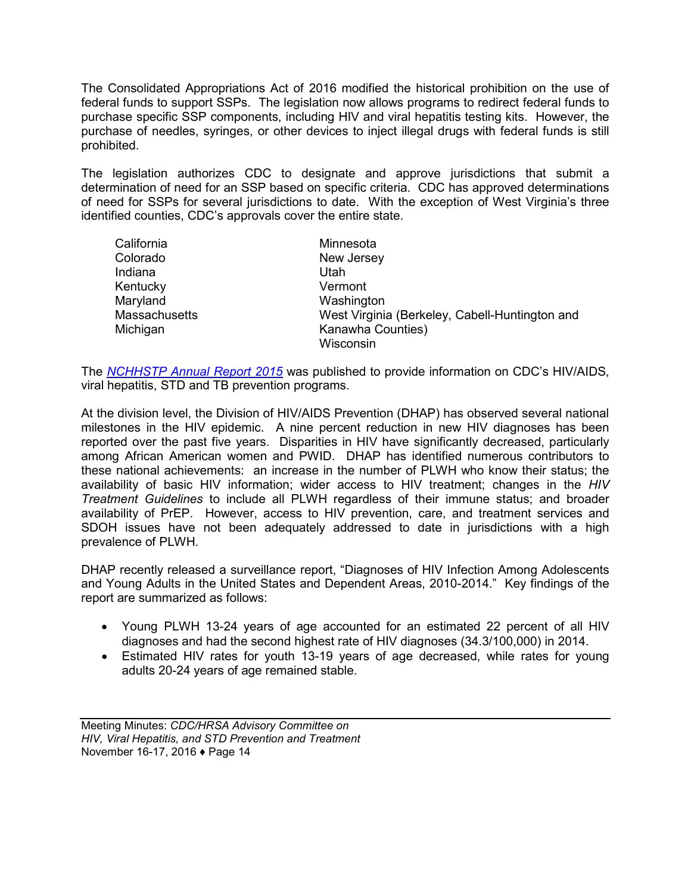The Consolidated Appropriations Act of 2016 modified the historical prohibition on the use of federal funds to support SSPs. The legislation now allows programs to redirect federal funds to purchase specific SSP components, including HIV and viral hepatitis testing kits. However, the purchase of needles, syringes, or other devices to inject illegal drugs with federal funds is still prohibited.

The legislation authorizes CDC to designate and approve jurisdictions that submit a determination of need for an SSP based on specific criteria. CDC has approved determinations of need for SSPs for several jurisdictions to date. With the exception of West Virginia's three identified counties, CDC's approvals cover the entire state.

- California
- Colorado
- Indiana
- Kentucky
- Maryland
- Massachusetts
- Michigan
- Minnesota
- New Jersey
- Utah
- Vermont
- Washington
- West Virginia (Berkeley, Cabell-Huntington and Kanawha Counties)
- Wisconsin

The *NCHHSTP Annual Report 2015* was published to provide information on CDC's HIV/AIDS, viral hepatitis, STD and TB prevention programs.

At the division level, the Division of HIV/AIDS Prevention (DHAP) has observed several national milestones in the HIV epidemic. A nine percent reduction in new HIV diagnoses has been reported over the past five years. Disparities in HIV have significantly decreased, particularly among African American women and PWID. DHAP has identified numerous contributors to these national achievements: an increase in the number of PLWH who know their status; the availability of basic HIV information; wider access to HIV treatment; changes in the *HIV Treatment Guidelines* to include all PLWH regardless of their immune status; and broader availability of PrEP. However, access to HIV prevention, care, and treatment services and SDOH issues have not been adequately addressed to date in jurisdictions with a high prevalence of PLWH.

DHAP recently released a surveillance report, "Diagnoses of HIV Infection Among Adolescents and Young Adults in the United States and Dependent Areas, 2010-2014." Key findings of the report are summarized as follows:

- Young PLWH 13-24 years of age accounted for an estimated 22 percent of all HIV diagnoses and had the second highest rate of HIV diagnoses (34.3/100,000) in 2014.
- Estimated HIV rates for youth 13-19 years of age decreased, while rates for young adults 20-24 years of age remained stable.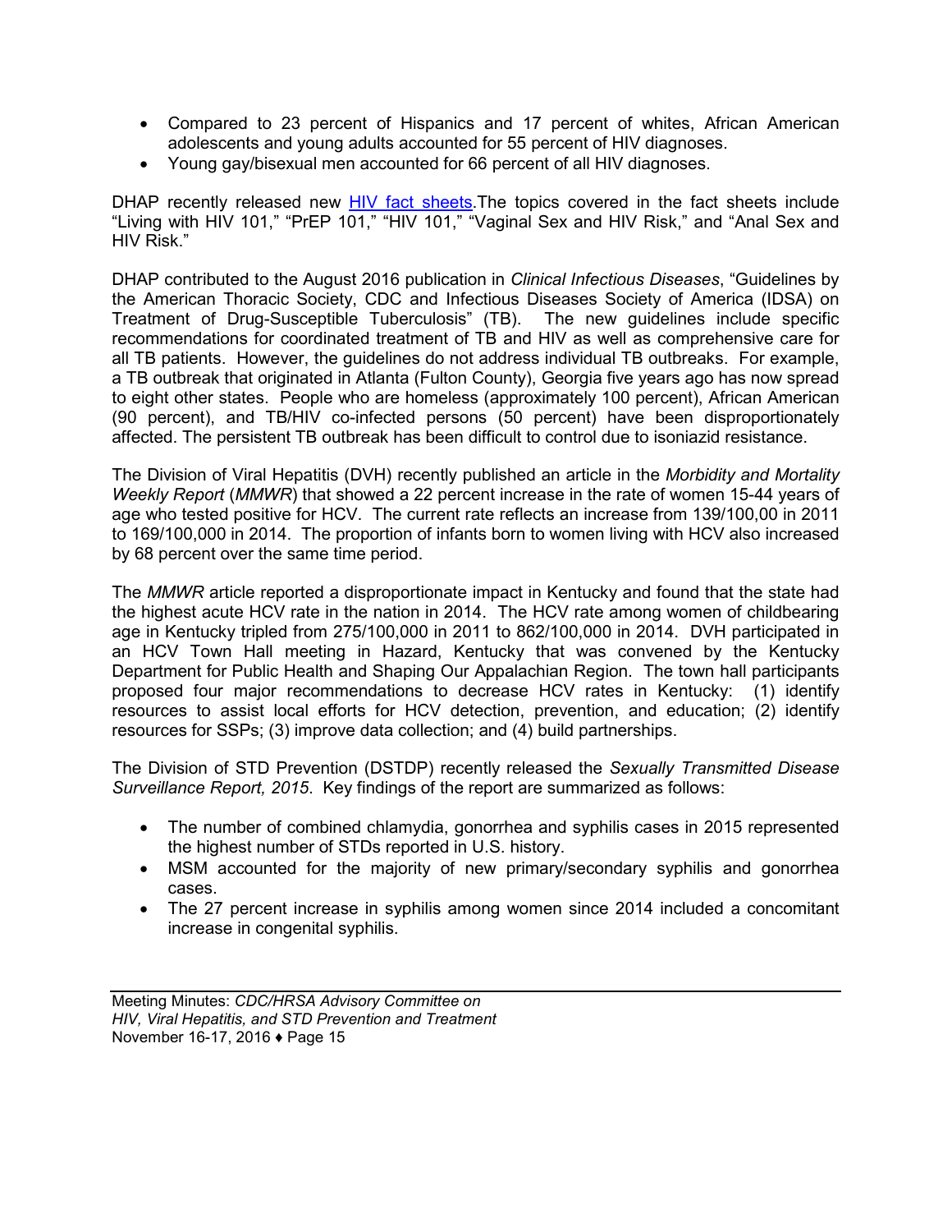- Compared to 23 percent of Hispanics and 17 percent of whites, African American adolescents and young adults accounted for 55 percent of HIV diagnoses.
- Young gay/bisexual men accounted for 66 percent of all HIV diagnoses.

DHAP recently released new HIV fact sheets.The topics covered in the fact sheets include "Living with HIV 101," "PrEP 101," "HIV 101," "Vaginal Sex and HIV Risk," and "Anal Sex and HIV Risk."

DHAP contributed to the August 2016 publication in *Clinical Infectious Diseases*, "Guidelines by the American Thoracic Society, CDC and Infectious Diseases Society of America (IDSA) on Treatment of Drug-Susceptible Tuberculosis" (TB). The new guidelines include specific recommendations for coordinated treatment of TB and HIV as well as comprehensive care for all TB patients. However, the guidelines do not address individual TB outbreaks. For example, a TB outbreak that originated in Atlanta (Fulton County), Georgia five years ago has now spread to eight other states. People who are homeless (approximately 100 percent), African American (90 percent), and TB/HIV co-infected persons (50 percent) have been disproportionately affected. The persistent TB outbreak has been difficult to control due to isoniazid resistance.

The Division of Viral Hepatitis (DVH) recently published an article in the *Morbidity and Mortality Weekly Report* (*MMWR*) that showed a 22 percent increase in the rate of women 15-44 years of age who tested positive for HCV. The current rate reflects an increase from 139/100,00 in 2011 to 169/100,000 in 2014. The proportion of infants born to women living with HCV also increased by 68 percent over the same time period.

The *MMWR* article reported a disproportionate impact in Kentucky and found that the state had the highest acute HCV rate in the nation in 2014. The HCV rate among women of childbearing age in Kentucky tripled from 275/100,000 in 2011 to 862/100,000 in 2014. DVH participated in an HCV Town Hall meeting in Hazard, Kentucky that was convened by the Kentucky Department for Public Health and Shaping Our Appalachian Region. The town hall participants proposed four major recommendations to decrease HCV rates in Kentucky: (1) identify resources to assist local efforts for HCV detection, prevention, and education; (2) identify resources for SSPs; (3) improve data collection; and (4) build partnerships.

The Division of STD Prevention (DSTDP) recently released the *Sexually Transmitted Disease Surveillance Report, 2015*. Key findings of the report are summarized as follows:

- The number of combined chlamydia, gonorrhea and syphilis cases in 2015 represented the highest number of STDs reported in U.S. history.
- MSM accounted for the majority of new primary/secondary syphilis and gonorrhea cases.
- The 27 percent increase in syphilis among women since 2014 included a concomitant increase in congenital syphilis.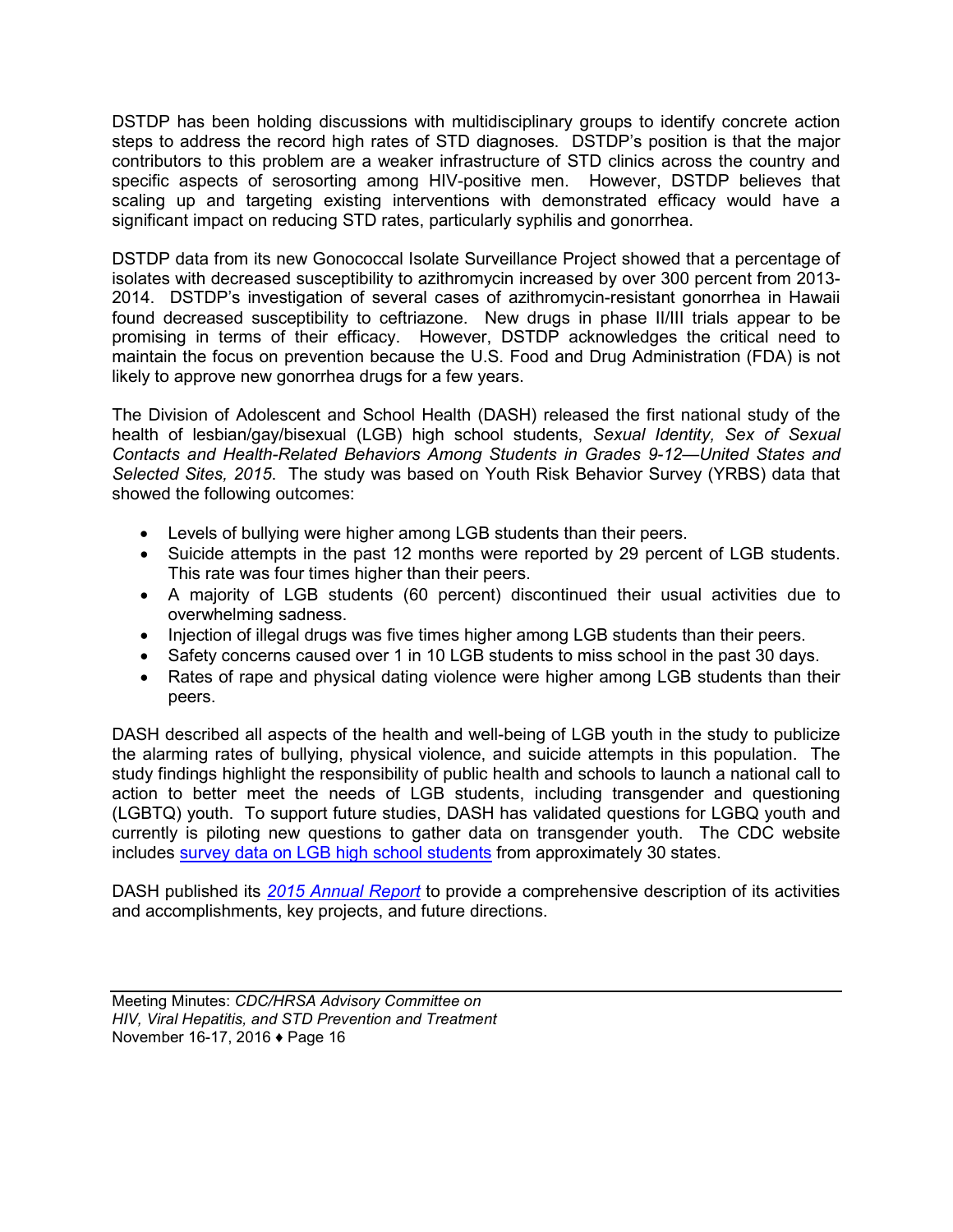DSTDP has been holding discussions with multidisciplinary groups to identify concrete action steps to address the record high rates of STD diagnoses. DSTDP's position is that the major contributors to this problem are a weaker infrastructure of STD clinics across the country and specific aspects of serosorting among HIV-positive men. However, DSTDP believes that scaling up and targeting existing interventions with demonstrated efficacy would have a significant impact on reducing STD rates, particularly syphilis and gonorrhea.

DSTDP data from its new Gonococcal Isolate Surveillance Project showed that a percentage of isolates with decreased susceptibility to azithromycin increased by over 300 percent from 2013-2014. DSTDP's investigation of several cases of azithromycin-resistant gonorrhea in Hawaii found decreased susceptibility to ceftriazone. New drugs in phase II/III trials appear to be promising in terms of their efficacy. However, DSTDP acknowledges the critical need to maintain the focus on prevention because the U.S. Food and Drug Administration (FDA) is not likely to approve new gonorrhea drugs for a few years.

The Division of Adolescent and School Health (DASH) released the first national study of the health of lesbian/gay/bisexual (LGB) high school students, *Sexual Identity, Sex of Sexual Contacts and Health-Related Behaviors Among Students in Grades 9-12—United States and Selected Sites, 2015*. The study was based on Youth Risk Behavior Survey (YRBS) data that showed the following outcomes:

- Levels of bullying were higher among LGB students than their peers.
- Suicide attempts in the past 12 months were reported by 29 percent of LGB students. This rate was four times higher than their peers.
- A majority of LGB students (60 percent) discontinued their usual activities due to overwhelming sadness.
- Injection of illegal drugs was five times higher among LGB students than their peers.
- Safety concerns caused over 1 in 10 LGB students to miss school in the past 30 days.
- Rates of rape and physical dating violence were higher among LGB students than their peers.

DASH described all aspects of the health and well-being of LGB youth in the study to publicize the alarming rates of bullying, physical violence, and suicide attempts in this population. The study findings highlight the responsibility of public health and schools to launch a national call to action to better meet the needs of LGB students, including transgender and questioning (LGBTQ) youth. To support future studies, DASH has validated questions for LGBQ youth and currently is piloting new questions to gather data on transgender youth. The CDC website includes survey data on LGB high school students from approximately 30 states.

DASH published its *2015 Annual Report* to provide a comprehensive description of its activities and accomplishments, key projects, and future directions.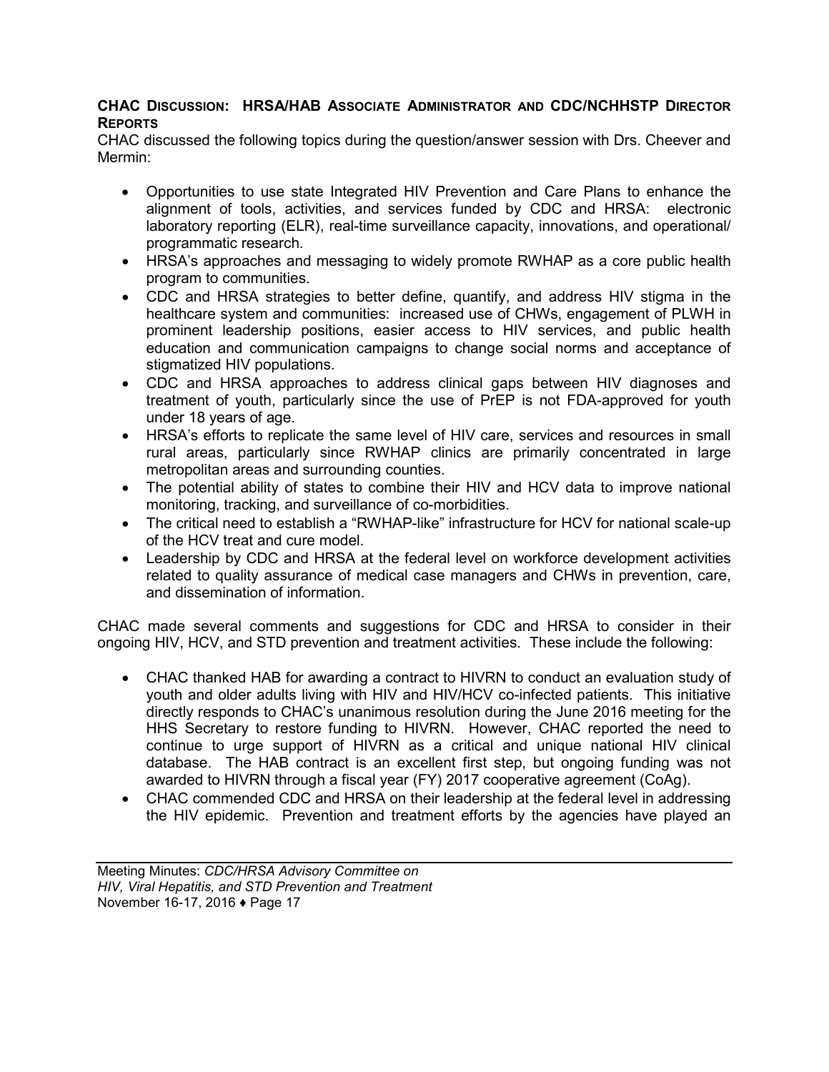## CHAC Discussion: HRSA/HAB Associate Administrator and CDC/NCHHSTP Director Reports

CHAC discussed the following topics during the question/answer session with Drs. Cheever and Mermin:

- Opportunities to use state Integrated HIV Prevention and Care Plans to enhance the alignment of tools, activities, and services funded by CDC and HRSA: electronic laboratory reporting (ELR), real-time surveillance capacity, innovations, and operational/ programmatic research.
- HRSA's approaches and messaging to widely promote RWHAP as a core public health program to communities.
- CDC and HRSA strategies to better define, quantify, and address HIV stigma in the healthcare system and communities: increased use of CHWs, engagement of PLWH in prominent leadership positions, easier access to HIV services, and public health education and communication campaigns to change social norms and acceptance of stigmatized HIV populations.
- CDC and HRSA approaches to address clinical gaps between HIV diagnoses and treatment of youth, particularly since the use of PrEP is not FDA-approved for youth under 18 years of age.
- HRSA's efforts to replicate the same level of HIV care, services and resources in small rural areas, particularly since RWHAP clinics are primarily concentrated in large metropolitan areas and surrounding counties.
- The potential ability of states to combine their HIV and HCV data to improve national monitoring, tracking, and surveillance of co-morbidities.
- The critical need to establish a "RWHAP-like" infrastructure for HCV for national scale-up of the HCV treat and cure model.
- Leadership by CDC and HRSA at the federal level on workforce development activities related to quality assurance of medical case managers and CHWs in prevention, care, and dissemination of information.

CHAC made several comments and suggestions for CDC and HRSA to consider in their ongoing HIV, HCV, and STD prevention and treatment activities. These include the following:

- CHAC thanked HAB for awarding a contract to HIVRN to conduct an evaluation study of youth and older adults living with HIV and HIV/HCV co-infected patients. This initiative directly responds to CHAC's unanimous resolution during the June 2016 meeting for the HHS Secretary to restore funding to HIVRN. However, CHAC reported the need to continue to urge support of HIVRN as a critical and unique national HIV clinical database. The HAB contract is an excellent first step, but ongoing funding was not awarded to HIVRN through a fiscal year (FY) 2017 cooperative agreement (CoAg).
- CHAC commended CDC and HRSA on their leadership at the federal level in addressing the HIV epidemic. Prevention and treatment efforts by the agencies have played an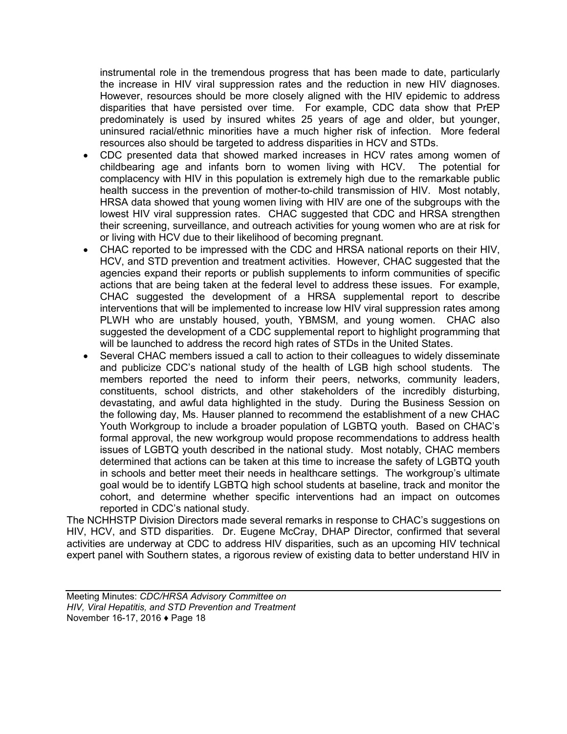instrumental role in the tremendous progress that has been made to date, particularly the increase in HIV viral suppression rates and the reduction in new HIV diagnoses. However, resources should be more closely aligned with the HIV epidemic to address disparities that have persisted over time. For example, CDC data show that PrEP predominately is used by insured whites 25 years of age and older, but younger, uninsured racial/ethnic minorities have a much higher risk of infection. More federal resources also should be targeted to address disparities in HCV and STDs.

- CDC presented data that showed marked increases in HCV rates among women of childbearing age and infants born to women living with HCV. The potential for complacency with HIV in this population is extremely high due to the remarkable public health success in the prevention of mother-to-child transmission of HIV. Most notably, HRSA data showed that young women living with HIV are one of the subgroups with the lowest HIV viral suppression rates. CHAC suggested that CDC and HRSA strengthen their screening, surveillance, and outreach activities for young women who are at risk for or living with HCV due to their likelihood of becoming pregnant.
- CHAC reported to be impressed with the CDC and HRSA national reports on their HIV, HCV, and STD prevention and treatment activities. However, CHAC suggested that the agencies expand their reports or publish supplements to inform communities of specific actions that are being taken at the federal level to address these issues. For example, CHAC suggested the development of a HRSA supplemental report to describe interventions that will be implemented to increase low HIV viral suppression rates among PLWH who are unstably housed, youth, YBMSM, and young women. CHAC also suggested the development of a CDC supplemental report to highlight programming that will be launched to address the record high rates of STDs in the United States.
- Several CHAC members issued a call to action to their colleagues to widely disseminate and publicize CDC's national study of the health of LGB high school students. The members reported the need to inform their peers, networks, community leaders, constituents, school districts, and other stakeholders of the incredibly disturbing, devastating, and awful data highlighted in the study. During the Business Session on the following day, Ms. Hauser planned to recommend the establishment of a new CHAC Youth Workgroup to include a broader population of LGBTQ youth. Based on CHAC's formal approval, the new workgroup would propose recommendations to address health issues of LGBTQ youth described in the national study. Most notably, CHAC members determined that actions can be taken at this time to increase the safety of LGBTQ youth in schools and better meet their needs in healthcare settings. The workgroup's ultimate goal would be to identify LGBTQ high school students at baseline, track and monitor the cohort, and determine whether specific interventions had an impact on outcomes reported in CDC's national study.

The NCHHSTP Division Directors made several remarks in response to CHAC's suggestions on HIV, HCV, and STD disparities. Dr. Eugene McCray, DHAP Director, confirmed that several activities are underway at CDC to address HIV disparities, such as an upcoming HIV technical expert panel with Southern states, a rigorous review of existing data to better understand HIV in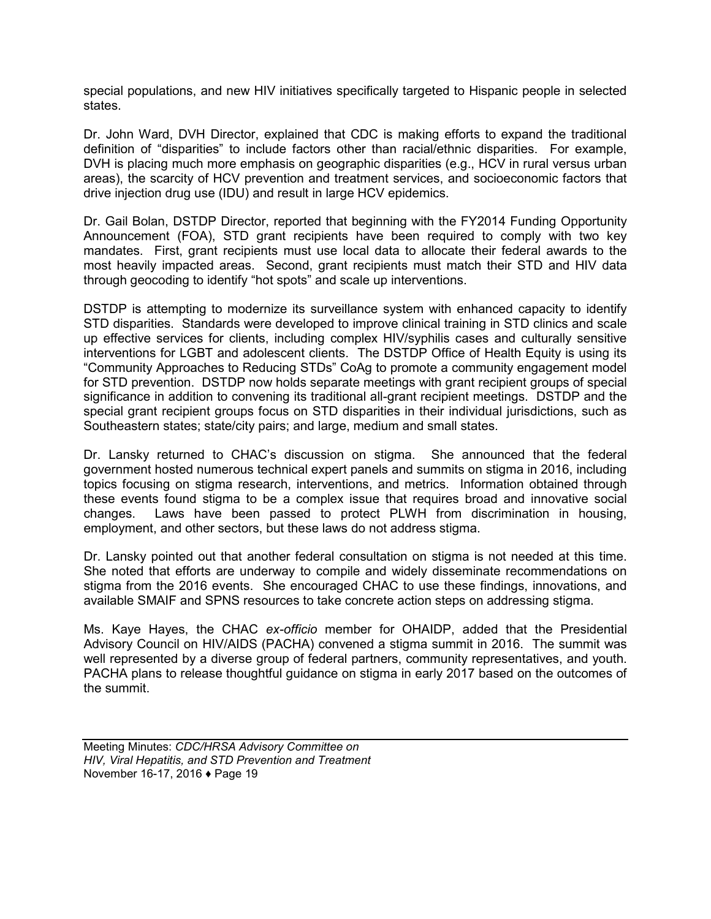special populations, and new HIV initiatives specifically targeted to Hispanic people in selected states.

Dr. John Ward, DVH Director, explained that CDC is making efforts to expand the traditional definition of "disparities" to include factors other than racial/ethnic disparities. For example, DVH is placing much more emphasis on geographic disparities (e.g., HCV in rural versus urban areas), the scarcity of HCV prevention and treatment services, and socioeconomic factors that drive injection drug use (IDU) and result in large HCV epidemics.

Dr. Gail Bolan, DSTDP Director, reported that beginning with the FY2014 Funding Opportunity Announcement (FOA), STD grant recipients have been required to comply with two key mandates. First, grant recipients must use local data to allocate their federal awards to the most heavily impacted areas. Second, grant recipients must match their STD and HIV data through geocoding to identify "hot spots" and scale up interventions.

DSTDP is attempting to modernize its surveillance system with enhanced capacity to identify STD disparities. Standards were developed to improve clinical training in STD clinics and scale up effective services for clients, including complex HIV/syphilis cases and culturally sensitive interventions for LGBT and adolescent clients. The DSTDP Office of Health Equity is using its "Community Approaches to Reducing STDs" CoAg to promote a community engagement model for STD prevention. DSTDP now holds separate meetings with grant recipient groups of special significance in addition to convening its traditional all-grant recipient meetings. DSTDP and the special grant recipient groups focus on STD disparities in their individual jurisdictions, such as Southeastern states; state/city pairs; and large, medium and small states.

Dr. Lansky returned to CHAC's discussion on stigma. She announced that the federal government hosted numerous technical expert panels and summits on stigma in 2016, including topics focusing on stigma research, interventions, and metrics. Information obtained through these events found stigma to be a complex issue that requires broad and innovative social changes. Laws have been passed to protect PLWH from discrimination in housing, employment, and other sectors, but these laws do not address stigma.

Dr. Lansky pointed out that another federal consultation on stigma is not needed at this time. She noted that efforts are underway to compile and widely disseminate recommendations on stigma from the 2016 events. She encouraged CHAC to use these findings, innovations, and available SMAIF and SPNS resources to take concrete action steps on addressing stigma.

Ms. Kaye Hayes, the CHAC *ex-officio* member for OHAIDP, added that the Presidential Advisory Council on HIV/AIDS (PACHA) convened a stigma summit in 2016. The summit was well represented by a diverse group of federal partners, community representatives, and youth. PACHA plans to release thoughtful guidance on stigma in early 2017 based on the outcomes of the summit.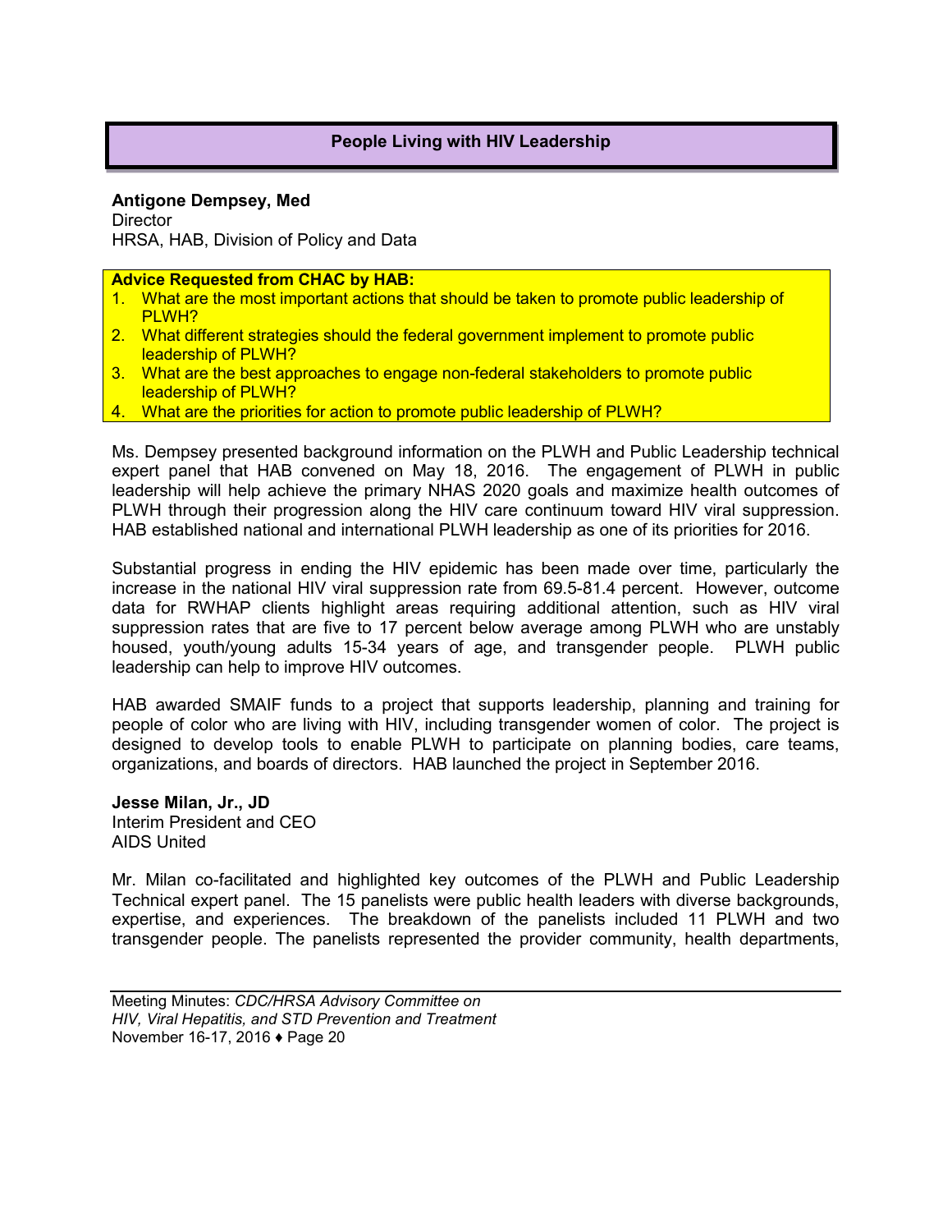## People Living with HIV Leadership

**Antigone Dempsey, Med**
Director
HRSA, HAB, Division of Policy and Data

**Advice Requested from CHAC by HAB:**

1. What are the most important actions that should be taken to promote public leadership of PLWH?
2. What different strategies should the federal government implement to promote public leadership of PLWH?
3. What are the best approaches to engage non-federal stakeholders to promote public leadership of PLWH?
4. What are the priorities for action to promote public leadership of PLWH?

Ms. Dempsey presented background information on the PLWH and Public Leadership technical expert panel that HAB convened on May 18, 2016. The engagement of PLWH in public leadership will help achieve the primary NHAS 2020 goals and maximize health outcomes of PLWH through their progression along the HIV care continuum toward HIV viral suppression. HAB established national and international PLWH leadership as one of its priorities for 2016.

Substantial progress in ending the HIV epidemic has been made over time, particularly the increase in the national HIV viral suppression rate from 69.5-81.4 percent. However, outcome data for RWHAP clients highlight areas requiring additional attention, such as HIV viral suppression rates that are five to 17 percent below average among PLWH who are unstably housed, youth/young adults 15-34 years of age, and transgender people. PLWH public leadership can help to improve HIV outcomes.

HAB awarded SMAIF funds to a project that supports leadership, planning and training for people of color who are living with HIV, including transgender women of color. The project is designed to develop tools to enable PLWH to participate on planning bodies, care teams, organizations, and boards of directors. HAB launched the project in September 2016.

**Jesse Milan, Jr., JD**
Interim President and CEO
AIDS United

Mr. Milan co-facilitated and highlighted key outcomes of the PLWH and Public Leadership Technical expert panel. The 15 panelists were public health leaders with diverse backgrounds, expertise, and experiences. The breakdown of the panelists included 11 PLWH and two transgender people. The panelists represented the provider community, health departments,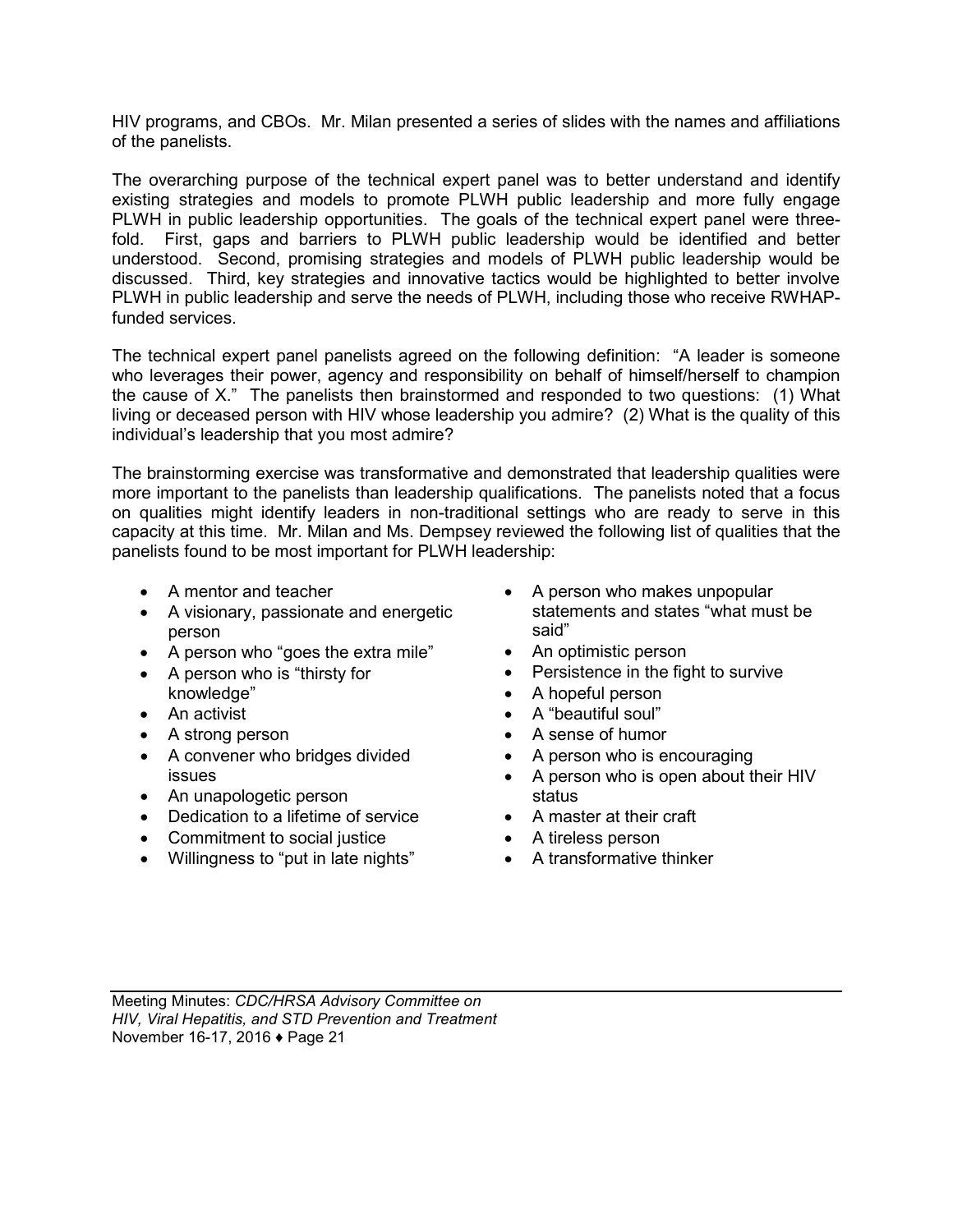HIV programs, and CBOs. Mr. Milan presented a series of slides with the names and affiliations of the panelists.

The overarching purpose of the technical expert panel was to better understand and identify existing strategies and models to promote PLWH public leadership and more fully engage PLWH in public leadership opportunities. The goals of the technical expert panel were three-fold. First, gaps and barriers to PLWH public leadership would be identified and better understood. Second, promising strategies and models of PLWH public leadership would be discussed. Third, key strategies and innovative tactics would be highlighted to better involve PLWH in public leadership and serve the needs of PLWH, including those who receive RWHAP-funded services.

The technical expert panel panelists agreed on the following definition: "A leader is someone who leverages their power, agency and responsibility on behalf of himself/herself to champion the cause of X." The panelists then brainstormed and responded to two questions: (1) What living or deceased person with HIV whose leadership you admire? (2) What is the quality of this individual's leadership that you most admire?

The brainstorming exercise was transformative and demonstrated that leadership qualities were more important to the panelists than leadership qualifications. The panelists noted that a focus on qualities might identify leaders in non-traditional settings who are ready to serve in this capacity at this time. Mr. Milan and Ms. Dempsey reviewed the following list of qualities that the panelists found to be most important for PLWH leadership:

- A mentor and teacher
- A visionary, passionate and energetic person
- A person who "goes the extra mile"
- A person who is "thirsty for knowledge"
- An activist
- A strong person
- A convener who bridges divided issues
- An unapologetic person
- Dedication to a lifetime of service
- Commitment to social justice
- Willingness to "put in late nights"
- A person who makes unpopular statements and states "what must be said"
- An optimistic person
- Persistence in the fight to survive
- A hopeful person
- A "beautiful soul"
- A sense of humor
- A person who is encouraging
- A person who is open about their HIV status
- A master at their craft
- A tireless person
- A transformative thinker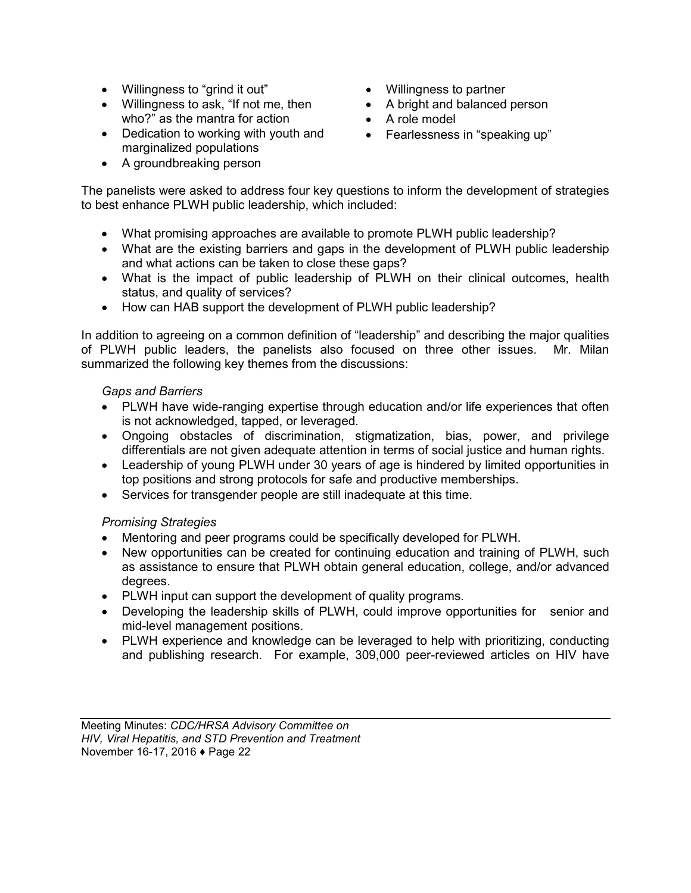- Willingness to "grind it out"
- Willingness to ask, "If not me, then who?" as the mantra for action
- Dedication to working with youth and marginalized populations
- A groundbreaking person
- Willingness to partner
- A bright and balanced person
- A role model
- Fearlessness in "speaking up"

The panelists were asked to address four key questions to inform the development of strategies to best enhance PLWH public leadership, which included:

- What promising approaches are available to promote PLWH public leadership?
- What are the existing barriers and gaps in the development of PLWH public leadership and what actions can be taken to close these gaps?
- What is the impact of public leadership of PLWH on their clinical outcomes, health status, and quality of services?
- How can HAB support the development of PLWH public leadership?

In addition to agreeing on a common definition of "leadership" and describing the major qualities of PLWH public leaders, the panelists also focused on three other issues. Mr. Milan summarized the following key themes from the discussions:

*Gaps and Barriers*

- PLWH have wide-ranging expertise through education and/or life experiences that often is not acknowledged, tapped, or leveraged.
- Ongoing obstacles of discrimination, stigmatization, bias, power, and privilege differentials are not given adequate attention in terms of social justice and human rights.
- Leadership of young PLWH under 30 years of age is hindered by limited opportunities in top positions and strong protocols for safe and productive memberships.
- Services for transgender people are still inadequate at this time.

*Promising Strategies*

- Mentoring and peer programs could be specifically developed for PLWH.
- New opportunities can be created for continuing education and training of PLWH, such as assistance to ensure that PLWH obtain general education, college, and/or advanced degrees.
- PLWH input can support the development of quality programs.
- Developing the leadership skills of PLWH, could improve opportunities for senior and mid-level management positions.
- PLWH experience and knowledge can be leveraged to help with prioritizing, conducting and publishing research. For example, 309,000 peer-reviewed articles on HIV have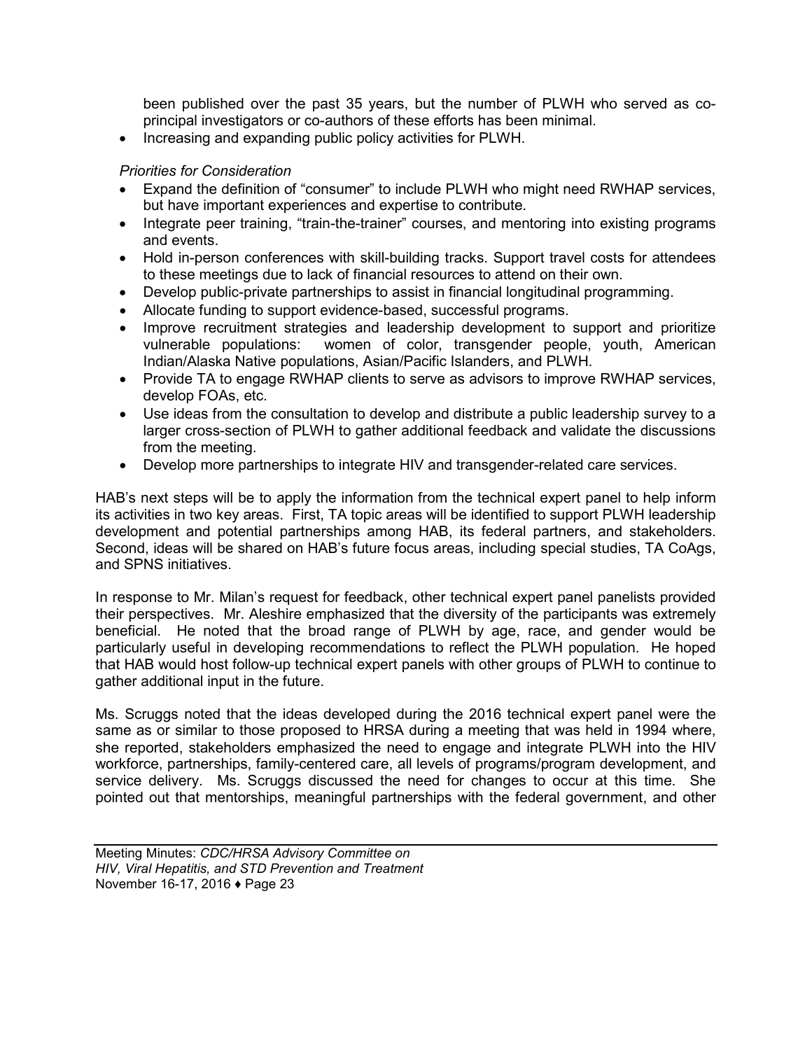been published over the past 35 years, but the number of PLWH who served as co-principal investigators or co-authors of these efforts has been minimal.
- Increasing and expanding public policy activities for PLWH.

*Priorities for Consideration*

- Expand the definition of "consumer" to include PLWH who might need RWHAP services, but have important experiences and expertise to contribute.
- Integrate peer training, "train-the-trainer" courses, and mentoring into existing programs and events.
- Hold in-person conferences with skill-building tracks. Support travel costs for attendees to these meetings due to lack of financial resources to attend on their own.
- Develop public-private partnerships to assist in financial longitudinal programming.
- Allocate funding to support evidence-based, successful programs.
- Improve recruitment strategies and leadership development to support and prioritize vulnerable populations: women of color, transgender people, youth, American Indian/Alaska Native populations, Asian/Pacific Islanders, and PLWH.
- Provide TA to engage RWHAP clients to serve as advisors to improve RWHAP services, develop FOAs, etc.
- Use ideas from the consultation to develop and distribute a public leadership survey to a larger cross-section of PLWH to gather additional feedback and validate the discussions from the meeting.
- Develop more partnerships to integrate HIV and transgender-related care services.

HAB's next steps will be to apply the information from the technical expert panel to help inform its activities in two key areas. First, TA topic areas will be identified to support PLWH leadership development and potential partnerships among HAB, its federal partners, and stakeholders. Second, ideas will be shared on HAB's future focus areas, including special studies, TA CoAgs, and SPNS initiatives.

In response to Mr. Milan's request for feedback, other technical expert panel panelists provided their perspectives. Mr. Aleshire emphasized that the diversity of the participants was extremely beneficial. He noted that the broad range of PLWH by age, race, and gender would be particularly useful in developing recommendations to reflect the PLWH population. He hoped that HAB would host follow-up technical expert panels with other groups of PLWH to continue to gather additional input in the future.

Ms. Scruggs noted that the ideas developed during the 2016 technical expert panel were the same as or similar to those proposed to HRSA during a meeting that was held in 1994 where, she reported, stakeholders emphasized the need to engage and integrate PLWH into the HIV workforce, partnerships, family-centered care, all levels of programs/program development, and service delivery. Ms. Scruggs discussed the need for changes to occur at this time. She pointed out that mentorships, meaningful partnerships with the federal government, and other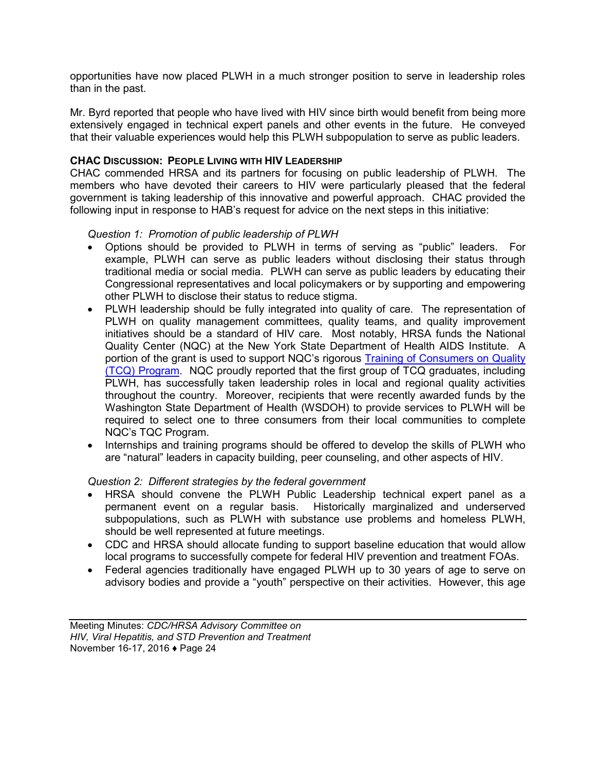opportunities have now placed PLWH in a much stronger position to serve in leadership roles than in the past.

Mr. Byrd reported that people who have lived with HIV since birth would benefit from being more extensively engaged in technical expert panels and other events in the future. He conveyed that their valuable experiences would help this PLWH subpopulation to serve as public leaders.

**CHAC DISCUSSION: PEOPLE LIVING WITH HIV LEADERSHIP**

CHAC commended HRSA and its partners for focusing on public leadership of PLWH. The members who have devoted their careers to HIV were particularly pleased that the federal government is taking leadership of this innovative and powerful approach. CHAC provided the following input in response to HAB's request for advice on the next steps in this initiative:

*Question 1: Promotion of public leadership of PLWH*

- Options should be provided to PLWH in terms of serving as "public" leaders. For example, PLWH can serve as public leaders without disclosing their status through traditional media or social media. PLWH can serve as public leaders by educating their Congressional representatives and local policymakers or by supporting and empowering other PLWH to disclose their status to reduce stigma.
- PLWH leadership should be fully integrated into quality of care. The representation of PLWH on quality management committees, quality teams, and quality improvement initiatives should be a standard of HIV care. Most notably, HRSA funds the National Quality Center (NQC) at the New York State Department of Health AIDS Institute. A portion of the grant is used to support NQC's rigorous Training of Consumers on Quality (TCQ) Program. NQC proudly reported that the first group of TCQ graduates, including PLWH, has successfully taken leadership roles in local and regional quality activities throughout the country. Moreover, recipients that were recently awarded funds by the Washington State Department of Health (WSDOH) to provide services to PLWH will be required to select one to three consumers from their local communities to complete NQC's TQC Program.
- Internships and training programs should be offered to develop the skills of PLWH who are "natural" leaders in capacity building, peer counseling, and other aspects of HIV.

*Question 2: Different strategies by the federal government*

- HRSA should convene the PLWH Public Leadership technical expert panel as a permanent event on a regular basis. Historically marginalized and underserved subpopulations, such as PLWH with substance use problems and homeless PLWH, should be well represented at future meetings.
- CDC and HRSA should allocate funding to support baseline education that would allow local programs to successfully compete for federal HIV prevention and treatment FOAs.
- Federal agencies traditionally have engaged PLWH up to 30 years of age to serve on advisory bodies and provide a "youth" perspective on their activities. However, this age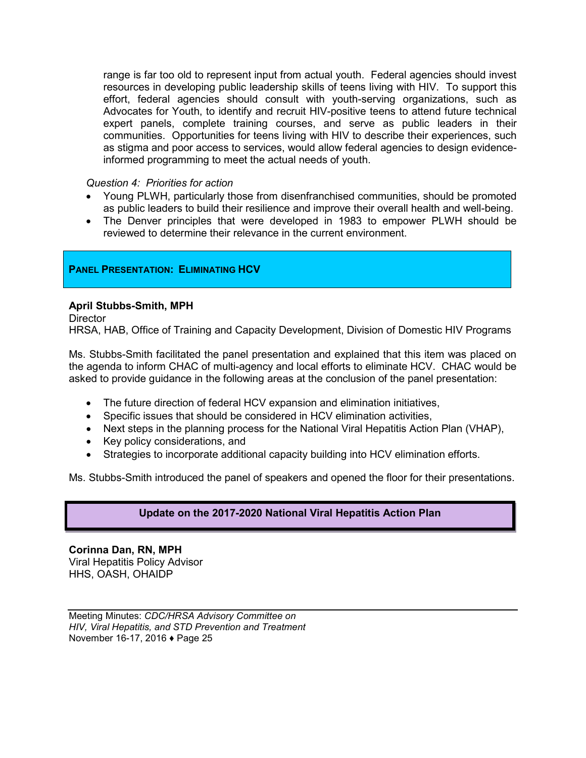range is far too old to represent input from actual youth. Federal agencies should invest resources in developing public leadership skills of teens living with HIV. To support this effort, federal agencies should consult with youth-serving organizations, such as Advocates for Youth, to identify and recruit HIV-positive teens to attend future technical expert panels, complete training courses, and serve as public leaders in their communities. Opportunities for teens living with HIV to describe their experiences, such as stigma and poor access to services, would allow federal agencies to design evidence-informed programming to meet the actual needs of youth.

*Question 4: Priorities for action*

- Young PLWH, particularly those from disenfranchised communities, should be promoted as public leaders to build their resilience and improve their overall health and well-being.
- The Denver principles that were developed in 1983 to empower PLWH should be reviewed to determine their relevance in the current environment.

## PANEL PRESENTATION: ELIMINATING HCV

**April Stubbs-Smith, MPH**
Director
HRSA, HAB, Office of Training and Capacity Development, Division of Domestic HIV Programs

Ms. Stubbs-Smith facilitated the panel presentation and explained that this item was placed on the agenda to inform CHAC of multi-agency and local efforts to eliminate HCV. CHAC would be asked to provide guidance in the following areas at the conclusion of the panel presentation:

- The future direction of federal HCV expansion and elimination initiatives,
- Specific issues that should be considered in HCV elimination activities,
- Next steps in the planning process for the National Viral Hepatitis Action Plan (VHAP),
- Key policy considerations, and
- Strategies to incorporate additional capacity building into HCV elimination efforts.

Ms. Stubbs-Smith introduced the panel of speakers and opened the floor for their presentations.

### Update on the 2017-2020 National Viral Hepatitis Action Plan

**Corinna Dan, RN, MPH**
Viral Hepatitis Policy Advisor
HHS, OASH, OHAIDP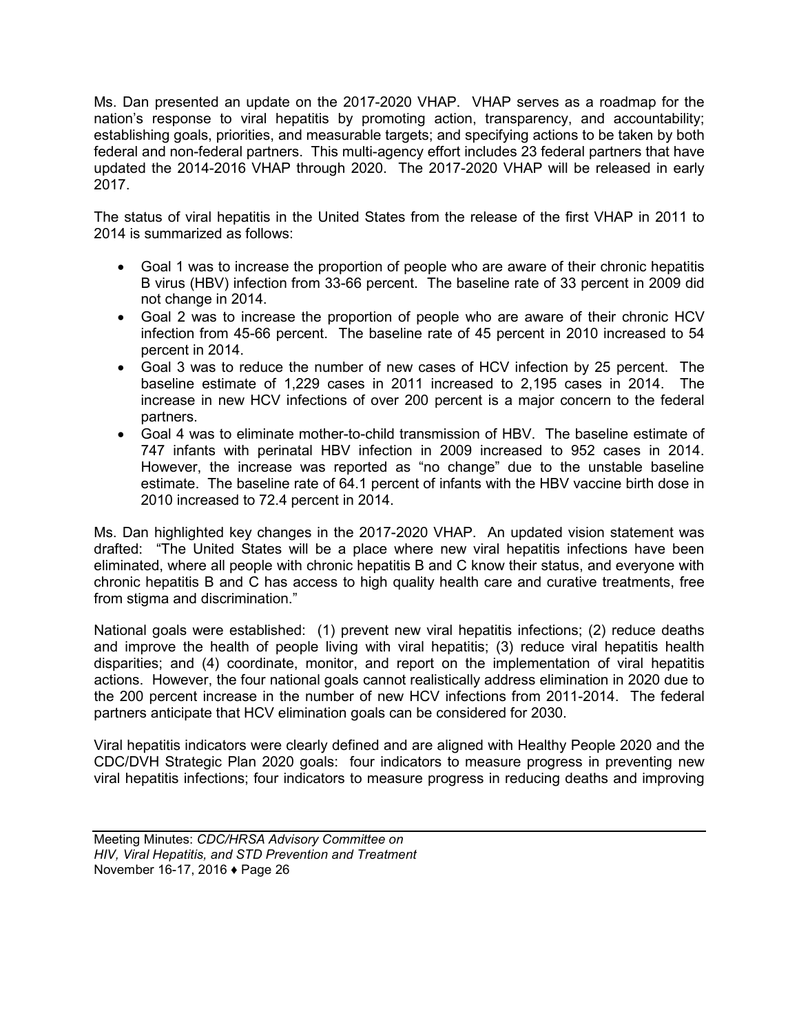Ms. Dan presented an update on the 2017-2020 VHAP. VHAP serves as a roadmap for the nation's response to viral hepatitis by promoting action, transparency, and accountability; establishing goals, priorities, and measurable targets; and specifying actions to be taken by both federal and non-federal partners. This multi-agency effort includes 23 federal partners that have updated the 2014-2016 VHAP through 2020. The 2017-2020 VHAP will be released in early 2017.

The status of viral hepatitis in the United States from the release of the first VHAP in 2011 to 2014 is summarized as follows:

- Goal 1 was to increase the proportion of people who are aware of their chronic hepatitis B virus (HBV) infection from 33-66 percent. The baseline rate of 33 percent in 2009 did not change in 2014.
- Goal 2 was to increase the proportion of people who are aware of their chronic HCV infection from 45-66 percent. The baseline rate of 45 percent in 2010 increased to 54 percent in 2014.
- Goal 3 was to reduce the number of new cases of HCV infection by 25 percent. The baseline estimate of 1,229 cases in 2011 increased to 2,195 cases in 2014. The increase in new HCV infections of over 200 percent is a major concern to the federal partners.
- Goal 4 was to eliminate mother-to-child transmission of HBV. The baseline estimate of 747 infants with perinatal HBV infection in 2009 increased to 952 cases in 2014. However, the increase was reported as "no change" due to the unstable baseline estimate. The baseline rate of 64.1 percent of infants with the HBV vaccine birth dose in 2010 increased to 72.4 percent in 2014.

Ms. Dan highlighted key changes in the 2017-2020 VHAP. An updated vision statement was drafted: "The United States will be a place where new viral hepatitis infections have been eliminated, where all people with chronic hepatitis B and C know their status, and everyone with chronic hepatitis B and C has access to high quality health care and curative treatments, free from stigma and discrimination."

National goals were established: (1) prevent new viral hepatitis infections; (2) reduce deaths and improve the health of people living with viral hepatitis; (3) reduce viral hepatitis health disparities; and (4) coordinate, monitor, and report on the implementation of viral hepatitis actions. However, the four national goals cannot realistically address elimination in 2020 due to the 200 percent increase in the number of new HCV infections from 2011-2014. The federal partners anticipate that HCV elimination goals can be considered for 2030.

Viral hepatitis indicators were clearly defined and are aligned with Healthy People 2020 and the CDC/DVH Strategic Plan 2020 goals: four indicators to measure progress in preventing new viral hepatitis infections; four indicators to measure progress in reducing deaths and improving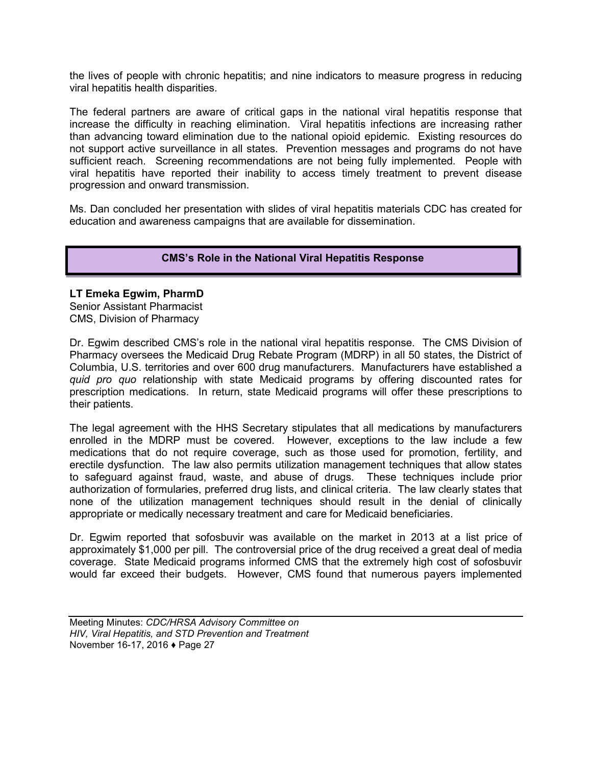the lives of people with chronic hepatitis; and nine indicators to measure progress in reducing viral hepatitis health disparities.

The federal partners are aware of critical gaps in the national viral hepatitis response that increase the difficulty in reaching elimination. Viral hepatitis infections are increasing rather than advancing toward elimination due to the national opioid epidemic. Existing resources do not support active surveillance in all states. Prevention messages and programs do not have sufficient reach. Screening recommendations are not being fully implemented. People with viral hepatitis have reported their inability to access timely treatment to prevent disease progression and onward transmission.

Ms. Dan concluded her presentation with slides of viral hepatitis materials CDC has created for education and awareness campaigns that are available for dissemination.

## CMS's Role in the National Viral Hepatitis Response

**LT Emeka Egwim, PharmD**
Senior Assistant Pharmacist
CMS, Division of Pharmacy

Dr. Egwim described CMS's role in the national viral hepatitis response. The CMS Division of Pharmacy oversees the Medicaid Drug Rebate Program (MDRP) in all 50 states, the District of Columbia, U.S. territories and over 600 drug manufacturers. Manufacturers have established a *quid pro quo* relationship with state Medicaid programs by offering discounted rates for prescription medications. In return, state Medicaid programs will offer these prescriptions to their patients.

The legal agreement with the HHS Secretary stipulates that all medications by manufacturers enrolled in the MDRP must be covered. However, exceptions to the law include a few medications that do not require coverage, such as those used for promotion, fertility, and erectile dysfunction. The law also permits utilization management techniques that allow states to safeguard against fraud, waste, and abuse of drugs. These techniques include prior authorization of formularies, preferred drug lists, and clinical criteria. The law clearly states that none of the utilization management techniques should result in the denial of clinically appropriate or medically necessary treatment and care for Medicaid beneficiaries.

Dr. Egwim reported that sofosbuvir was available on the market in 2013 at a list price of approximately $1,000 per pill. The controversial price of the drug received a great deal of media coverage. State Medicaid programs informed CMS that the extremely high cost of sofosbuvir would far exceed their budgets. However, CMS found that numerous payers implemented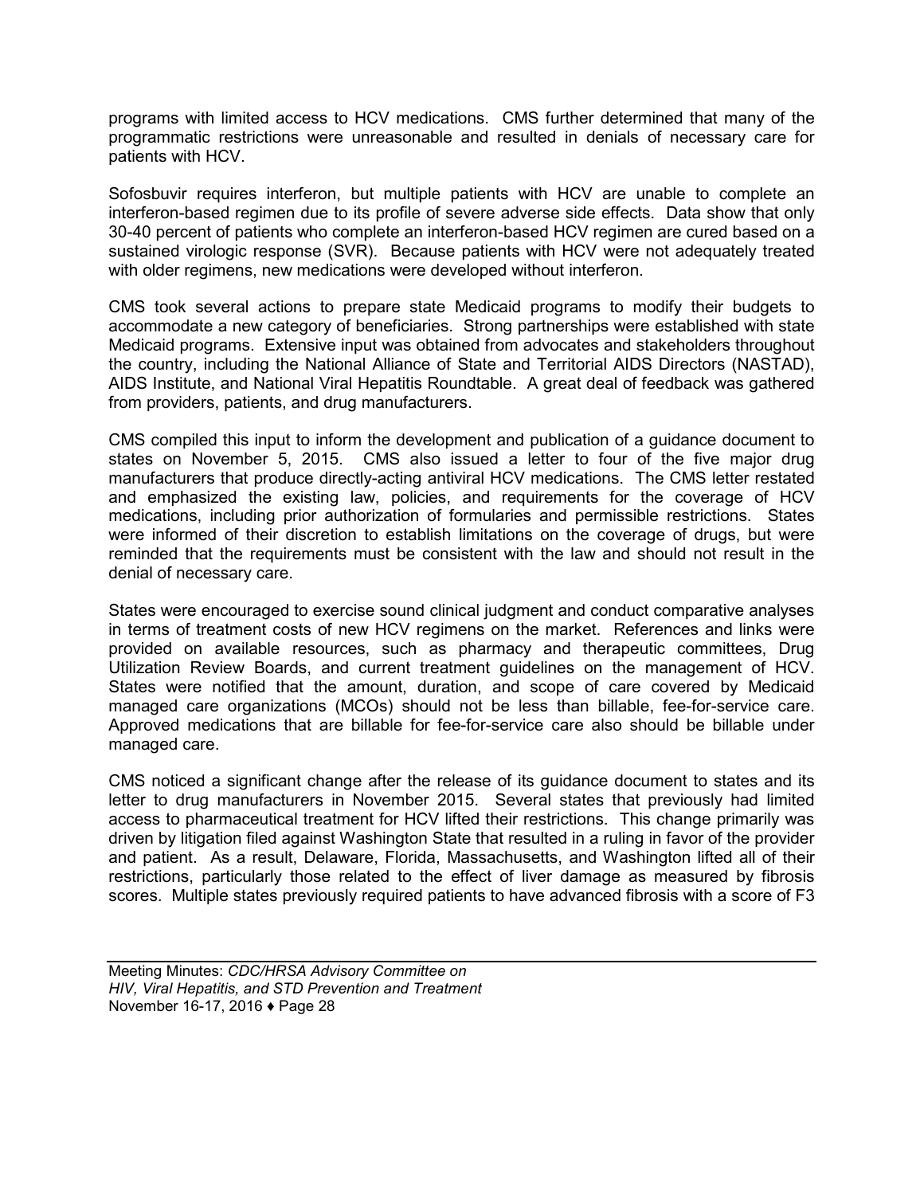programs with limited access to HCV medications. CMS further determined that many of the programmatic restrictions were unreasonable and resulted in denials of necessary care for patients with HCV.

Sofosbuvir requires interferon, but multiple patients with HCV are unable to complete an interferon-based regimen due to its profile of severe adverse side effects. Data show that only 30-40 percent of patients who complete an interferon-based HCV regimen are cured based on a sustained virologic response (SVR). Because patients with HCV were not adequately treated with older regimens, new medications were developed without interferon.

CMS took several actions to prepare state Medicaid programs to modify their budgets to accommodate a new category of beneficiaries. Strong partnerships were established with state Medicaid programs. Extensive input was obtained from advocates and stakeholders throughout the country, including the National Alliance of State and Territorial AIDS Directors (NASTAD), AIDS Institute, and National Viral Hepatitis Roundtable. A great deal of feedback was gathered from providers, patients, and drug manufacturers.

CMS compiled this input to inform the development and publication of a guidance document to states on November 5, 2015. CMS also issued a letter to four of the five major drug manufacturers that produce directly-acting antiviral HCV medications. The CMS letter restated and emphasized the existing law, policies, and requirements for the coverage of HCV medications, including prior authorization of formularies and permissible restrictions. States were informed of their discretion to establish limitations on the coverage of drugs, but were reminded that the requirements must be consistent with the law and should not result in the denial of necessary care.

States were encouraged to exercise sound clinical judgment and conduct comparative analyses in terms of treatment costs of new HCV regimens on the market. References and links were provided on available resources, such as pharmacy and therapeutic committees, Drug Utilization Review Boards, and current treatment guidelines on the management of HCV. States were notified that the amount, duration, and scope of care covered by Medicaid managed care organizations (MCOs) should not be less than billable, fee-for-service care. Approved medications that are billable for fee-for-service care also should be billable under managed care.

CMS noticed a significant change after the release of its guidance document to states and its letter to drug manufacturers in November 2015. Several states that previously had limited access to pharmaceutical treatment for HCV lifted their restrictions. This change primarily was driven by litigation filed against Washington State that resulted in a ruling in favor of the provider and patient. As a result, Delaware, Florida, Massachusetts, and Washington lifted all of their restrictions, particularly those related to the effect of liver damage as measured by fibrosis scores. Multiple states previously required patients to have advanced fibrosis with a score of F3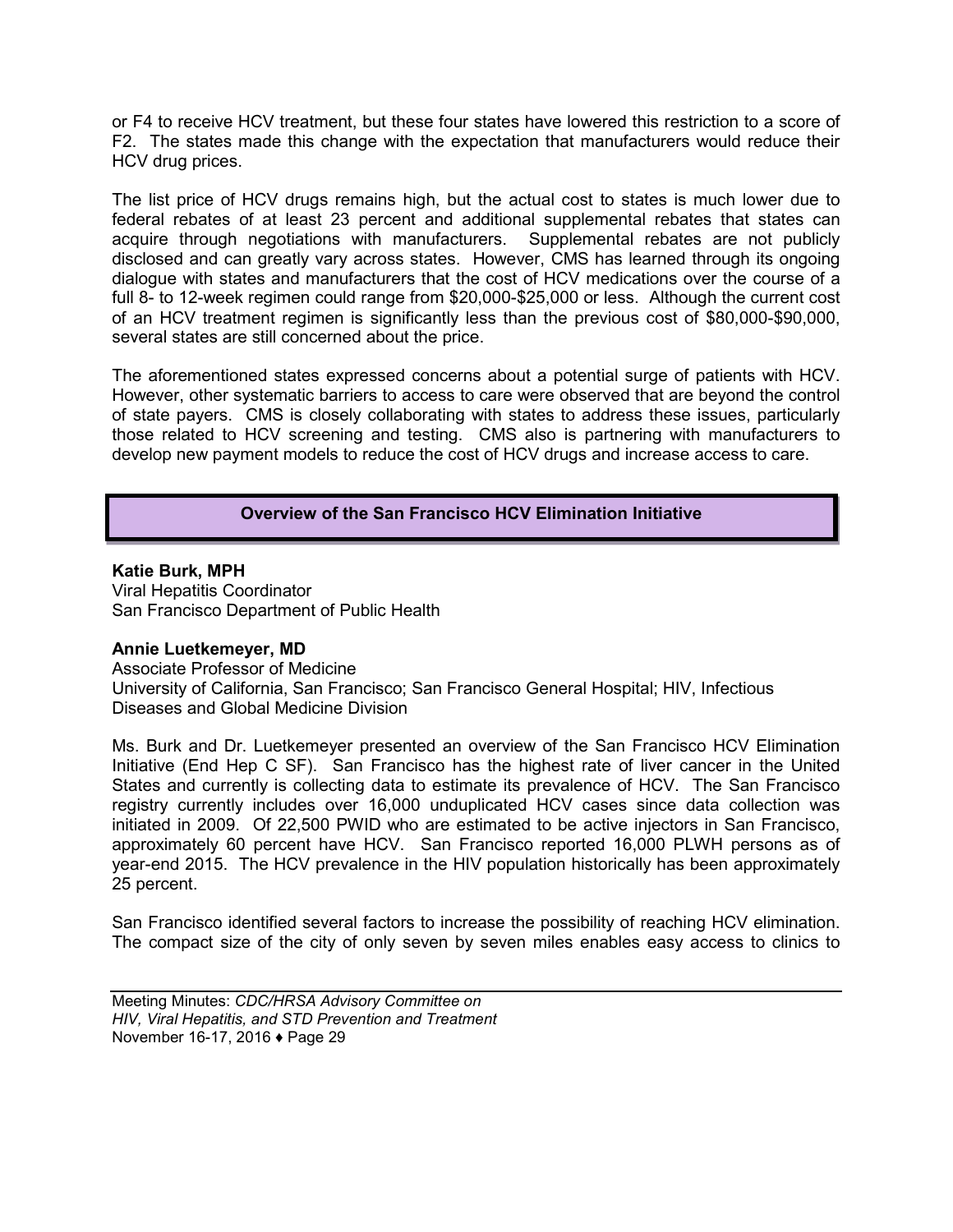or F4 to receive HCV treatment, but these four states have lowered this restriction to a score of F2. The states made this change with the expectation that manufacturers would reduce their HCV drug prices.

The list price of HCV drugs remains high, but the actual cost to states is much lower due to federal rebates of at least 23 percent and additional supplemental rebates that states can acquire through negotiations with manufacturers. Supplemental rebates are not publicly disclosed and can greatly vary across states. However, CMS has learned through its ongoing dialogue with states and manufacturers that the cost of HCV medications over the course of a full 8- to 12-week regimen could range from $20,000-$25,000 or less. Although the current cost of an HCV treatment regimen is significantly less than the previous cost of $80,000-$90,000, several states are still concerned about the price.

The aforementioned states expressed concerns about a potential surge of patients with HCV. However, other systematic barriers to access to care were observed that are beyond the control of state payers. CMS is closely collaborating with states to address these issues, particularly those related to HCV screening and testing. CMS also is partnering with manufacturers to develop new payment models to reduce the cost of HCV drugs and increase access to care.

## Overview of the San Francisco HCV Elimination Initiative

**Katie Burk, MPH**
Viral Hepatitis Coordinator
San Francisco Department of Public Health

**Annie Luetkemeyer, MD**
Associate Professor of Medicine
University of California, San Francisco; San Francisco General Hospital; HIV, Infectious Diseases and Global Medicine Division

Ms. Burk and Dr. Luetkemeyer presented an overview of the San Francisco HCV Elimination Initiative (End Hep C SF). San Francisco has the highest rate of liver cancer in the United States and currently is collecting data to estimate its prevalence of HCV. The San Francisco registry currently includes over 16,000 unduplicated HCV cases since data collection was initiated in 2009. Of 22,500 PWID who are estimated to be active injectors in San Francisco, approximately 60 percent have HCV. San Francisco reported 16,000 PLWH persons as of year-end 2015. The HCV prevalence in the HIV population historically has been approximately 25 percent.

San Francisco identified several factors to increase the possibility of reaching HCV elimination. The compact size of the city of only seven by seven miles enables easy access to clinics to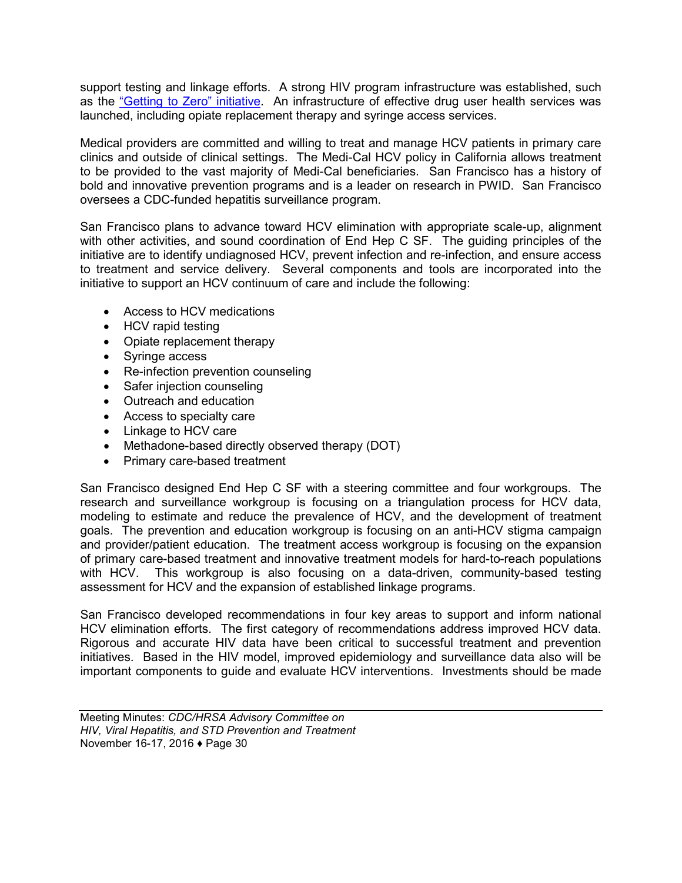support testing and linkage efforts. A strong HIV program infrastructure was established, such as the "Getting to Zero" initiative. An infrastructure of effective drug user health services was launched, including opiate replacement therapy and syringe access services.

Medical providers are committed and willing to treat and manage HCV patients in primary care clinics and outside of clinical settings. The Medi-Cal HCV policy in California allows treatment to be provided to the vast majority of Medi-Cal beneficiaries. San Francisco has a history of bold and innovative prevention programs and is a leader on research in PWID. San Francisco oversees a CDC-funded hepatitis surveillance program.

San Francisco plans to advance toward HCV elimination with appropriate scale-up, alignment with other activities, and sound coordination of End Hep C SF. The guiding principles of the initiative are to identify undiagnosed HCV, prevent infection and re-infection, and ensure access to treatment and service delivery. Several components and tools are incorporated into the initiative to support an HCV continuum of care and include the following:

- Access to HCV medications
- HCV rapid testing
- Opiate replacement therapy
- Syringe access
- Re-infection prevention counseling
- Safer injection counseling
- Outreach and education
- Access to specialty care
- Linkage to HCV care
- Methadone-based directly observed therapy (DOT)
- Primary care-based treatment

San Francisco designed End Hep C SF with a steering committee and four workgroups. The research and surveillance workgroup is focusing on a triangulation process for HCV data, modeling to estimate and reduce the prevalence of HCV, and the development of treatment goals. The prevention and education workgroup is focusing on an anti-HCV stigma campaign and provider/patient education. The treatment access workgroup is focusing on the expansion of primary care-based treatment and innovative treatment models for hard-to-reach populations with HCV. This workgroup is also focusing on a data-driven, community-based testing assessment for HCV and the expansion of established linkage programs.

San Francisco developed recommendations in four key areas to support and inform national HCV elimination efforts. The first category of recommendations address improved HCV data. Rigorous and accurate HIV data have been critical to successful treatment and prevention initiatives. Based in the HIV model, improved epidemiology and surveillance data also will be important components to guide and evaluate HCV interventions. Investments should be made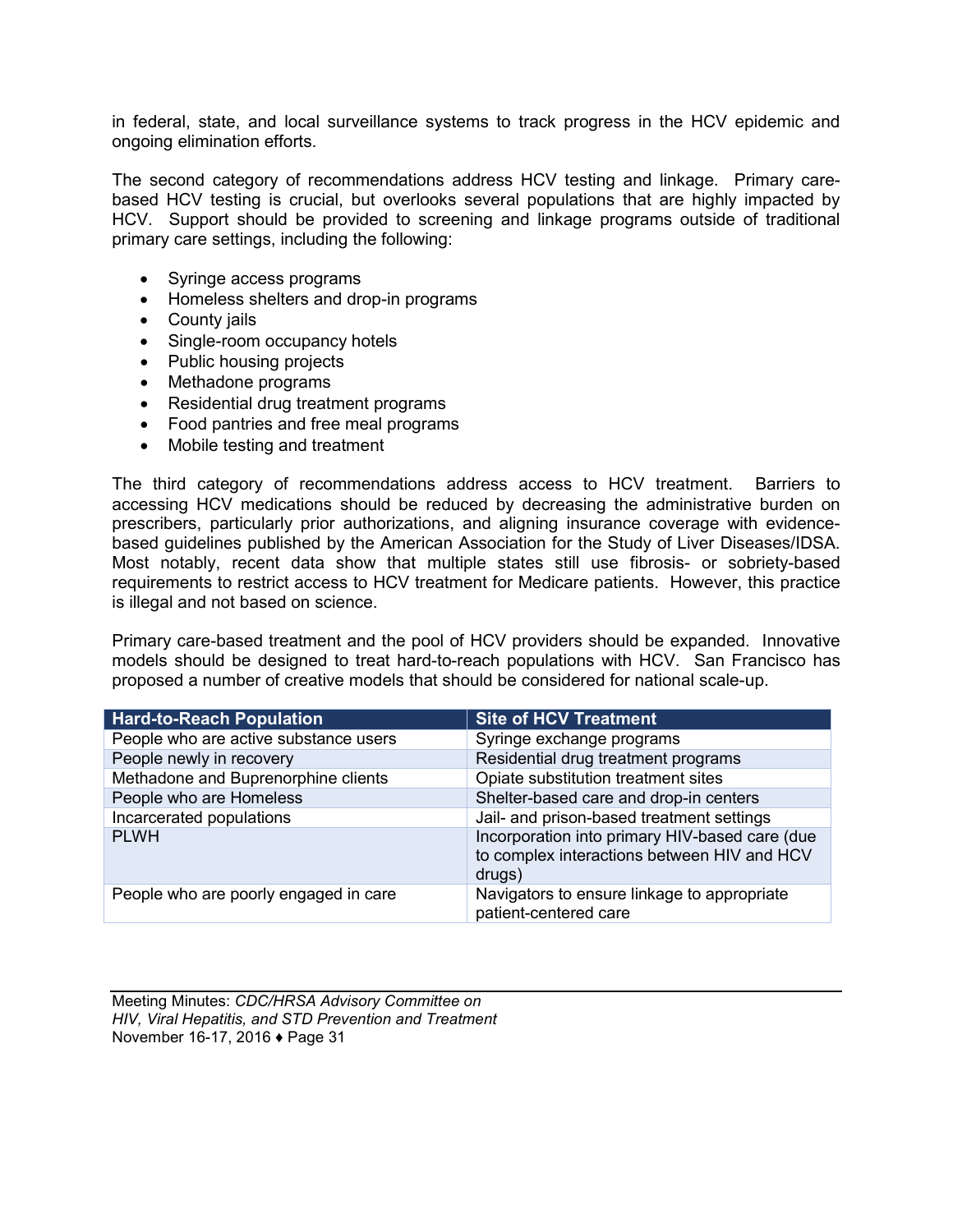in federal, state, and local surveillance systems to track progress in the HCV epidemic and ongoing elimination efforts.

The second category of recommendations address HCV testing and linkage. Primary care-based HCV testing is crucial, but overlooks several populations that are highly impacted by HCV. Support should be provided to screening and linkage programs outside of traditional primary care settings, including the following:

- Syringe access programs
- Homeless shelters and drop-in programs
- County jails
- Single-room occupancy hotels
- Public housing projects
- Methadone programs
- Residential drug treatment programs
- Food pantries and free meal programs
- Mobile testing and treatment

The third category of recommendations address access to HCV treatment. Barriers to accessing HCV medications should be reduced by decreasing the administrative burden on prescribers, particularly prior authorizations, and aligning insurance coverage with evidence-based guidelines published by the American Association for the Study of Liver Diseases/IDSA. Most notably, recent data show that multiple states still use fibrosis- or sobriety-based requirements to restrict access to HCV treatment for Medicare patients. However, this practice is illegal and not based on science.

Primary care-based treatment and the pool of HCV providers should be expanded. Innovative models should be designed to treat hard-to-reach populations with HCV. San Francisco has proposed a number of creative models that should be considered for national scale-up.

| Hard-to-Reach Population | Site of HCV Treatment |
| --- | --- |
| People who are active substance users | Syringe exchange programs |
| People newly in recovery | Residential drug treatment programs |
| Methadone and Buprenorphine clients | Opiate substitution treatment sites |
| People who are Homeless | Shelter-based care and drop-in centers |
| Incarcerated populations | Jail- and prison-based treatment settings |
| PLWH | Incorporation into primary HIV-based care (due to complex interactions between HIV and HCV drugs) |
| People who are poorly engaged in care | Navigators to ensure linkage to appropriate patient-centered care |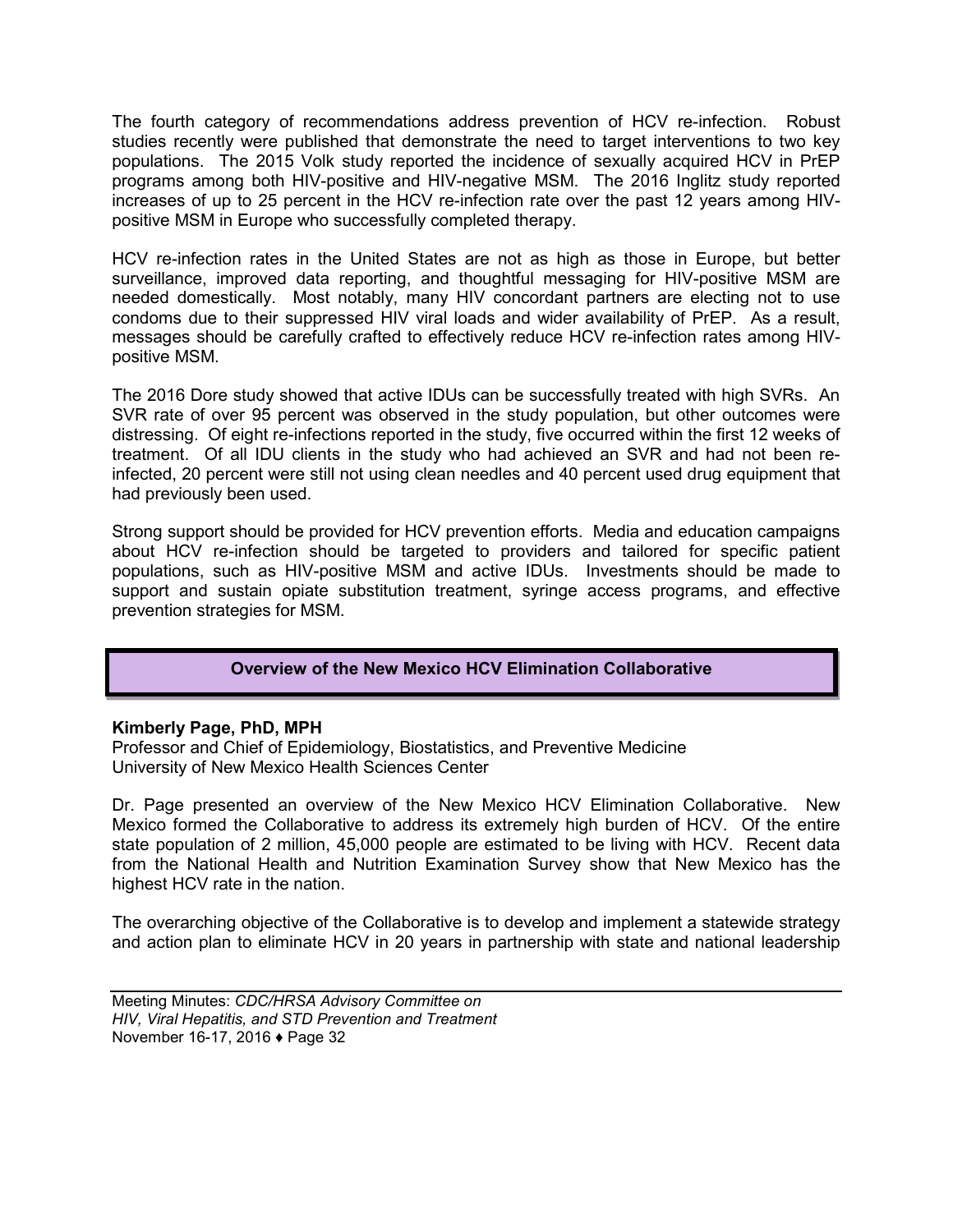The fourth category of recommendations address prevention of HCV re-infection. Robust studies recently were published that demonstrate the need to target interventions to two key populations. The 2015 Volk study reported the incidence of sexually acquired HCV in PrEP programs among both HIV-positive and HIV-negative MSM. The 2016 Inglitz study reported increases of up to 25 percent in the HCV re-infection rate over the past 12 years among HIV-positive MSM in Europe who successfully completed therapy.

HCV re-infection rates in the United States are not as high as those in Europe, but better surveillance, improved data reporting, and thoughtful messaging for HIV-positive MSM are needed domestically. Most notably, many HIV concordant partners are electing not to use condoms due to their suppressed HIV viral loads and wider availability of PrEP. As a result, messages should be carefully crafted to effectively reduce HCV re-infection rates among HIV-positive MSM.

The 2016 Dore study showed that active IDUs can be successfully treated with high SVRs. An SVR rate of over 95 percent was observed in the study population, but other outcomes were distressing. Of eight re-infections reported in the study, five occurred within the first 12 weeks of treatment. Of all IDU clients in the study who had achieved an SVR and had not been re-infected, 20 percent were still not using clean needles and 40 percent used drug equipment that had previously been used.

Strong support should be provided for HCV prevention efforts. Media and education campaigns about HCV re-infection should be targeted to providers and tailored for specific patient populations, such as HIV-positive MSM and active IDUs. Investments should be made to support and sustain opiate substitution treatment, syringe access programs, and effective prevention strategies for MSM.

## Overview of the New Mexico HCV Elimination Collaborative

**Kimberly Page, PhD, MPH**
Professor and Chief of Epidemiology, Biostatistics, and Preventive Medicine
University of New Mexico Health Sciences Center

Dr. Page presented an overview of the New Mexico HCV Elimination Collaborative. New Mexico formed the Collaborative to address its extremely high burden of HCV. Of the entire state population of 2 million, 45,000 people are estimated to be living with HCV. Recent data from the National Health and Nutrition Examination Survey show that New Mexico has the highest HCV rate in the nation.

The overarching objective of the Collaborative is to develop and implement a statewide strategy and action plan to eliminate HCV in 20 years in partnership with state and national leadership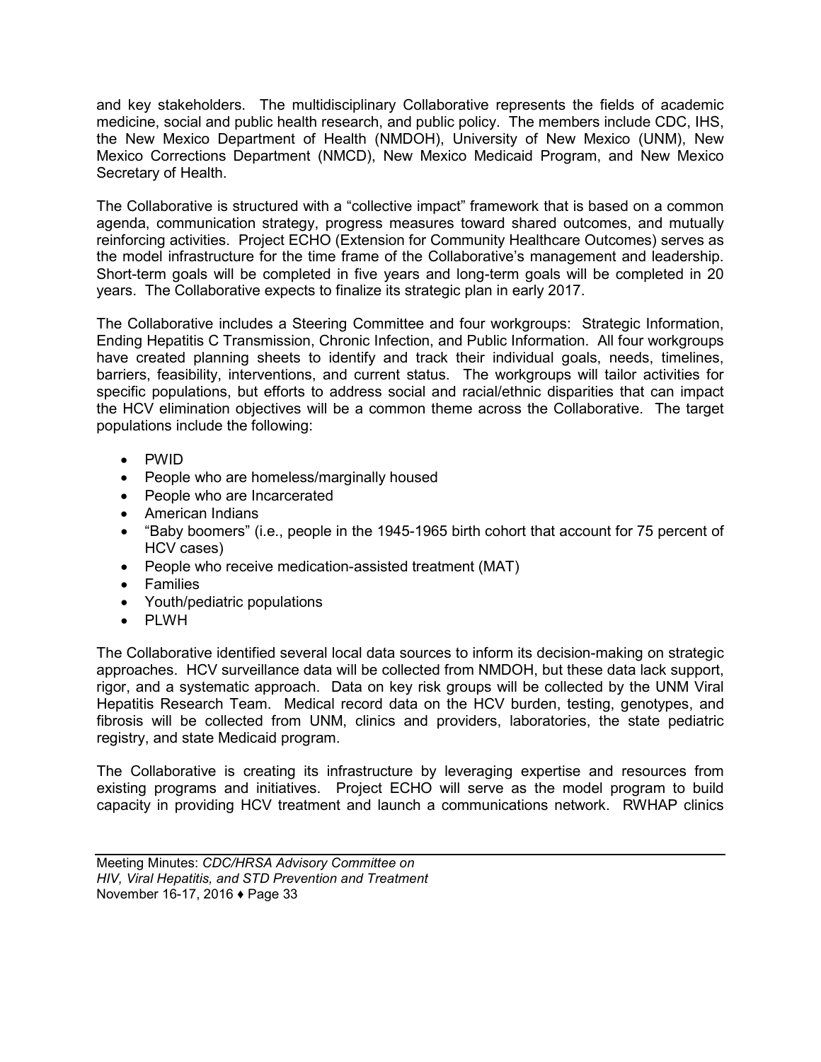and key stakeholders. The multidisciplinary Collaborative represents the fields of academic medicine, social and public health research, and public policy. The members include CDC, IHS, the New Mexico Department of Health (NMDOH), University of New Mexico (UNM), New Mexico Corrections Department (NMCD), New Mexico Medicaid Program, and New Mexico Secretary of Health.

The Collaborative is structured with a "collective impact" framework that is based on a common agenda, communication strategy, progress measures toward shared outcomes, and mutually reinforcing activities. Project ECHO (Extension for Community Healthcare Outcomes) serves as the model infrastructure for the time frame of the Collaborative's management and leadership. Short-term goals will be completed in five years and long-term goals will be completed in 20 years. The Collaborative expects to finalize its strategic plan in early 2017.

The Collaborative includes a Steering Committee and four workgroups: Strategic Information, Ending Hepatitis C Transmission, Chronic Infection, and Public Information. All four workgroups have created planning sheets to identify and track their individual goals, needs, timelines, barriers, feasibility, interventions, and current status. The workgroups will tailor activities for specific populations, but efforts to address social and racial/ethnic disparities that can impact the HCV elimination objectives will be a common theme across the Collaborative. The target populations include the following:

- PWID
- People who are homeless/marginally housed
- People who are Incarcerated
- American Indians
- "Baby boomers" (i.e., people in the 1945-1965 birth cohort that account for 75 percent of HCV cases)
- People who receive medication-assisted treatment (MAT)
- Families
- Youth/pediatric populations
- PLWH

The Collaborative identified several local data sources to inform its decision-making on strategic approaches. HCV surveillance data will be collected from NMDOH, but these data lack support, rigor, and a systematic approach. Data on key risk groups will be collected by the UNM Viral Hepatitis Research Team. Medical record data on the HCV burden, testing, genotypes, and fibrosis will be collected from UNM, clinics and providers, laboratories, the state pediatric registry, and state Medicaid program.

The Collaborative is creating its infrastructure by leveraging expertise and resources from existing programs and initiatives. Project ECHO will serve as the model program to build capacity in providing HCV treatment and launch a communications network. RWHAP clinics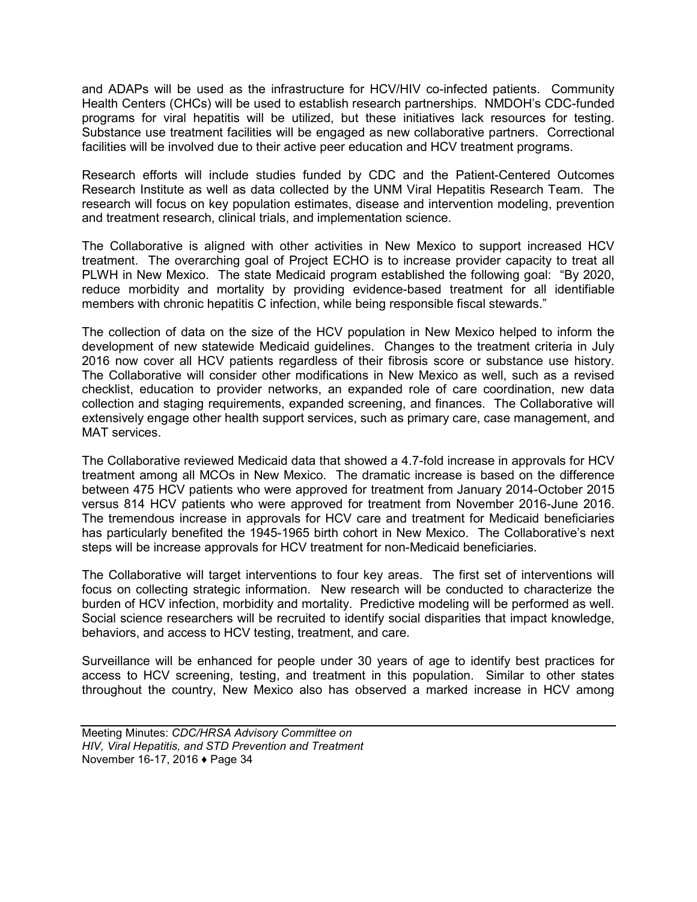and ADAPs will be used as the infrastructure for HCV/HIV co-infected patients. Community Health Centers (CHCs) will be used to establish research partnerships. NMDOH's CDC-funded programs for viral hepatitis will be utilized, but these initiatives lack resources for testing. Substance use treatment facilities will be engaged as new collaborative partners. Correctional facilities will be involved due to their active peer education and HCV treatment programs.

Research efforts will include studies funded by CDC and the Patient-Centered Outcomes Research Institute as well as data collected by the UNM Viral Hepatitis Research Team. The research will focus on key population estimates, disease and intervention modeling, prevention and treatment research, clinical trials, and implementation science.

The Collaborative is aligned with other activities in New Mexico to support increased HCV treatment. The overarching goal of Project ECHO is to increase provider capacity to treat all PLWH in New Mexico. The state Medicaid program established the following goal: "By 2020, reduce morbidity and mortality by providing evidence-based treatment for all identifiable members with chronic hepatitis C infection, while being responsible fiscal stewards."

The collection of data on the size of the HCV population in New Mexico helped to inform the development of new statewide Medicaid guidelines. Changes to the treatment criteria in July 2016 now cover all HCV patients regardless of their fibrosis score or substance use history. The Collaborative will consider other modifications in New Mexico as well, such as a revised checklist, education to provider networks, an expanded role of care coordination, new data collection and staging requirements, expanded screening, and finances. The Collaborative will extensively engage other health support services, such as primary care, case management, and MAT services.

The Collaborative reviewed Medicaid data that showed a 4.7-fold increase in approvals for HCV treatment among all MCOs in New Mexico. The dramatic increase is based on the difference between 475 HCV patients who were approved for treatment from January 2014-October 2015 versus 814 HCV patients who were approved for treatment from November 2016-June 2016. The tremendous increase in approvals for HCV care and treatment for Medicaid beneficiaries has particularly benefited the 1945-1965 birth cohort in New Mexico. The Collaborative's next steps will be increase approvals for HCV treatment for non-Medicaid beneficiaries.

The Collaborative will target interventions to four key areas. The first set of interventions will focus on collecting strategic information. New research will be conducted to characterize the burden of HCV infection, morbidity and mortality. Predictive modeling will be performed as well. Social science researchers will be recruited to identify social disparities that impact knowledge, behaviors, and access to HCV testing, treatment, and care.

Surveillance will be enhanced for people under 30 years of age to identify best practices for access to HCV screening, testing, and treatment in this population. Similar to other states throughout the country, New Mexico also has observed a marked increase in HCV among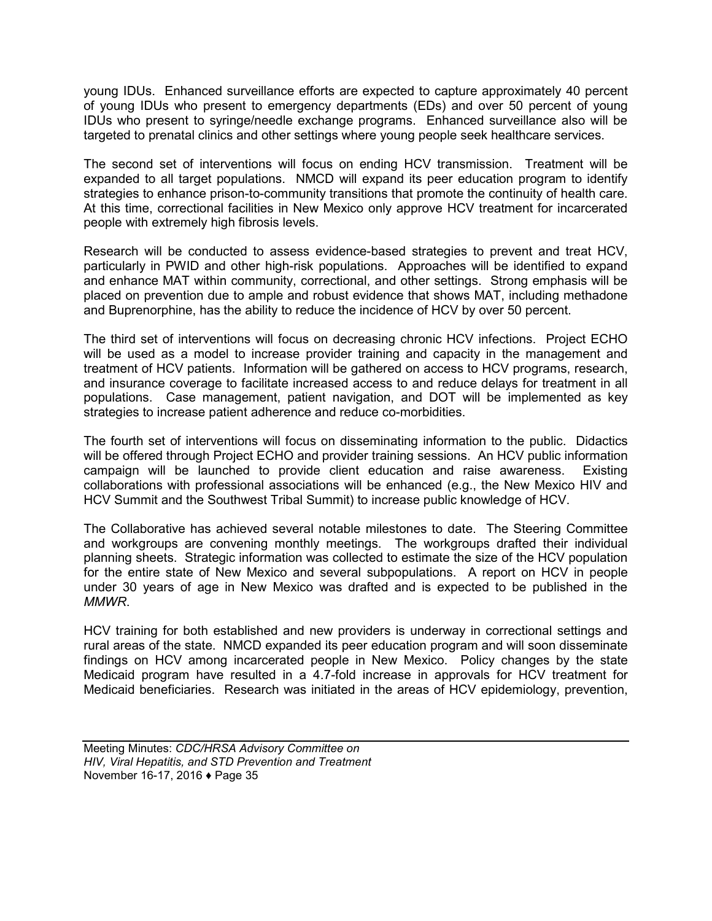young IDUs. Enhanced surveillance efforts are expected to capture approximately 40 percent of young IDUs who present to emergency departments (EDs) and over 50 percent of young IDUs who present to syringe/needle exchange programs. Enhanced surveillance also will be targeted to prenatal clinics and other settings where young people seek healthcare services.

The second set of interventions will focus on ending HCV transmission. Treatment will be expanded to all target populations. NMCD will expand its peer education program to identify strategies to enhance prison-to-community transitions that promote the continuity of health care. At this time, correctional facilities in New Mexico only approve HCV treatment for incarcerated people with extremely high fibrosis levels.

Research will be conducted to assess evidence-based strategies to prevent and treat HCV, particularly in PWID and other high-risk populations. Approaches will be identified to expand and enhance MAT within community, correctional, and other settings. Strong emphasis will be placed on prevention due to ample and robust evidence that shows MAT, including methadone and Buprenorphine, has the ability to reduce the incidence of HCV by over 50 percent.

The third set of interventions will focus on decreasing chronic HCV infections. Project ECHO will be used as a model to increase provider training and capacity in the management and treatment of HCV patients. Information will be gathered on access to HCV programs, research, and insurance coverage to facilitate increased access to and reduce delays for treatment in all populations. Case management, patient navigation, and DOT will be implemented as key strategies to increase patient adherence and reduce co-morbidities.

The fourth set of interventions will focus on disseminating information to the public. Didactics will be offered through Project ECHO and provider training sessions. An HCV public information campaign will be launched to provide client education and raise awareness. Existing collaborations with professional associations will be enhanced (e.g., the New Mexico HIV and HCV Summit and the Southwest Tribal Summit) to increase public knowledge of HCV.

The Collaborative has achieved several notable milestones to date. The Steering Committee and workgroups are convening monthly meetings. The workgroups drafted their individual planning sheets. Strategic information was collected to estimate the size of the HCV population for the entire state of New Mexico and several subpopulations. A report on HCV in people under 30 years of age in New Mexico was drafted and is expected to be published in the *MMWR*.

HCV training for both established and new providers is underway in correctional settings and rural areas of the state. NMCD expanded its peer education program and will soon disseminate findings on HCV among incarcerated people in New Mexico. Policy changes by the state Medicaid program have resulted in a 4.7-fold increase in approvals for HCV treatment for Medicaid beneficiaries. Research was initiated in the areas of HCV epidemiology, prevention,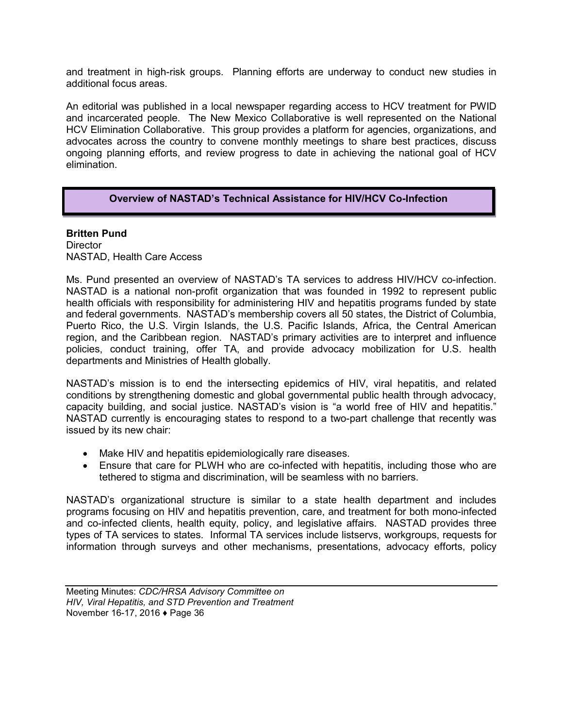and treatment in high-risk groups. Planning efforts are underway to conduct new studies in additional focus areas.

An editorial was published in a local newspaper regarding access to HCV treatment for PWID and incarcerated people. The New Mexico Collaborative is well represented on the National HCV Elimination Collaborative. This group provides a platform for agencies, organizations, and advocates across the country to convene monthly meetings to share best practices, discuss ongoing planning efforts, and review progress to date in achieving the national goal of HCV elimination.

## Overview of NASTAD's Technical Assistance for HIV/HCV Co-Infection

**Britten Pund**
Director
NASTAD, Health Care Access

Ms. Pund presented an overview of NASTAD's TA services to address HIV/HCV co-infection. NASTAD is a national non-profit organization that was founded in 1992 to represent public health officials with responsibility for administering HIV and hepatitis programs funded by state and federal governments. NASTAD's membership covers all 50 states, the District of Columbia, Puerto Rico, the U.S. Virgin Islands, the U.S. Pacific Islands, Africa, the Central American region, and the Caribbean region. NASTAD's primary activities are to interpret and influence policies, conduct training, offer TA, and provide advocacy mobilization for U.S. health departments and Ministries of Health globally.

NASTAD's mission is to end the intersecting epidemics of HIV, viral hepatitis, and related conditions by strengthening domestic and global governmental public health through advocacy, capacity building, and social justice. NASTAD's vision is "a world free of HIV and hepatitis." NASTAD currently is encouraging states to respond to a two-part challenge that recently was issued by its new chair:

- Make HIV and hepatitis epidemiologically rare diseases.
- Ensure that care for PLWH who are co-infected with hepatitis, including those who are tethered to stigma and discrimination, will be seamless with no barriers.

NASTAD's organizational structure is similar to a state health department and includes programs focusing on HIV and hepatitis prevention, care, and treatment for both mono-infected and co-infected clients, health equity, policy, and legislative affairs. NASTAD provides three types of TA services to states. Informal TA services include listservs, workgroups, requests for information through surveys and other mechanisms, presentations, advocacy efforts, policy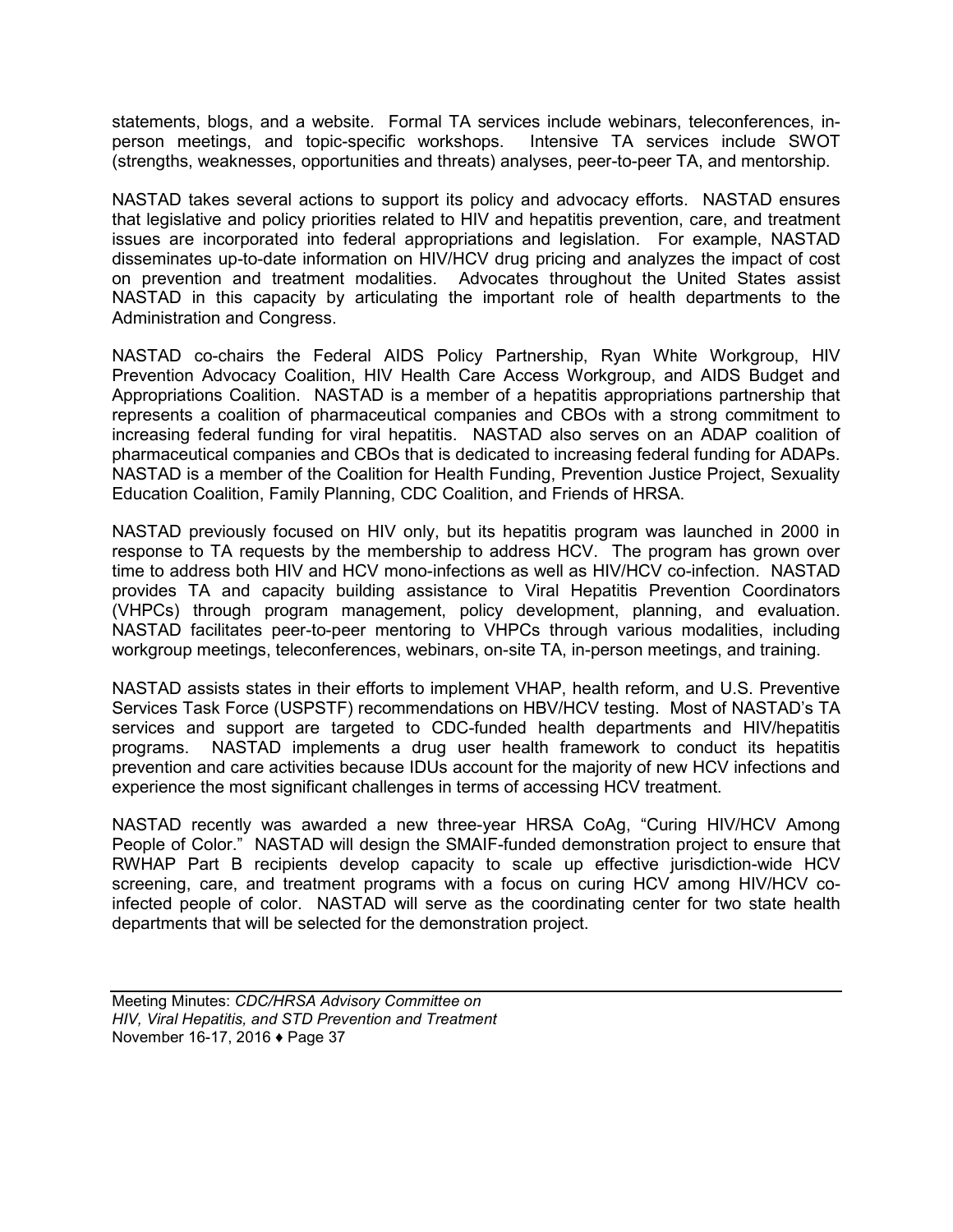statements, blogs, and a website. Formal TA services include webinars, teleconferences, in-person meetings, and topic-specific workshops. Intensive TA services include SWOT (strengths, weaknesses, opportunities and threats) analyses, peer-to-peer TA, and mentorship.

NASTAD takes several actions to support its policy and advocacy efforts. NASTAD ensures that legislative and policy priorities related to HIV and hepatitis prevention, care, and treatment issues are incorporated into federal appropriations and legislation. For example, NASTAD disseminates up-to-date information on HIV/HCV drug pricing and analyzes the impact of cost on prevention and treatment modalities. Advocates throughout the United States assist NASTAD in this capacity by articulating the important role of health departments to the Administration and Congress.

NASTAD co-chairs the Federal AIDS Policy Partnership, Ryan White Workgroup, HIV Prevention Advocacy Coalition, HIV Health Care Access Workgroup, and AIDS Budget and Appropriations Coalition. NASTAD is a member of a hepatitis appropriations partnership that represents a coalition of pharmaceutical companies and CBOs with a strong commitment to increasing federal funding for viral hepatitis. NASTAD also serves on an ADAP coalition of pharmaceutical companies and CBOs that is dedicated to increasing federal funding for ADAPs. NASTAD is a member of the Coalition for Health Funding, Prevention Justice Project, Sexuality Education Coalition, Family Planning, CDC Coalition, and Friends of HRSA.

NASTAD previously focused on HIV only, but its hepatitis program was launched in 2000 in response to TA requests by the membership to address HCV. The program has grown over time to address both HIV and HCV mono-infections as well as HIV/HCV co-infection. NASTAD provides TA and capacity building assistance to Viral Hepatitis Prevention Coordinators (VHPCs) through program management, policy development, planning, and evaluation. NASTAD facilitates peer-to-peer mentoring to VHPCs through various modalities, including workgroup meetings, teleconferences, webinars, on-site TA, in-person meetings, and training.

NASTAD assists states in their efforts to implement VHAP, health reform, and U.S. Preventive Services Task Force (USPSTF) recommendations on HBV/HCV testing. Most of NASTAD's TA services and support are targeted to CDC-funded health departments and HIV/hepatitis programs. NASTAD implements a drug user health framework to conduct its hepatitis prevention and care activities because IDUs account for the majority of new HCV infections and experience the most significant challenges in terms of accessing HCV treatment.

NASTAD recently was awarded a new three-year HRSA CoAg, "Curing HIV/HCV Among People of Color." NASTAD will design the SMAIF-funded demonstration project to ensure that RWHAP Part B recipients develop capacity to scale up effective jurisdiction-wide HCV screening, care, and treatment programs with a focus on curing HCV among HIV/HCV co-infected people of color. NASTAD will serve as the coordinating center for two state health departments that will be selected for the demonstration project.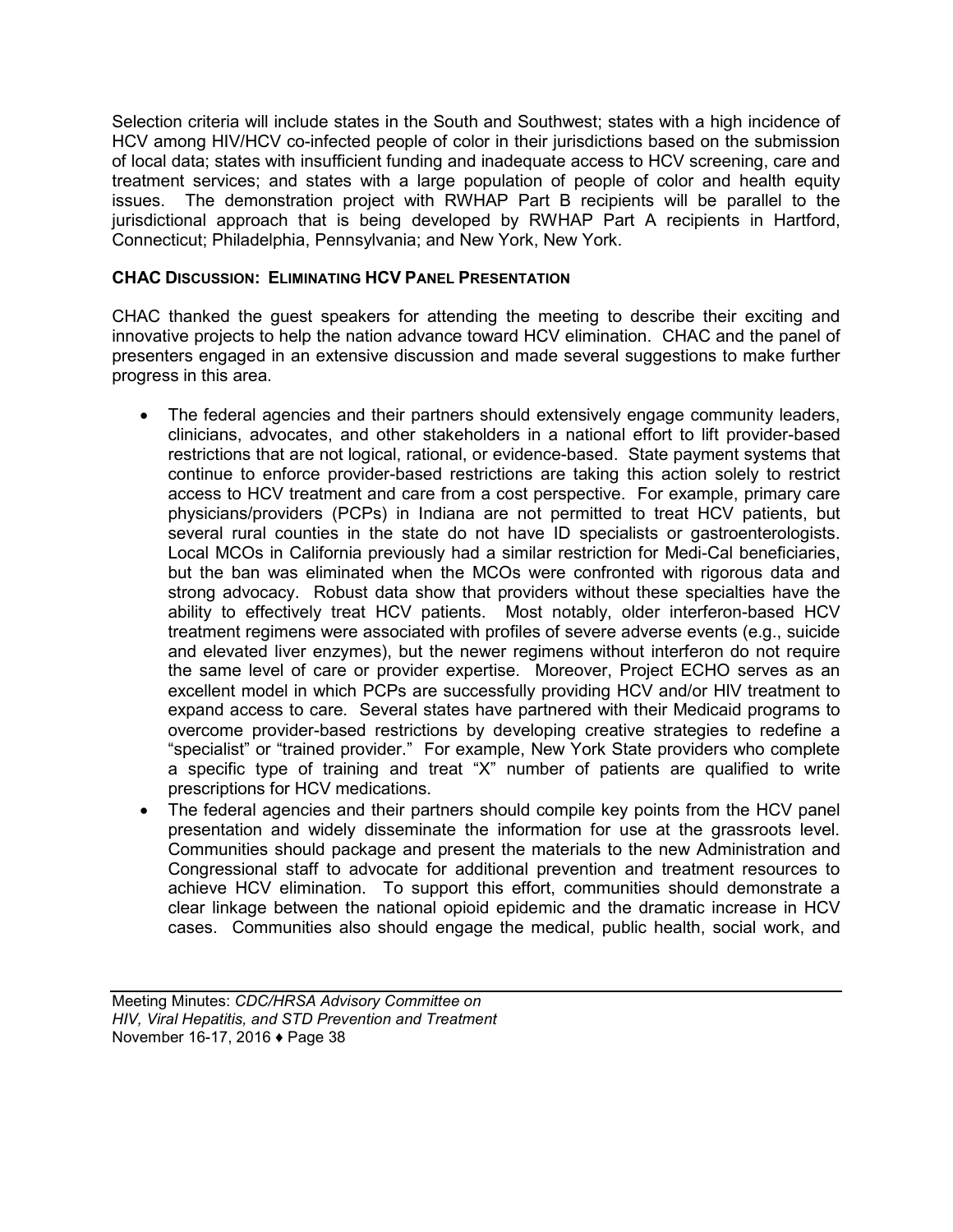Selection criteria will include states in the South and Southwest; states with a high incidence of HCV among HIV/HCV co-infected people of color in their jurisdictions based on the submission of local data; states with insufficient funding and inadequate access to HCV screening, care and treatment services; and states with a large population of people of color and health equity issues. The demonstration project with RWHAP Part B recipients will be parallel to the jurisdictional approach that is being developed by RWHAP Part A recipients in Hartford, Connecticut; Philadelphia, Pennsylvania; and New York, New York.

## CHAC Discussion: Eliminating HCV Panel Presentation

CHAC thanked the guest speakers for attending the meeting to describe their exciting and innovative projects to help the nation advance toward HCV elimination. CHAC and the panel of presenters engaged in an extensive discussion and made several suggestions to make further progress in this area.

- The federal agencies and their partners should extensively engage community leaders, clinicians, advocates, and other stakeholders in a national effort to lift provider-based restrictions that are not logical, rational, or evidence-based. State payment systems that continue to enforce provider-based restrictions are taking this action solely to restrict access to HCV treatment and care from a cost perspective. For example, primary care physicians/providers (PCPs) in Indiana are not permitted to treat HCV patients, but several rural counties in the state do not have ID specialists or gastroenterologists. Local MCOs in California previously had a similar restriction for Medi-Cal beneficiaries, but the ban was eliminated when the MCOs were confronted with rigorous data and strong advocacy. Robust data show that providers without these specialties have the ability to effectively treat HCV patients. Most notably, older interferon-based HCV treatment regimens were associated with profiles of severe adverse events (e.g., suicide and elevated liver enzymes), but the newer regimens without interferon do not require the same level of care or provider expertise. Moreover, Project ECHO serves as an excellent model in which PCPs are successfully providing HCV and/or HIV treatment to expand access to care. Several states have partnered with their Medicaid programs to overcome provider-based restrictions by developing creative strategies to redefine a "specialist" or "trained provider." For example, New York State providers who complete a specific type of training and treat "X" number of patients are qualified to write prescriptions for HCV medications.
- The federal agencies and their partners should compile key points from the HCV panel presentation and widely disseminate the information for use at the grassroots level. Communities should package and present the materials to the new Administration and Congressional staff to advocate for additional prevention and treatment resources to achieve HCV elimination. To support this effort, communities should demonstrate a clear linkage between the national opioid epidemic and the dramatic increase in HCV cases. Communities also should engage the medical, public health, social work, and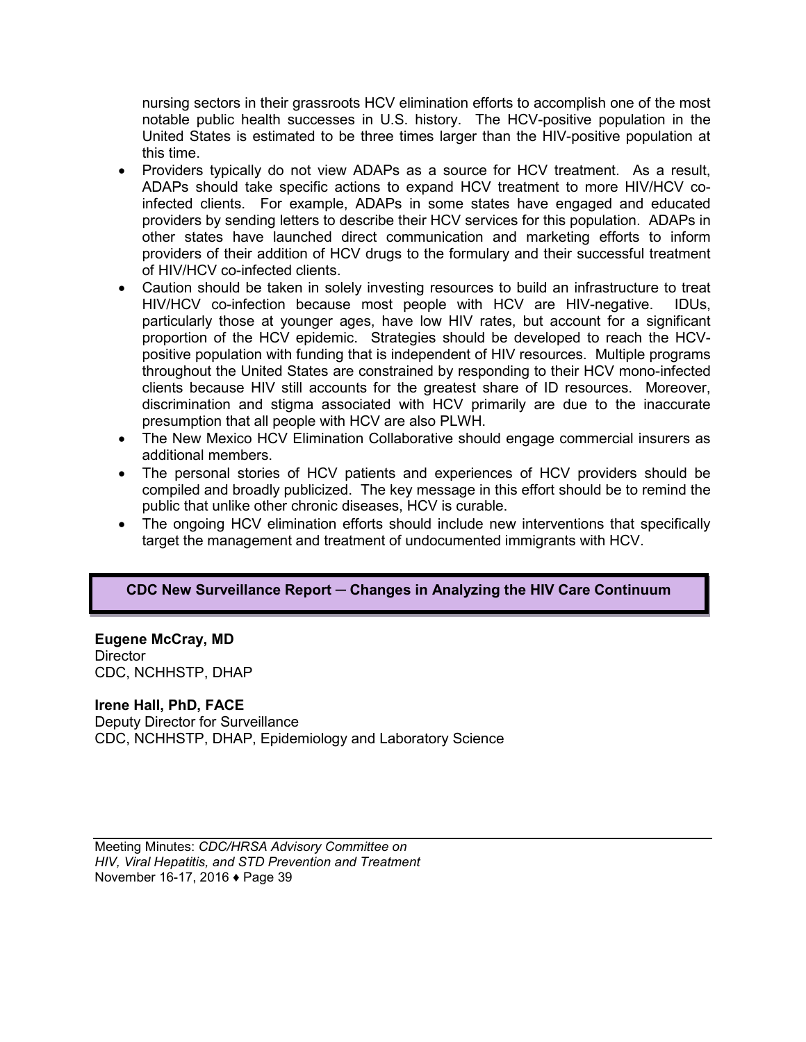nursing sectors in their grassroots HCV elimination efforts to accomplish one of the most notable public health successes in U.S. history. The HCV-positive population in the United States is estimated to be three times larger than the HIV-positive population at this time.

- Providers typically do not view ADAPs as a source for HCV treatment. As a result, ADAPs should take specific actions to expand HCV treatment to more HIV/HCV co-infected clients. For example, ADAPs in some states have engaged and educated providers by sending letters to describe their HCV services for this population. ADAPs in other states have launched direct communication and marketing efforts to inform providers of their addition of HCV drugs to the formulary and their successful treatment of HIV/HCV co-infected clients.
- Caution should be taken in solely investing resources to build an infrastructure to treat HIV/HCV co-infection because most people with HCV are HIV-negative. IDUs, particularly those at younger ages, have low HIV rates, but account for a significant proportion of the HCV epidemic. Strategies should be developed to reach the HCV-positive population with funding that is independent of HIV resources. Multiple programs throughout the United States are constrained by responding to their HCV mono-infected clients because HIV still accounts for the greatest share of ID resources. Moreover, discrimination and stigma associated with HCV primarily are due to the inaccurate presumption that all people with HCV are also PLWH.
- The New Mexico HCV Elimination Collaborative should engage commercial insurers as additional members.
- The personal stories of HCV patients and experiences of HCV providers should be compiled and broadly publicized. The key message in this effort should be to remind the public that unlike other chronic diseases, HCV is curable.
- The ongoing HCV elimination efforts should include new interventions that specifically target the management and treatment of undocumented immigrants with HCV.

## CDC New Surveillance Report ─ Changes in Analyzing the HIV Care Continuum

**Eugene McCray, MD**
Director
CDC, NCHHSTP, DHAP

**Irene Hall, PhD, FACE**
Deputy Director for Surveillance
CDC, NCHHSTP, DHAP, Epidemiology and Laboratory Science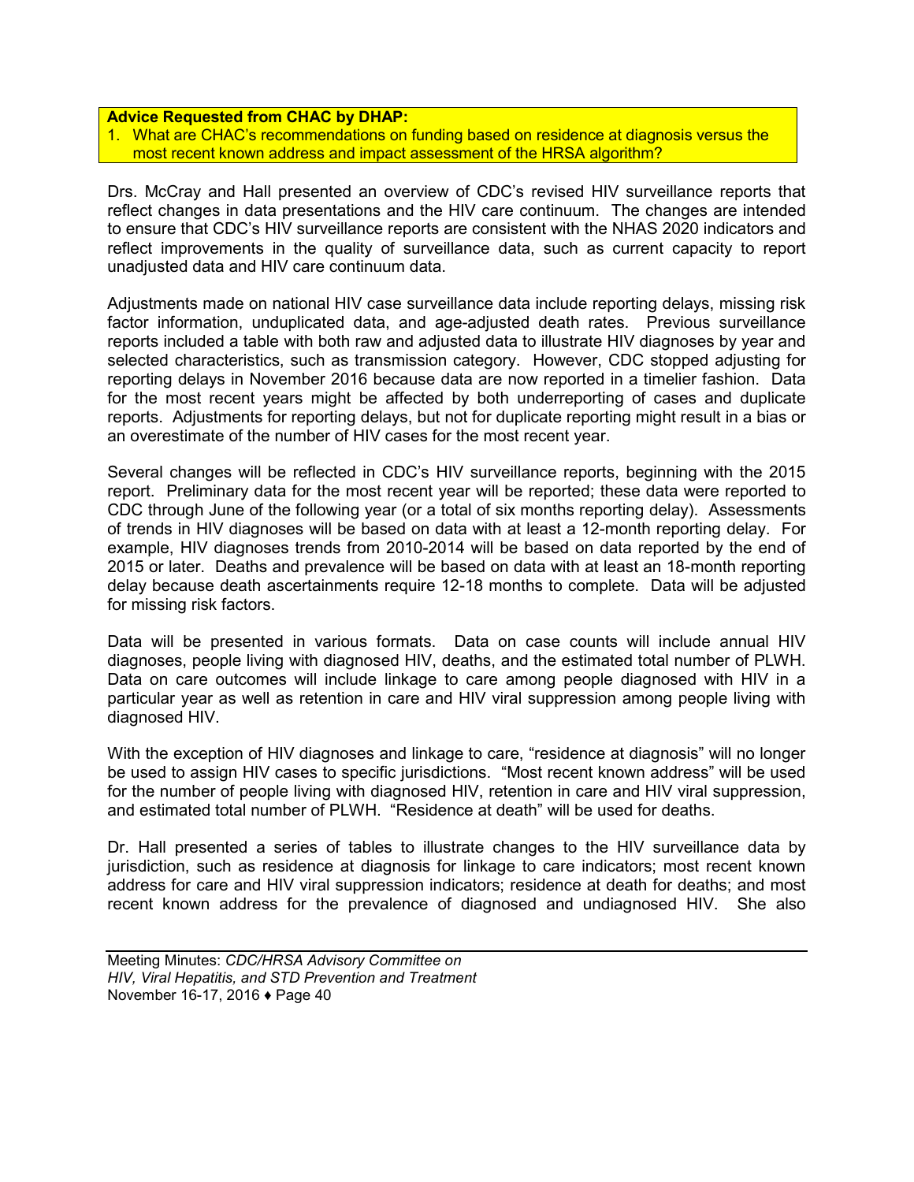**Advice Requested from CHAC by DHAP:**

1. What are CHAC's recommendations on funding based on residence at diagnosis versus the most recent known address and impact assessment of the HRSA algorithm?

Drs. McCray and Hall presented an overview of CDC's revised HIV surveillance reports that reflect changes in data presentations and the HIV care continuum. The changes are intended to ensure that CDC's HIV surveillance reports are consistent with the NHAS 2020 indicators and reflect improvements in the quality of surveillance data, such as current capacity to report unadjusted data and HIV care continuum data.

Adjustments made on national HIV case surveillance data include reporting delays, missing risk factor information, unduplicated data, and age-adjusted death rates. Previous surveillance reports included a table with both raw and adjusted data to illustrate HIV diagnoses by year and selected characteristics, such as transmission category. However, CDC stopped adjusting for reporting delays in November 2016 because data are now reported in a timelier fashion. Data for the most recent years might be affected by both underreporting of cases and duplicate reports. Adjustments for reporting delays, but not for duplicate reporting might result in a bias or an overestimate of the number of HIV cases for the most recent year.

Several changes will be reflected in CDC's HIV surveillance reports, beginning with the 2015 report. Preliminary data for the most recent year will be reported; these data were reported to CDC through June of the following year (or a total of six months reporting delay). Assessments of trends in HIV diagnoses will be based on data with at least a 12-month reporting delay. For example, HIV diagnoses trends from 2010-2014 will be based on data reported by the end of 2015 or later. Deaths and prevalence will be based on data with at least an 18-month reporting delay because death ascertainments require 12-18 months to complete. Data will be adjusted for missing risk factors.

Data will be presented in various formats. Data on case counts will include annual HIV diagnoses, people living with diagnosed HIV, deaths, and the estimated total number of PLWH. Data on care outcomes will include linkage to care among people diagnosed with HIV in a particular year as well as retention in care and HIV viral suppression among people living with diagnosed HIV.

With the exception of HIV diagnoses and linkage to care, "residence at diagnosis" will no longer be used to assign HIV cases to specific jurisdictions. "Most recent known address" will be used for the number of people living with diagnosed HIV, retention in care and HIV viral suppression, and estimated total number of PLWH. "Residence at death" will be used for deaths.

Dr. Hall presented a series of tables to illustrate changes to the HIV surveillance data by jurisdiction, such as residence at diagnosis for linkage to care indicators; most recent known address for care and HIV viral suppression indicators; residence at death for deaths; and most recent known address for the prevalence of diagnosed and undiagnosed HIV. She also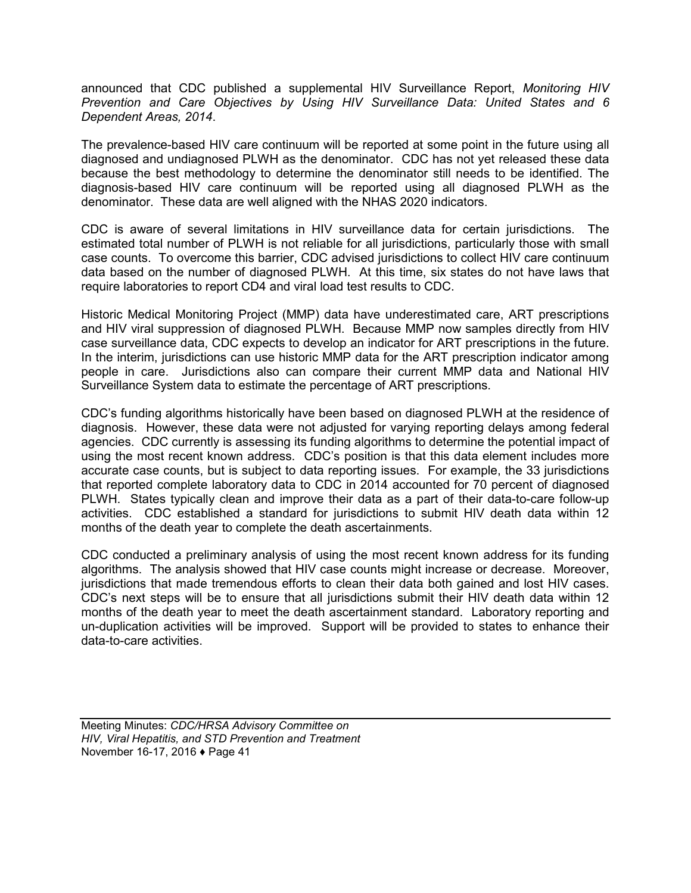announced that CDC published a supplemental HIV Surveillance Report, *Monitoring HIV Prevention and Care Objectives by Using HIV Surveillance Data: United States and 6 Dependent Areas, 2014*.

The prevalence-based HIV care continuum will be reported at some point in the future using all diagnosed and undiagnosed PLWH as the denominator. CDC has not yet released these data because the best methodology to determine the denominator still needs to be identified. The diagnosis-based HIV care continuum will be reported using all diagnosed PLWH as the denominator. These data are well aligned with the NHAS 2020 indicators.

CDC is aware of several limitations in HIV surveillance data for certain jurisdictions. The estimated total number of PLWH is not reliable for all jurisdictions, particularly those with small case counts. To overcome this barrier, CDC advised jurisdictions to collect HIV care continuum data based on the number of diagnosed PLWH. At this time, six states do not have laws that require laboratories to report CD4 and viral load test results to CDC.

Historic Medical Monitoring Project (MMP) data have underestimated care, ART prescriptions and HIV viral suppression of diagnosed PLWH. Because MMP now samples directly from HIV case surveillance data, CDC expects to develop an indicator for ART prescriptions in the future. In the interim, jurisdictions can use historic MMP data for the ART prescription indicator among people in care. Jurisdictions also can compare their current MMP data and National HIV Surveillance System data to estimate the percentage of ART prescriptions.

CDC's funding algorithms historically have been based on diagnosed PLWH at the residence of diagnosis. However, these data were not adjusted for varying reporting delays among federal agencies. CDC currently is assessing its funding algorithms to determine the potential impact of using the most recent known address. CDC's position is that this data element includes more accurate case counts, but is subject to data reporting issues. For example, the 33 jurisdictions that reported complete laboratory data to CDC in 2014 accounted for 70 percent of diagnosed PLWH. States typically clean and improve their data as a part of their data-to-care follow-up activities. CDC established a standard for jurisdictions to submit HIV death data within 12 months of the death year to complete the death ascertainments.

CDC conducted a preliminary analysis of using the most recent known address for its funding algorithms. The analysis showed that HIV case counts might increase or decrease. Moreover, jurisdictions that made tremendous efforts to clean their data both gained and lost HIV cases. CDC's next steps will be to ensure that all jurisdictions submit their HIV death data within 12 months of the death year to meet the death ascertainment standard. Laboratory reporting and un-duplication activities will be improved. Support will be provided to states to enhance their data-to-care activities.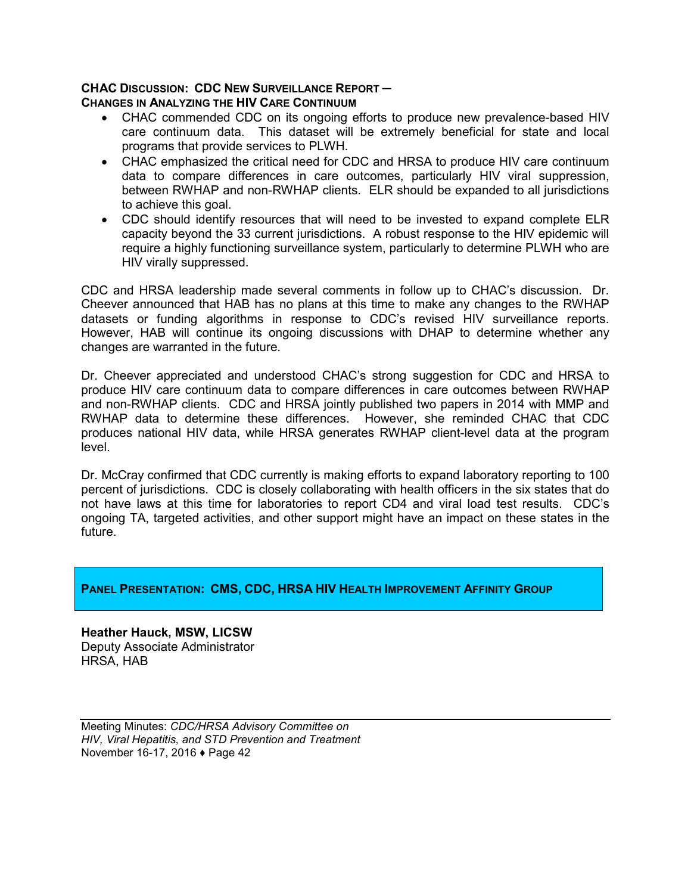**CHAC DISCUSSION: CDC NEW SURVEILLANCE REPORT — CHANGES IN ANALYZING THE HIV CARE CONTINUUM**

- CHAC commended CDC on its ongoing efforts to produce new prevalence-based HIV care continuum data. This dataset will be extremely beneficial for state and local programs that provide services to PLWH.
- CHAC emphasized the critical need for CDC and HRSA to produce HIV care continuum data to compare differences in care outcomes, particularly HIV viral suppression, between RWHAP and non-RWHAP clients. ELR should be expanded to all jurisdictions to achieve this goal.
- CDC should identify resources that will need to be invested to expand complete ELR capacity beyond the 33 current jurisdictions. A robust response to the HIV epidemic will require a highly functioning surveillance system, particularly to determine PLWH who are HIV virally suppressed.

CDC and HRSA leadership made several comments in follow up to CHAC's discussion. Dr. Cheever announced that HAB has no plans at this time to make any changes to the RWHAP datasets or funding algorithms in response to CDC's revised HIV surveillance reports. However, HAB will continue its ongoing discussions with DHAP to determine whether any changes are warranted in the future.

Dr. Cheever appreciated and understood CHAC's strong suggestion for CDC and HRSA to produce HIV care continuum data to compare differences in care outcomes between RWHAP and non-RWHAP clients. CDC and HRSA jointly published two papers in 2014 with MMP and RWHAP data to determine these differences. However, she reminded CHAC that CDC produces national HIV data, while HRSA generates RWHAP client-level data at the program level.

Dr. McCray confirmed that CDC currently is making efforts to expand laboratory reporting to 100 percent of jurisdictions. CDC is closely collaborating with health officers in the six states that do not have laws at this time for laboratories to report CD4 and viral load test results. CDC's ongoing TA, targeted activities, and other support might have an impact on these states in the future.

## PANEL PRESENTATION: CMS, CDC, HRSA HIV HEALTH IMPROVEMENT AFFINITY GROUP

**Heather Hauck, MSW, LICSW**
Deputy Associate Administrator
HRSA, HAB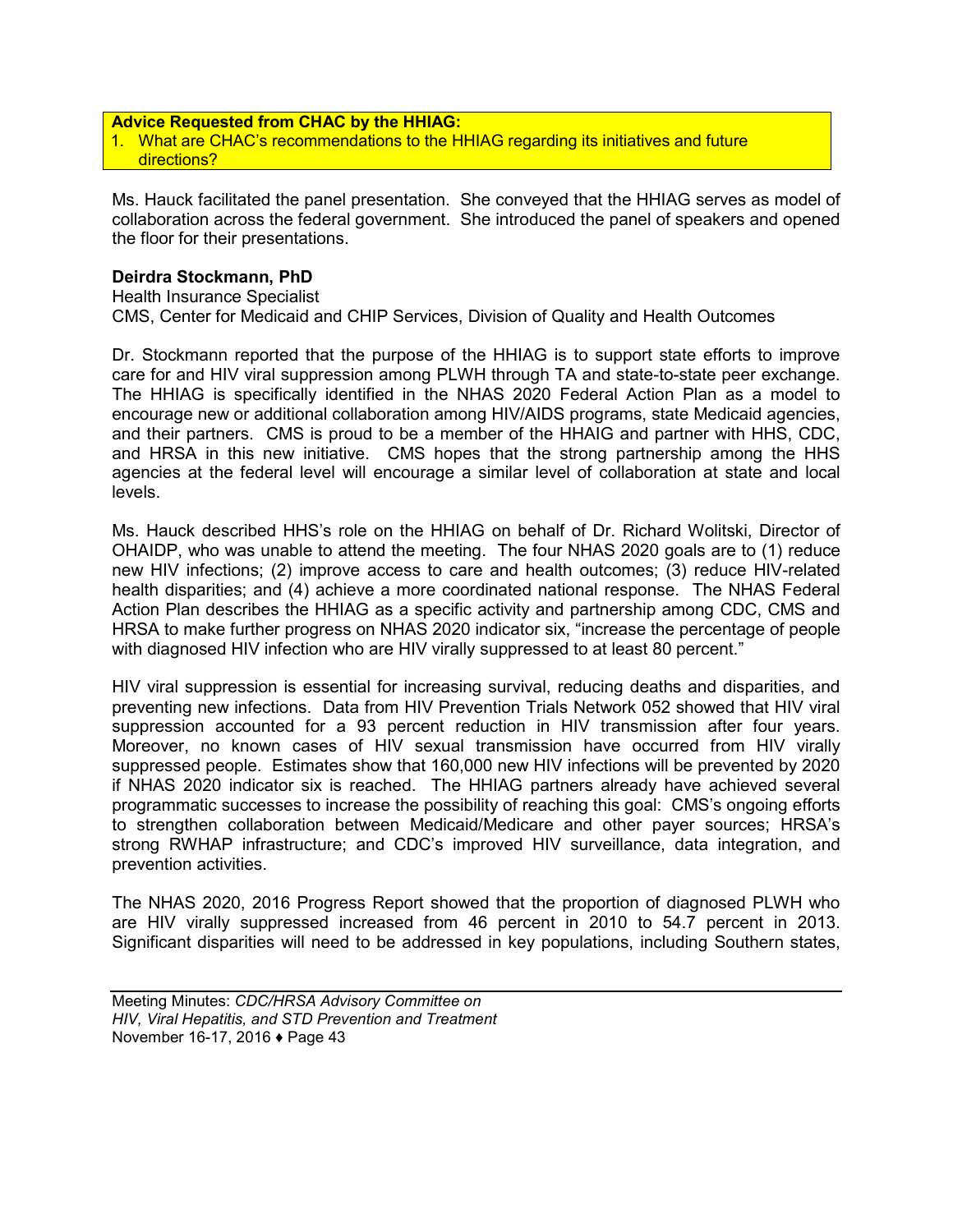**Advice Requested from CHAC by the HHIAG:**

1. What are CHAC's recommendations to the HHIAG regarding its initiatives and future directions?

Ms. Hauck facilitated the panel presentation. She conveyed that the HHIAG serves as model of collaboration across the federal government. She introduced the panel of speakers and opened the floor for their presentations.

**Deirdra Stockmann, PhD**
Health Insurance Specialist
CMS, Center for Medicaid and CHIP Services, Division of Quality and Health Outcomes

Dr. Stockmann reported that the purpose of the HHIAG is to support state efforts to improve care for and HIV viral suppression among PLWH through TA and state-to-state peer exchange. The HHIAG is specifically identified in the NHAS 2020 Federal Action Plan as a model to encourage new or additional collaboration among HIV/AIDS programs, state Medicaid agencies, and their partners. CMS is proud to be a member of the HHAIG and partner with HHS, CDC, and HRSA in this new initiative. CMS hopes that the strong partnership among the HHS agencies at the federal level will encourage a similar level of collaboration at state and local levels.

Ms. Hauck described HHS's role on the HHIAG on behalf of Dr. Richard Wolitski, Director of OHAIDP, who was unable to attend the meeting. The four NHAS 2020 goals are to (1) reduce new HIV infections; (2) improve access to care and health outcomes; (3) reduce HIV-related health disparities; and (4) achieve a more coordinated national response. The NHAS Federal Action Plan describes the HHIAG as a specific activity and partnership among CDC, CMS and HRSA to make further progress on NHAS 2020 indicator six, "increase the percentage of people with diagnosed HIV infection who are HIV virally suppressed to at least 80 percent."

HIV viral suppression is essential for increasing survival, reducing deaths and disparities, and preventing new infections. Data from HIV Prevention Trials Network 052 showed that HIV viral suppression accounted for a 93 percent reduction in HIV transmission after four years. Moreover, no known cases of HIV sexual transmission have occurred from HIV virally suppressed people. Estimates show that 160,000 new HIV infections will be prevented by 2020 if NHAS 2020 indicator six is reached. The HHIAG partners already have achieved several programmatic successes to increase the possibility of reaching this goal: CMS's ongoing efforts to strengthen collaboration between Medicaid/Medicare and other payer sources; HRSA's strong RWHAP infrastructure; and CDC's improved HIV surveillance, data integration, and prevention activities.

The NHAS 2020, 2016 Progress Report showed that the proportion of diagnosed PLWH who are HIV virally suppressed increased from 46 percent in 2010 to 54.7 percent in 2013. Significant disparities will need to be addressed in key populations, including Southern states,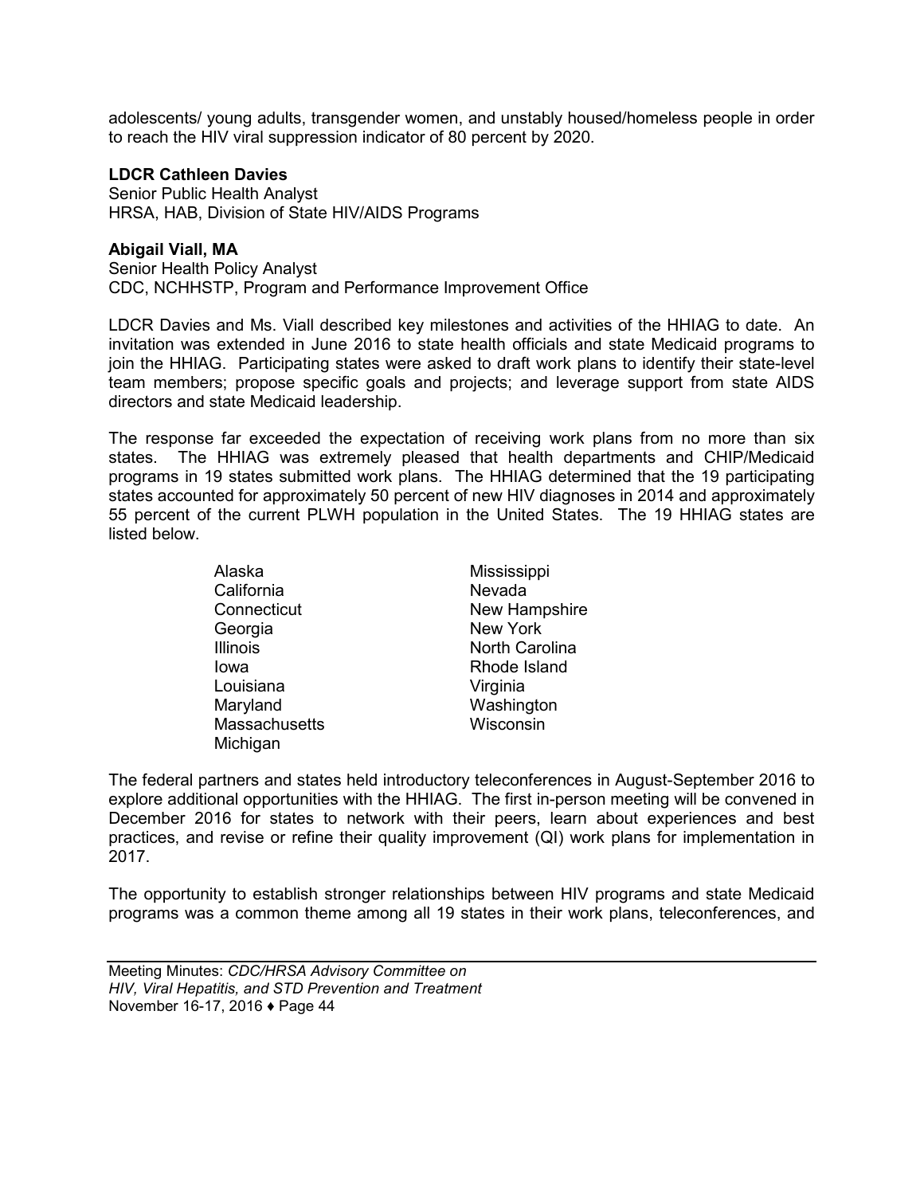adolescents/ young adults, transgender women, and unstably housed/homeless people in order to reach the HIV viral suppression indicator of 80 percent by 2020.

**LDCR Cathleen Davies**
Senior Public Health Analyst
HRSA, HAB, Division of State HIV/AIDS Programs

**Abigail Viall, MA**
Senior Health Policy Analyst
CDC, NCHHSTP, Program and Performance Improvement Office

LDCR Davies and Ms. Viall described key milestones and activities of the HHIAG to date. An invitation was extended in June 2016 to state health officials and state Medicaid programs to join the HHIAG. Participating states were asked to draft work plans to identify their state-level team members; propose specific goals and projects; and leverage support from state AIDS directors and state Medicaid leadership.

The response far exceeded the expectation of receiving work plans from no more than six states. The HHIAG was extremely pleased that health departments and CHIP/Medicaid programs in 19 states submitted work plans. The HHIAG determined that the 19 participating states accounted for approximately 50 percent of new HIV diagnoses in 2014 and approximately 55 percent of the current PLWH population in the United States. The 19 HHIAG states are listed below.

- Alaska
- California
- Connecticut
- Georgia
- Illinois
- Iowa
- Louisiana
- Maryland
- Massachusetts
- Michigan
- Mississippi
- Nevada
- New Hampshire
- New York
- North Carolina
- Rhode Island
- Virginia
- Washington
- Wisconsin

The federal partners and states held introductory teleconferences in August-September 2016 to explore additional opportunities with the HHIAG. The first in-person meeting will be convened in December 2016 for states to network with their peers, learn about experiences and best practices, and revise or refine their quality improvement (QI) work plans for implementation in 2017.

The opportunity to establish stronger relationships between HIV programs and state Medicaid programs was a common theme among all 19 states in their work plans, teleconferences, and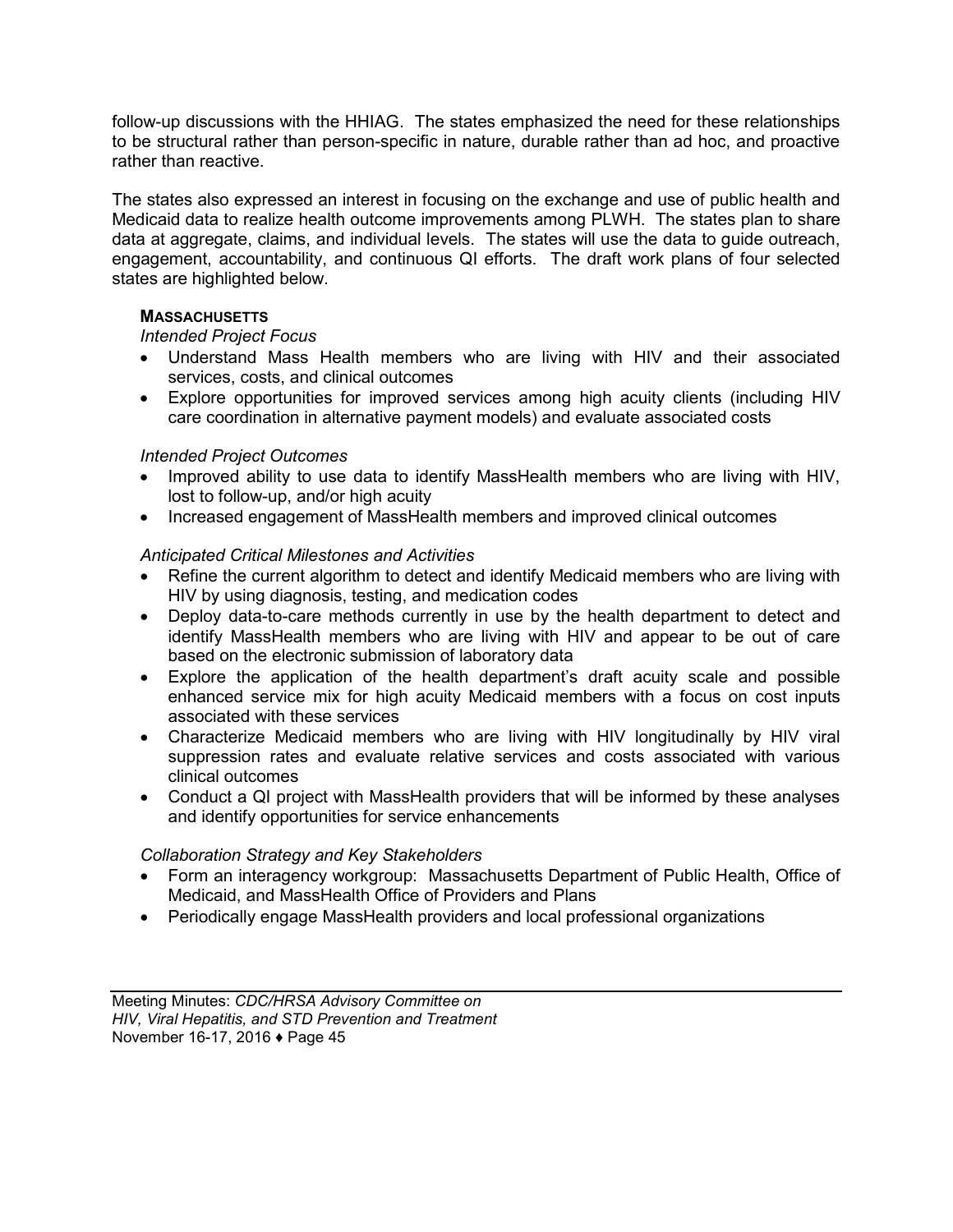follow-up discussions with the HHIAG. The states emphasized the need for these relationships to be structural rather than person-specific in nature, durable rather than ad hoc, and proactive rather than reactive.

The states also expressed an interest in focusing on the exchange and use of public health and Medicaid data to realize health outcome improvements among PLWH. The states plan to share data at aggregate, claims, and individual levels. The states will use the data to guide outreach, engagement, accountability, and continuous QI efforts. The draft work plans of four selected states are highlighted below.

**MASSACHUSETTS**

*Intended Project Focus*

- Understand Mass Health members who are living with HIV and their associated services, costs, and clinical outcomes
- Explore opportunities for improved services among high acuity clients (including HIV care coordination in alternative payment models) and evaluate associated costs

*Intended Project Outcomes*

- Improved ability to use data to identify MassHealth members who are living with HIV, lost to follow-up, and/or high acuity
- Increased engagement of MassHealth members and improved clinical outcomes

*Anticipated Critical Milestones and Activities*

- Refine the current algorithm to detect and identify Medicaid members who are living with HIV by using diagnosis, testing, and medication codes
- Deploy data-to-care methods currently in use by the health department to detect and identify MassHealth members who are living with HIV and appear to be out of care based on the electronic submission of laboratory data
- Explore the application of the health department's draft acuity scale and possible enhanced service mix for high acuity Medicaid members with a focus on cost inputs associated with these services
- Characterize Medicaid members who are living with HIV longitudinally by HIV viral suppression rates and evaluate relative services and costs associated with various clinical outcomes
- Conduct a QI project with MassHealth providers that will be informed by these analyses and identify opportunities for service enhancements

*Collaboration Strategy and Key Stakeholders*

- Form an interagency workgroup: Massachusetts Department of Public Health, Office of Medicaid, and MassHealth Office of Providers and Plans
- Periodically engage MassHealth providers and local professional organizations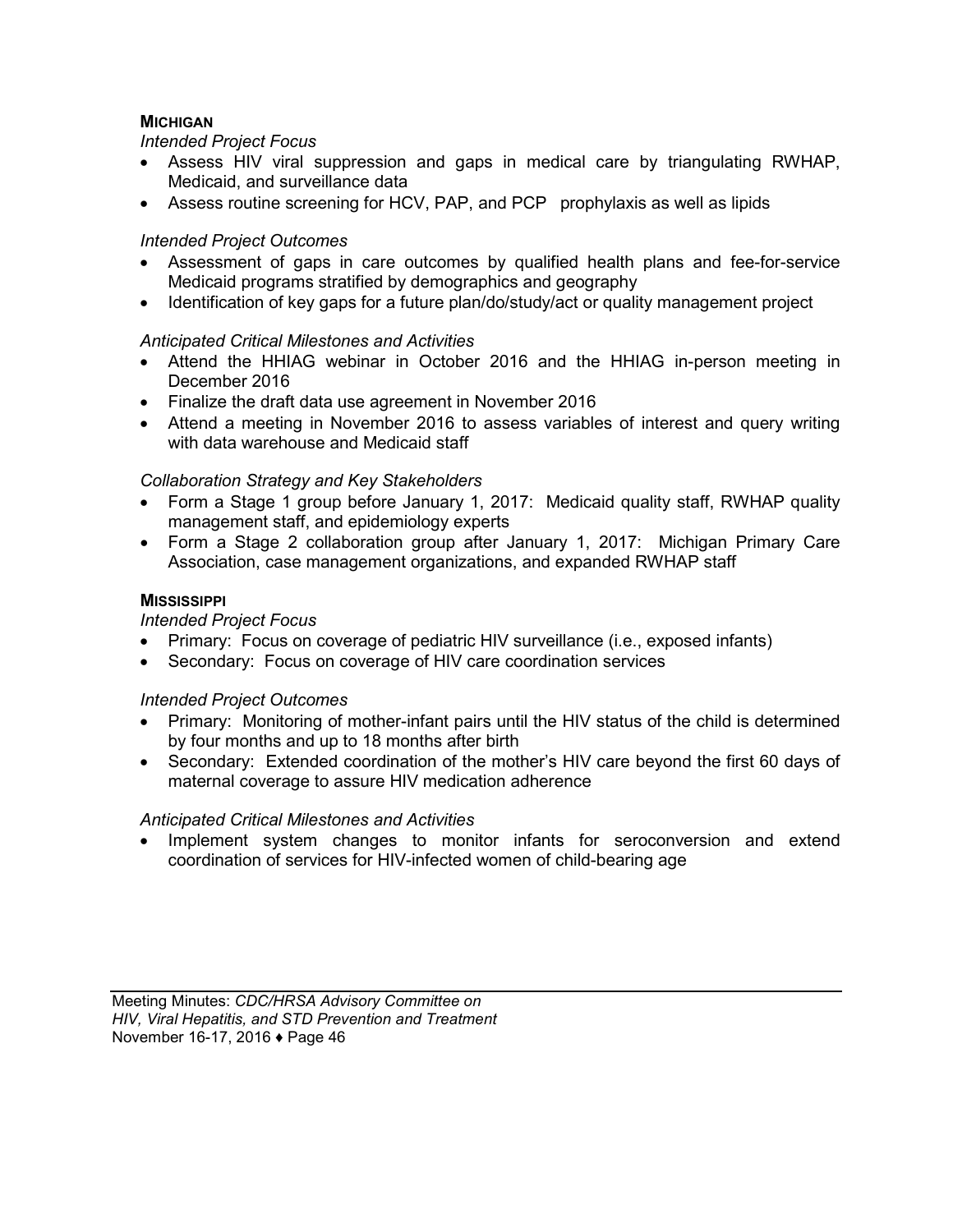**MICHIGAN**

*Intended Project Focus*

- Assess HIV viral suppression and gaps in medical care by triangulating RWHAP, Medicaid, and surveillance data
- Assess routine screening for HCV, PAP, and PCP prophylaxis as well as lipids

*Intended Project Outcomes*

- Assessment of gaps in care outcomes by qualified health plans and fee-for-service Medicaid programs stratified by demographics and geography
- Identification of key gaps for a future plan/do/study/act or quality management project

*Anticipated Critical Milestones and Activities*

- Attend the HHIAG webinar in October 2016 and the HHIAG in-person meeting in December 2016
- Finalize the draft data use agreement in November 2016
- Attend a meeting in November 2016 to assess variables of interest and query writing with data warehouse and Medicaid staff

*Collaboration Strategy and Key Stakeholders*

- Form a Stage 1 group before January 1, 2017: Medicaid quality staff, RWHAP quality management staff, and epidemiology experts
- Form a Stage 2 collaboration group after January 1, 2017: Michigan Primary Care Association, case management organizations, and expanded RWHAP staff

**MISSISSIPPI**

*Intended Project Focus*

- Primary: Focus on coverage of pediatric HIV surveillance (i.e., exposed infants)
- Secondary: Focus on coverage of HIV care coordination services

*Intended Project Outcomes*

- Primary: Monitoring of mother-infant pairs until the HIV status of the child is determined by four months and up to 18 months after birth
- Secondary: Extended coordination of the mother's HIV care beyond the first 60 days of maternal coverage to assure HIV medication adherence

*Anticipated Critical Milestones and Activities*

- Implement system changes to monitor infants for seroconversion and extend coordination of services for HIV-infected women of child-bearing age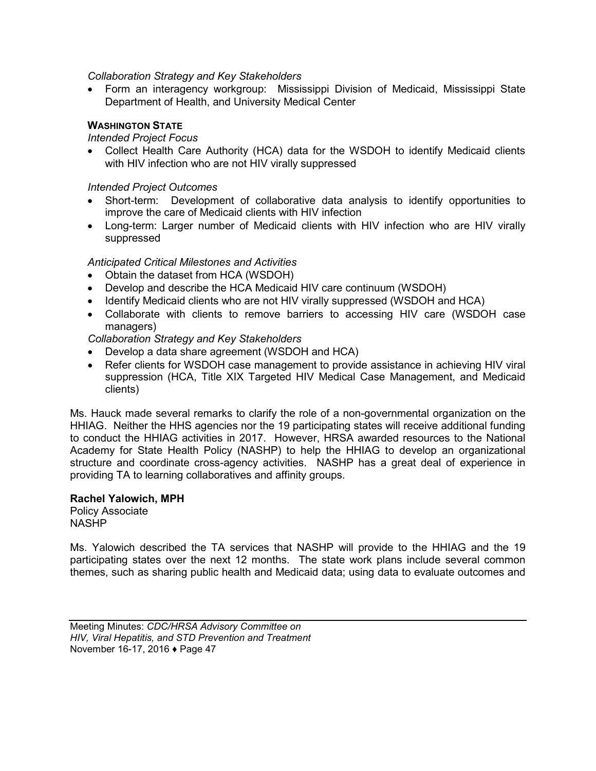*Collaboration Strategy and Key Stakeholders*

- Form an interagency workgroup: Mississippi Division of Medicaid, Mississippi State Department of Health, and University Medical Center

**WASHINGTON STATE**

*Intended Project Focus*

- Collect Health Care Authority (HCA) data for the WSDOH to identify Medicaid clients with HIV infection who are not HIV virally suppressed

*Intended Project Outcomes*

- Short-term: Development of collaborative data analysis to identify opportunities to improve the care of Medicaid clients with HIV infection
- Long-term: Larger number of Medicaid clients with HIV infection who are HIV virally suppressed

*Anticipated Critical Milestones and Activities*

- Obtain the dataset from HCA (WSDOH)
- Develop and describe the HCA Medicaid HIV care continuum (WSDOH)
- Identify Medicaid clients who are not HIV virally suppressed (WSDOH and HCA)
- Collaborate with clients to remove barriers to accessing HIV care (WSDOH case managers)

*Collaboration Strategy and Key Stakeholders*

- Develop a data share agreement (WSDOH and HCA)
- Refer clients for WSDOH case management to provide assistance in achieving HIV viral suppression (HCA, Title XIX Targeted HIV Medical Case Management, and Medicaid clients)

Ms. Hauck made several remarks to clarify the role of a non-governmental organization on the HHIAG. Neither the HHS agencies nor the 19 participating states will receive additional funding to conduct the HHIAG activities in 2017. However, HRSA awarded resources to the National Academy for State Health Policy (NASHP) to help the HHIAG to develop an organizational structure and coordinate cross-agency activities. NASHP has a great deal of experience in providing TA to learning collaboratives and affinity groups.

**Rachel Yalowich, MPH**
Policy Associate
NASHP

Ms. Yalowich described the TA services that NASHP will provide to the HHIAG and the 19 participating states over the next 12 months. The state work plans include several common themes, such as sharing public health and Medicaid data; using data to evaluate outcomes and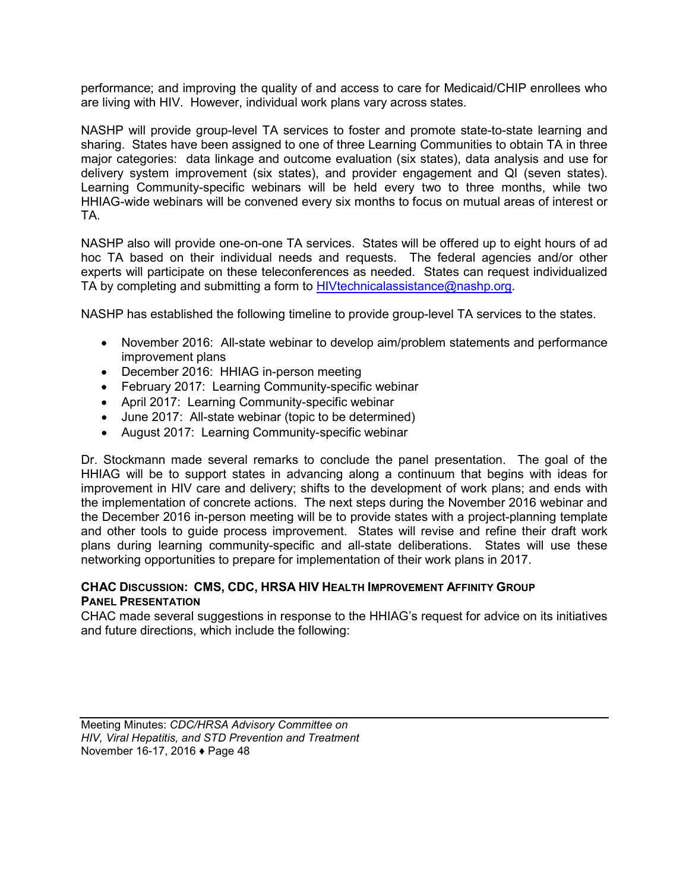performance; and improving the quality of and access to care for Medicaid/CHIP enrollees who are living with HIV. However, individual work plans vary across states.

NASHP will provide group-level TA services to foster and promote state-to-state learning and sharing. States have been assigned to one of three Learning Communities to obtain TA in three major categories: data linkage and outcome evaluation (six states), data analysis and use for delivery system improvement (six states), and provider engagement and QI (seven states). Learning Community-specific webinars will be held every two to three months, while two HHIAG-wide webinars will be convened every six months to focus on mutual areas of interest or TA.

NASHP also will provide one-on-one TA services. States will be offered up to eight hours of ad hoc TA based on their individual needs and requests. The federal agencies and/or other experts will participate on these teleconferences as needed. States can request individualized TA by completing and submitting a form to HIVtechnicalassistance@nashp.org.

NASHP has established the following timeline to provide group-level TA services to the states.

- November 2016: All-state webinar to develop aim/problem statements and performance improvement plans
- December 2016: HHIAG in-person meeting
- February 2017: Learning Community-specific webinar
- April 2017: Learning Community-specific webinar
- June 2017: All-state webinar (topic to be determined)
- August 2017: Learning Community-specific webinar

Dr. Stockmann made several remarks to conclude the panel presentation. The goal of the HHIAG will be to support states in advancing along a continuum that begins with ideas for improvement in HIV care and delivery; shifts to the development of work plans; and ends with the implementation of concrete actions. The next steps during the November 2016 webinar and the December 2016 in-person meeting will be to provide states with a project-planning template and other tools to guide process improvement. States will revise and refine their draft work plans during learning community-specific and all-state deliberations. States will use these networking opportunities to prepare for implementation of their work plans in 2017.

**CHAC DISCUSSION: CMS, CDC, HRSA HIV HEALTH IMPROVEMENT AFFINITY GROUP PANEL PRESENTATION**

CHAC made several suggestions in response to the HHIAG's request for advice on its initiatives and future directions, which include the following: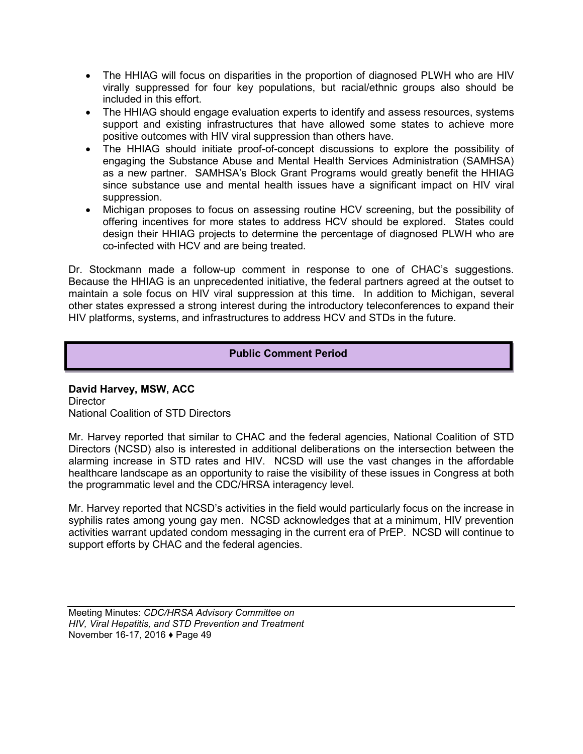- The HHIAG will focus on disparities in the proportion of diagnosed PLWH who are HIV virally suppressed for four key populations, but racial/ethnic groups also should be included in this effort.
- The HHIAG should engage evaluation experts to identify and assess resources, systems support and existing infrastructures that have allowed some states to achieve more positive outcomes with HIV viral suppression than others have.
- The HHIAG should initiate proof-of-concept discussions to explore the possibility of engaging the Substance Abuse and Mental Health Services Administration (SAMHSA) as a new partner. SAMHSA's Block Grant Programs would greatly benefit the HHIAG since substance use and mental health issues have a significant impact on HIV viral suppression.
- Michigan proposes to focus on assessing routine HCV screening, but the possibility of offering incentives for more states to address HCV should be explored. States could design their HHIAG projects to determine the percentage of diagnosed PLWH who are co-infected with HCV and are being treated.

Dr. Stockmann made a follow-up comment in response to one of CHAC's suggestions. Because the HHIAG is an unprecedented initiative, the federal partners agreed at the outset to maintain a sole focus on HIV viral suppression at this time. In addition to Michigan, several other states expressed a strong interest during the introductory teleconferences to expand their HIV platforms, systems, and infrastructures to address HCV and STDs in the future.

## Public Comment Period

**David Harvey, MSW, ACC**
Director
National Coalition of STD Directors

Mr. Harvey reported that similar to CHAC and the federal agencies, National Coalition of STD Directors (NCSD) also is interested in additional deliberations on the intersection between the alarming increase in STD rates and HIV. NCSD will use the vast changes in the affordable healthcare landscape as an opportunity to raise the visibility of these issues in Congress at both the programmatic level and the CDC/HRSA interagency level.

Mr. Harvey reported that NCSD's activities in the field would particularly focus on the increase in syphilis rates among young gay men. NCSD acknowledges that at a minimum, HIV prevention activities warrant updated condom messaging in the current era of PrEP. NCSD will continue to support efforts by CHAC and the federal agencies.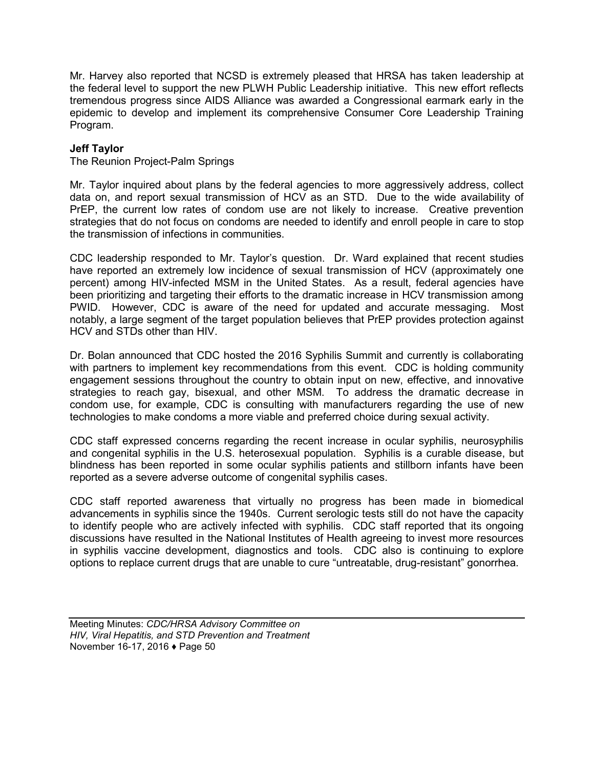Mr. Harvey also reported that NCSD is extremely pleased that HRSA has taken leadership at the federal level to support the new PLWH Public Leadership initiative. This new effort reflects tremendous progress since AIDS Alliance was awarded a Congressional earmark early in the epidemic to develop and implement its comprehensive Consumer Core Leadership Training Program.

**Jeff Taylor**
The Reunion Project-Palm Springs

Mr. Taylor inquired about plans by the federal agencies to more aggressively address, collect data on, and report sexual transmission of HCV as an STD. Due to the wide availability of PrEP, the current low rates of condom use are not likely to increase. Creative prevention strategies that do not focus on condoms are needed to identify and enroll people in care to stop the transmission of infections in communities.

CDC leadership responded to Mr. Taylor's question. Dr. Ward explained that recent studies have reported an extremely low incidence of sexual transmission of HCV (approximately one percent) among HIV-infected MSM in the United States. As a result, federal agencies have been prioritizing and targeting their efforts to the dramatic increase in HCV transmission among PWID. However, CDC is aware of the need for updated and accurate messaging. Most notably, a large segment of the target population believes that PrEP provides protection against HCV and STDs other than HIV.

Dr. Bolan announced that CDC hosted the 2016 Syphilis Summit and currently is collaborating with partners to implement key recommendations from this event. CDC is holding community engagement sessions throughout the country to obtain input on new, effective, and innovative strategies to reach gay, bisexual, and other MSM. To address the dramatic decrease in condom use, for example, CDC is consulting with manufacturers regarding the use of new technologies to make condoms a more viable and preferred choice during sexual activity.

CDC staff expressed concerns regarding the recent increase in ocular syphilis, neurosyphilis and congenital syphilis in the U.S. heterosexual population. Syphilis is a curable disease, but blindness has been reported in some ocular syphilis patients and stillborn infants have been reported as a severe adverse outcome of congenital syphilis cases.

CDC staff reported awareness that virtually no progress has been made in biomedical advancements in syphilis since the 1940s. Current serologic tests still do not have the capacity to identify people who are actively infected with syphilis. CDC staff reported that its ongoing discussions have resulted in the National Institutes of Health agreeing to invest more resources in syphilis vaccine development, diagnostics and tools. CDC also is continuing to explore options to replace current drugs that are unable to cure "untreatable, drug-resistant" gonorrhea.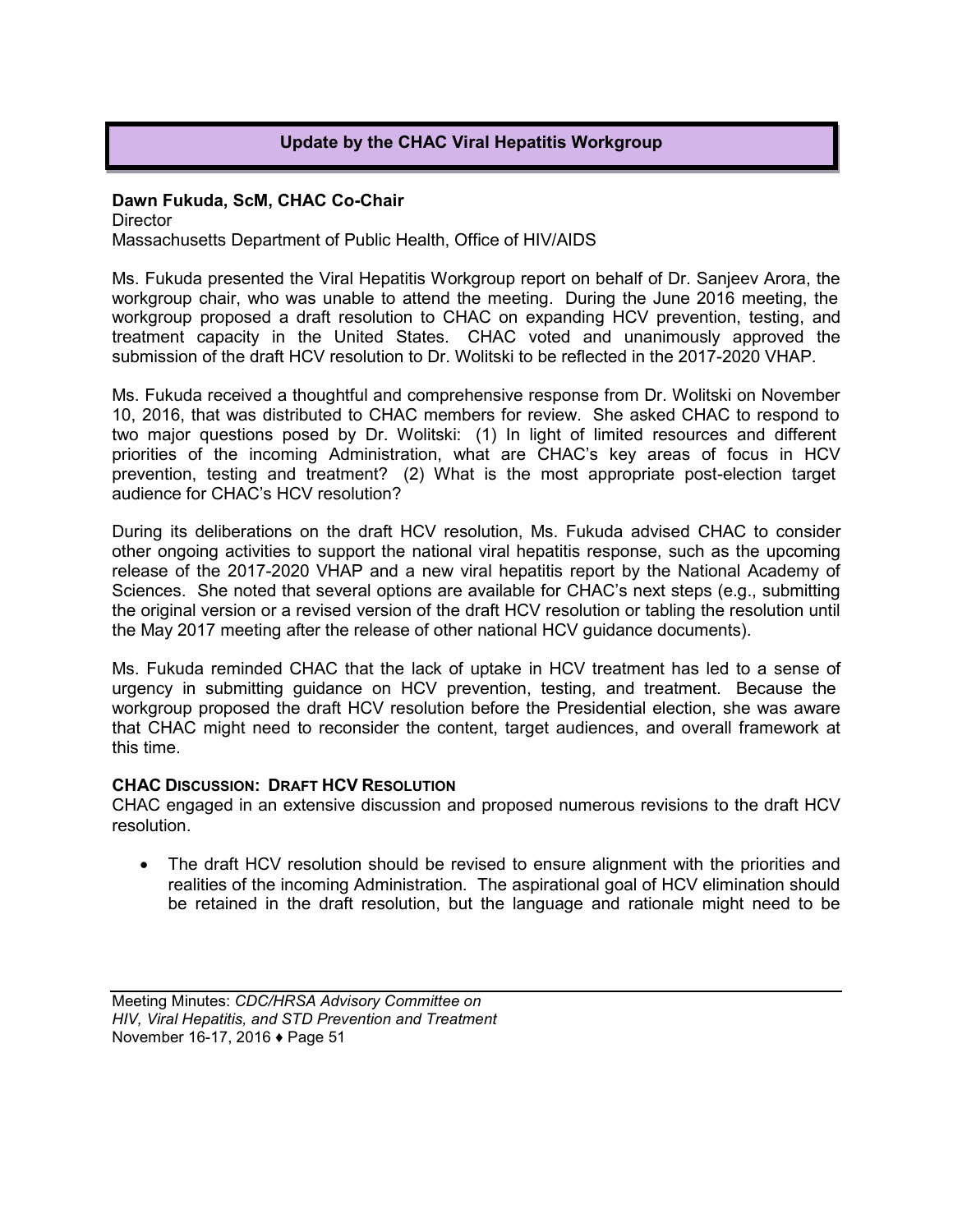## Update by the CHAC Viral Hepatitis Workgroup

**Dawn Fukuda, ScM, CHAC Co-Chair**
Director
Massachusetts Department of Public Health, Office of HIV/AIDS

Ms. Fukuda presented the Viral Hepatitis Workgroup report on behalf of Dr. Sanjeev Arora, the workgroup chair, who was unable to attend the meeting. During the June 2016 meeting, the workgroup proposed a draft resolution to CHAC on expanding HCV prevention, testing, and treatment capacity in the United States. CHAC voted and unanimously approved the submission of the draft HCV resolution to Dr. Wolitski to be reflected in the 2017-2020 VHAP.

Ms. Fukuda received a thoughtful and comprehensive response from Dr. Wolitski on November 10, 2016, that was distributed to CHAC members for review. She asked CHAC to respond to two major questions posed by Dr. Wolitski: (1) In light of limited resources and different priorities of the incoming Administration, what are CHAC's key areas of focus in HCV prevention, testing and treatment? (2) What is the most appropriate post-election target audience for CHAC's HCV resolution?

During its deliberations on the draft HCV resolution, Ms. Fukuda advised CHAC to consider other ongoing activities to support the national viral hepatitis response, such as the upcoming release of the 2017-2020 VHAP and a new viral hepatitis report by the National Academy of Sciences. She noted that several options are available for CHAC's next steps (e.g., submitting the original version or a revised version of the draft HCV resolution or tabling the resolution until the May 2017 meeting after the release of other national HCV guidance documents).

Ms. Fukuda reminded CHAC that the lack of uptake in HCV treatment has led to a sense of urgency in submitting guidance on HCV prevention, testing, and treatment. Because the workgroup proposed the draft HCV resolution before the Presidential election, she was aware that CHAC might need to reconsider the content, target audiences, and overall framework at this time.

**CHAC DISCUSSION: DRAFT HCV RESOLUTION**

CHAC engaged in an extensive discussion and proposed numerous revisions to the draft HCV resolution.

- The draft HCV resolution should be revised to ensure alignment with the priorities and realities of the incoming Administration. The aspirational goal of HCV elimination should be retained in the draft resolution, but the language and rationale might need to be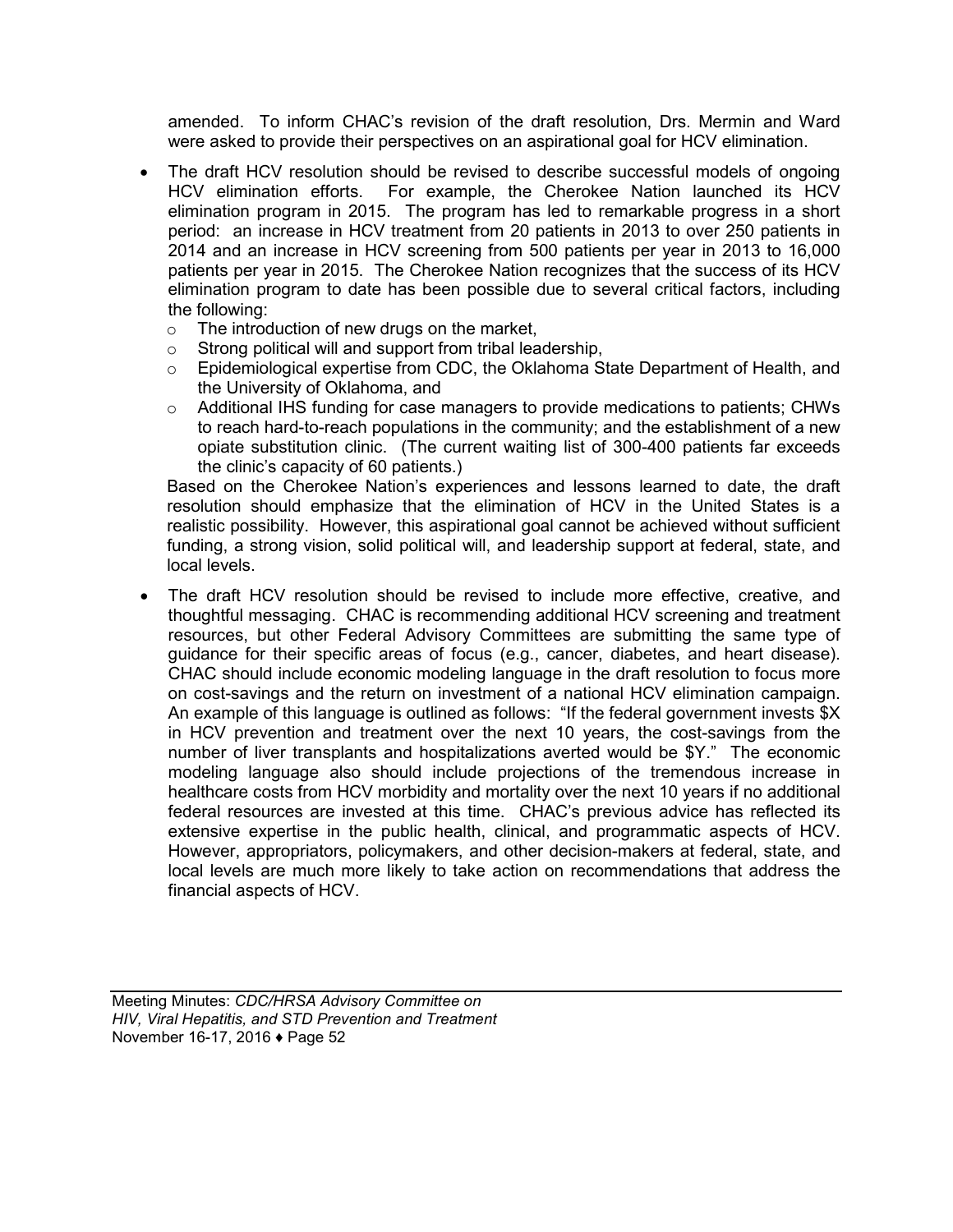amended. To inform CHAC's revision of the draft resolution, Drs. Mermin and Ward were asked to provide their perspectives on an aspirational goal for HCV elimination.

- The draft HCV resolution should be revised to describe successful models of ongoing HCV elimination efforts. For example, the Cherokee Nation launched its HCV elimination program in 2015. The program has led to remarkable progress in a short period: an increase in HCV treatment from 20 patients in 2013 to over 250 patients in 2014 and an increase in HCV screening from 500 patients per year in 2013 to 16,000 patients per year in 2015. The Cherokee Nation recognizes that the success of its HCV elimination program to date has been possible due to several critical factors, including the following:
    - The introduction of new drugs on the market,
    - Strong political will and support from tribal leadership,
    - Epidemiological expertise from CDC, the Oklahoma State Department of Health, and the University of Oklahoma, and
    - Additional IHS funding for case managers to provide medications to patients; CHWs to reach hard-to-reach populations in the community; and the establishment of a new opiate substitution clinic. (The current waiting list of 300-400 patients far exceeds the clinic's capacity of 60 patients.)

  Based on the Cherokee Nation's experiences and lessons learned to date, the draft resolution should emphasize that the elimination of HCV in the United States is a realistic possibility. However, this aspirational goal cannot be achieved without sufficient funding, a strong vision, solid political will, and leadership support at federal, state, and local levels.

- The draft HCV resolution should be revised to include more effective, creative, and thoughtful messaging. CHAC is recommending additional HCV screening and treatment resources, but other Federal Advisory Committees are submitting the same type of guidance for their specific areas of focus (e.g., cancer, diabetes, and heart disease). CHAC should include economic modeling language in the draft resolution to focus more on cost-savings and the return on investment of a national HCV elimination campaign. An example of this language is outlined as follows: "If the federal government invests $X in HCV prevention and treatment over the next 10 years, the cost-savings from the number of liver transplants and hospitalizations averted would be $Y." The economic modeling language also should include projections of the tremendous increase in healthcare costs from HCV morbidity and mortality over the next 10 years if no additional federal resources are invested at this time. CHAC's previous advice has reflected its extensive expertise in the public health, clinical, and programmatic aspects of HCV. However, appropriators, policymakers, and other decision-makers at federal, state, and local levels are much more likely to take action on recommendations that address the financial aspects of HCV.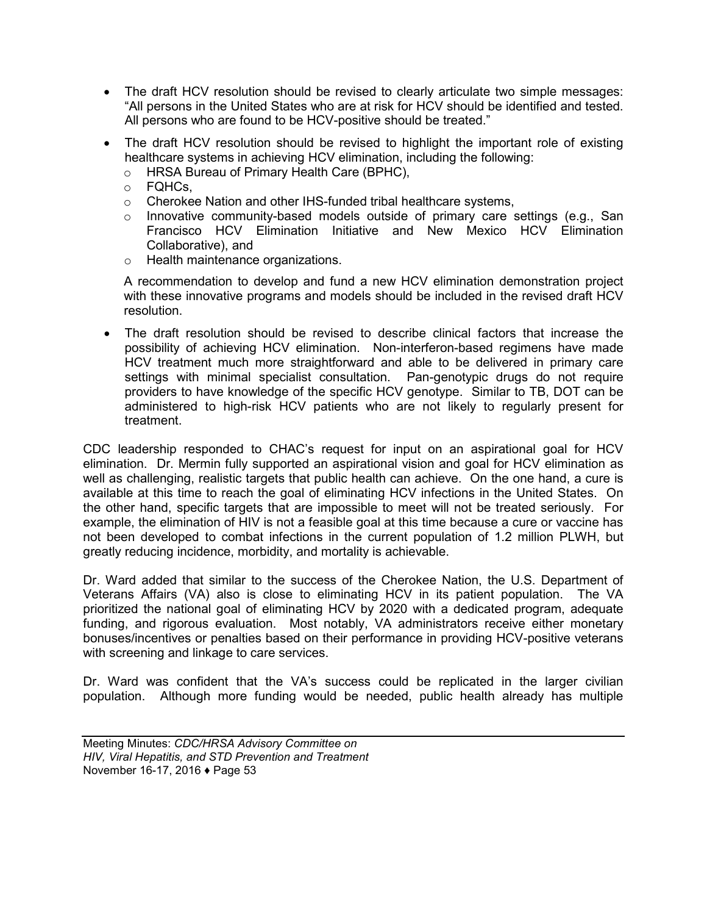- The draft HCV resolution should be revised to clearly articulate two simple messages: "All persons in the United States who are at risk for HCV should be identified and tested. All persons who are found to be HCV-positive should be treated."
- The draft HCV resolution should be revised to highlight the important role of existing healthcare systems in achieving HCV elimination, including the following:
  - HRSA Bureau of Primary Health Care (BPHC),
  - FQHCs,
  - Cherokee Nation and other IHS-funded tribal healthcare systems,
  - Innovative community-based models outside of primary care settings (e.g., San Francisco HCV Elimination Initiative and New Mexico HCV Elimination Collaborative), and
  - Health maintenance organizations.

  A recommendation to develop and fund a new HCV elimination demonstration project with these innovative programs and models should be included in the revised draft HCV resolution.
- The draft resolution should be revised to describe clinical factors that increase the possibility of achieving HCV elimination. Non-interferon-based regimens have made HCV treatment much more straightforward and able to be delivered in primary care settings with minimal specialist consultation. Pan-genotypic drugs do not require providers to have knowledge of the specific HCV genotype. Similar to TB, DOT can be administered to high-risk HCV patients who are not likely to regularly present for treatment.

CDC leadership responded to CHAC's request for input on an aspirational goal for HCV elimination. Dr. Mermin fully supported an aspirational vision and goal for HCV elimination as well as challenging, realistic targets that public health can achieve. On the one hand, a cure is available at this time to reach the goal of eliminating HCV infections in the United States. On the other hand, specific targets that are impossible to meet will not be treated seriously. For example, the elimination of HIV is not a feasible goal at this time because a cure or vaccine has not been developed to combat infections in the current population of 1.2 million PLWH, but greatly reducing incidence, morbidity, and mortality is achievable.

Dr. Ward added that similar to the success of the Cherokee Nation, the U.S. Department of Veterans Affairs (VA) also is close to eliminating HCV in its patient population. The VA prioritized the national goal of eliminating HCV by 2020 with a dedicated program, adequate funding, and rigorous evaluation. Most notably, VA administrators receive either monetary bonuses/incentives or penalties based on their performance in providing HCV-positive veterans with screening and linkage to care services.

Dr. Ward was confident that the VA's success could be replicated in the larger civilian population. Although more funding would be needed, public health already has multiple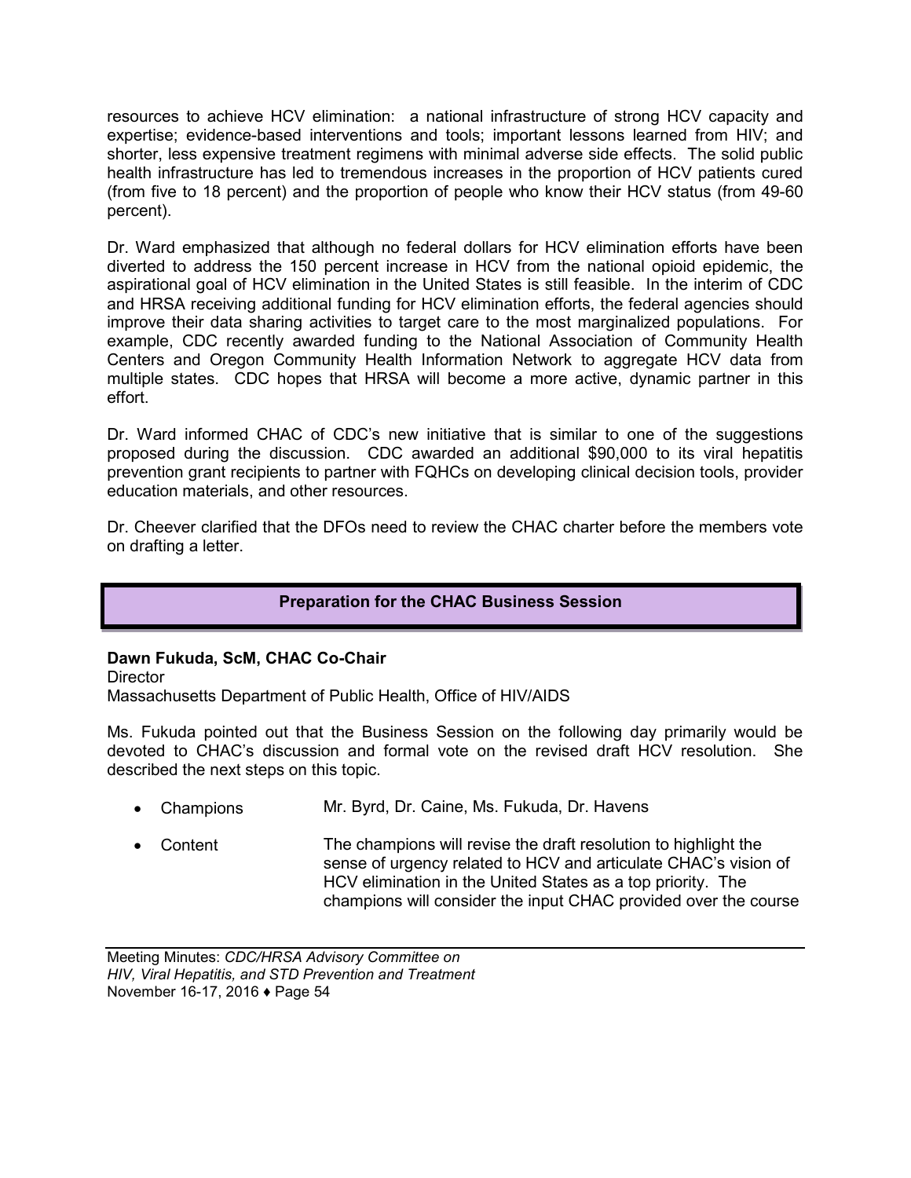resources to achieve HCV elimination: a national infrastructure of strong HCV capacity and expertise; evidence-based interventions and tools; important lessons learned from HIV; and shorter, less expensive treatment regimens with minimal adverse side effects. The solid public health infrastructure has led to tremendous increases in the proportion of HCV patients cured (from five to 18 percent) and the proportion of people who know their HCV status (from 49-60 percent).

Dr. Ward emphasized that although no federal dollars for HCV elimination efforts have been diverted to address the 150 percent increase in HCV from the national opioid epidemic, the aspirational goal of HCV elimination in the United States is still feasible. In the interim of CDC and HRSA receiving additional funding for HCV elimination efforts, the federal agencies should improve their data sharing activities to target care to the most marginalized populations. For example, CDC recently awarded funding to the National Association of Community Health Centers and Oregon Community Health Information Network to aggregate HCV data from multiple states. CDC hopes that HRSA will become a more active, dynamic partner in this effort.

Dr. Ward informed CHAC of CDC's new initiative that is similar to one of the suggestions proposed during the discussion. CDC awarded an additional $90,000 to its viral hepatitis prevention grant recipients to partner with FQHCs on developing clinical decision tools, provider education materials, and other resources.

Dr. Cheever clarified that the DFOs need to review the CHAC charter before the members vote on drafting a letter.

## Preparation for the CHAC Business Session

**Dawn Fukuda, ScM, CHAC Co-Chair**
Director
Massachusetts Department of Public Health, Office of HIV/AIDS

Ms. Fukuda pointed out that the Business Session on the following day primarily would be devoted to CHAC's discussion and formal vote on the revised draft HCV resolution. She described the next steps on this topic.

- Champions — Mr. Byrd, Dr. Caine, Ms. Fukuda, Dr. Havens
- Content — The champions will revise the draft resolution to highlight the sense of urgency related to HCV and articulate CHAC's vision of HCV elimination in the United States as a top priority. The champions will consider the input CHAC provided over the course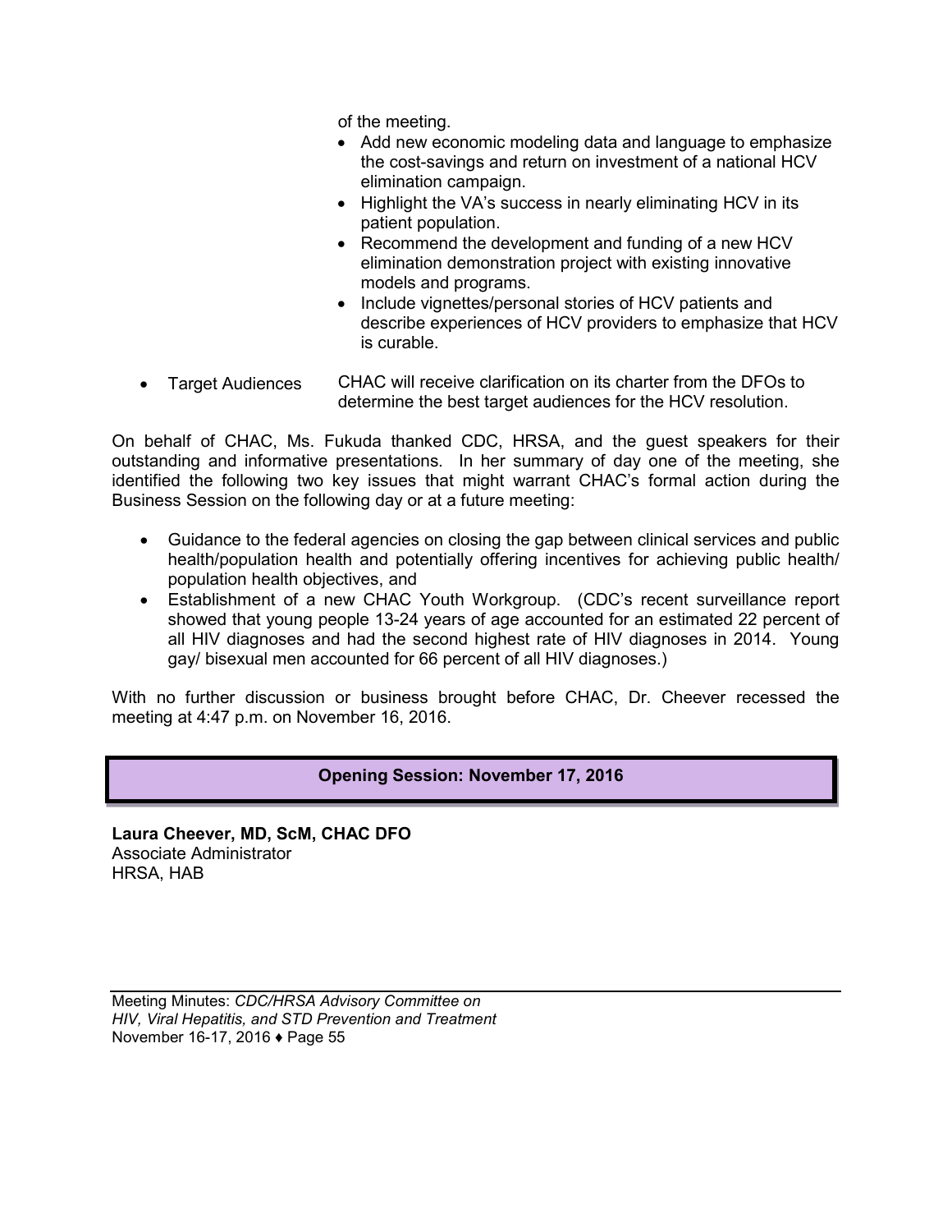of the meeting.

- Add new economic modeling data and language to emphasize the cost-savings and return on investment of a national HCV elimination campaign.
- Highlight the VA's success in nearly eliminating HCV in its patient population.
- Recommend the development and funding of a new HCV elimination demonstration project with existing innovative models and programs.
- Include vignettes/personal stories of HCV patients and describe experiences of HCV providers to emphasize that HCV is curable.

- Target Audiences — CHAC will receive clarification on its charter from the DFOs to determine the best target audiences for the HCV resolution.

On behalf of CHAC, Ms. Fukuda thanked CDC, HRSA, and the guest speakers for their outstanding and informative presentations. In her summary of day one of the meeting, she identified the following two key issues that might warrant CHAC's formal action during the Business Session on the following day or at a future meeting:

- Guidance to the federal agencies on closing the gap between clinical services and public health/population health and potentially offering incentives for achieving public health/ population health objectives, and
- Establishment of a new CHAC Youth Workgroup. (CDC's recent surveillance report showed that young people 13-24 years of age accounted for an estimated 22 percent of all HIV diagnoses and had the second highest rate of HIV diagnoses in 2014. Young gay/ bisexual men accounted for 66 percent of all HIV diagnoses.)

With no further discussion or business brought before CHAC, Dr. Cheever recessed the meeting at 4:47 p.m. on November 16, 2016.

## Opening Session: November 17, 2016

**Laura Cheever, MD, ScM, CHAC DFO**
Associate Administrator
HRSA, HAB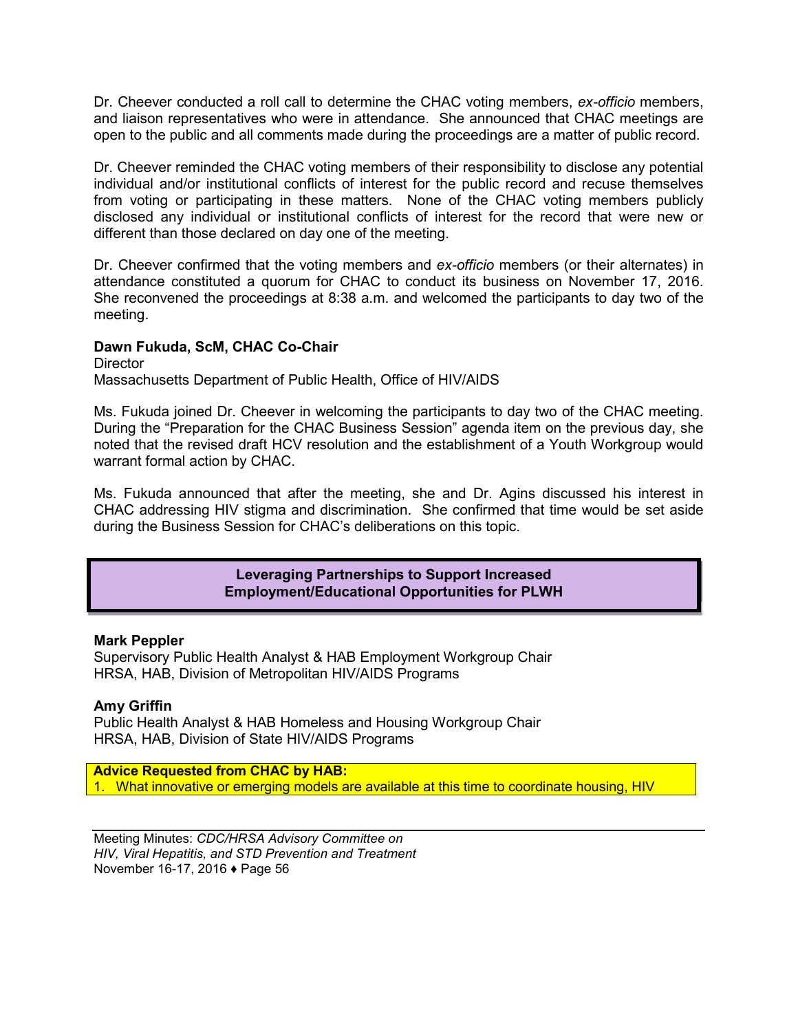Dr. Cheever conducted a roll call to determine the CHAC voting members, *ex-officio* members, and liaison representatives who were in attendance. She announced that CHAC meetings are open to the public and all comments made during the proceedings are a matter of public record.

Dr. Cheever reminded the CHAC voting members of their responsibility to disclose any potential individual and/or institutional conflicts of interest for the public record and recuse themselves from voting or participating in these matters. None of the CHAC voting members publicly disclosed any individual or institutional conflicts of interest for the record that were new or different than those declared on day one of the meeting.

Dr. Cheever confirmed that the voting members and *ex-officio* members (or their alternates) in attendance constituted a quorum for CHAC to conduct its business on November 17, 2016. She reconvened the proceedings at 8:38 a.m. and welcomed the participants to day two of the meeting.

**Dawn Fukuda, ScM, CHAC Co-Chair**
Director
Massachusetts Department of Public Health, Office of HIV/AIDS

Ms. Fukuda joined Dr. Cheever in welcoming the participants to day two of the CHAC meeting. During the "Preparation for the CHAC Business Session" agenda item on the previous day, she noted that the revised draft HCV resolution and the establishment of a Youth Workgroup would warrant formal action by CHAC.

Ms. Fukuda announced that after the meeting, she and Dr. Agins discussed his interest in CHAC addressing HIV stigma and discrimination. She confirmed that time would be set aside during the Business Session for CHAC's deliberations on this topic.

## Leveraging Partnerships to Support Increased Employment/Educational Opportunities for PLWH

**Mark Peppler**
Supervisory Public Health Analyst & HAB Employment Workgroup Chair
HRSA, HAB, Division of Metropolitan HIV/AIDS Programs

**Amy Griffin**
Public Health Analyst & HAB Homeless and Housing Workgroup Chair
HRSA, HAB, Division of State HIV/AIDS Programs

**Advice Requested from CHAC by HAB:**

1. What innovative or emerging models are available at this time to coordinate housing, HIV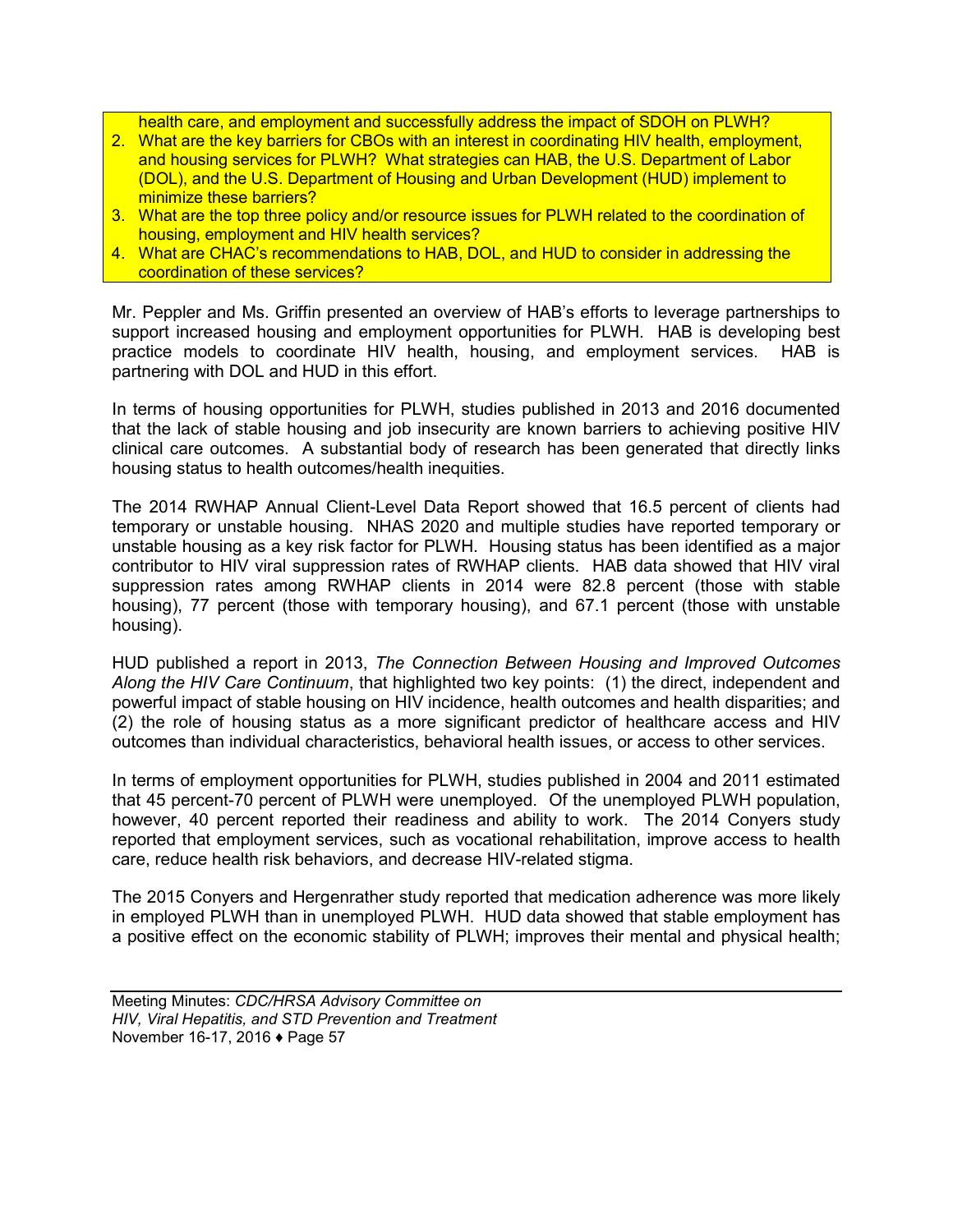health care, and employment and successfully address the impact of SDOH on PLWH?

2. What are the key barriers for CBOs with an interest in coordinating HIV health, employment, and housing services for PLWH? What strategies can HAB, the U.S. Department of Labor (DOL), and the U.S. Department of Housing and Urban Development (HUD) implement to minimize these barriers?
3. What are the top three policy and/or resource issues for PLWH related to the coordination of housing, employment and HIV health services?
4. What are CHAC's recommendations to HAB, DOL, and HUD to consider in addressing the coordination of these services?

Mr. Peppler and Ms. Griffin presented an overview of HAB's efforts to leverage partnerships to support increased housing and employment opportunities for PLWH. HAB is developing best practice models to coordinate HIV health, housing, and employment services. HAB is partnering with DOL and HUD in this effort.

In terms of housing opportunities for PLWH, studies published in 2013 and 2016 documented that the lack of stable housing and job insecurity are known barriers to achieving positive HIV clinical care outcomes. A substantial body of research has been generated that directly links housing status to health outcomes/health inequities.

The 2014 RWHAP Annual Client-Level Data Report showed that 16.5 percent of clients had temporary or unstable housing. NHAS 2020 and multiple studies have reported temporary or unstable housing as a key risk factor for PLWH. Housing status has been identified as a major contributor to HIV viral suppression rates of RWHAP clients. HAB data showed that HIV viral suppression rates among RWHAP clients in 2014 were 82.8 percent (those with stable housing), 77 percent (those with temporary housing), and 67.1 percent (those with unstable housing).

HUD published a report in 2013, *The Connection Between Housing and Improved Outcomes Along the HIV Care Continuum*, that highlighted two key points: (1) the direct, independent and powerful impact of stable housing on HIV incidence, health outcomes and health disparities; and (2) the role of housing status as a more significant predictor of healthcare access and HIV outcomes than individual characteristics, behavioral health issues, or access to other services.

In terms of employment opportunities for PLWH, studies published in 2004 and 2011 estimated that 45 percent-70 percent of PLWH were unemployed. Of the unemployed PLWH population, however, 40 percent reported their readiness and ability to work. The 2014 Conyers study reported that employment services, such as vocational rehabilitation, improve access to health care, reduce health risk behaviors, and decrease HIV-related stigma.

The 2015 Conyers and Hergenrather study reported that medication adherence was more likely in employed PLWH than in unemployed PLWH. HUD data showed that stable employment has a positive effect on the economic stability of PLWH; improves their mental and physical health;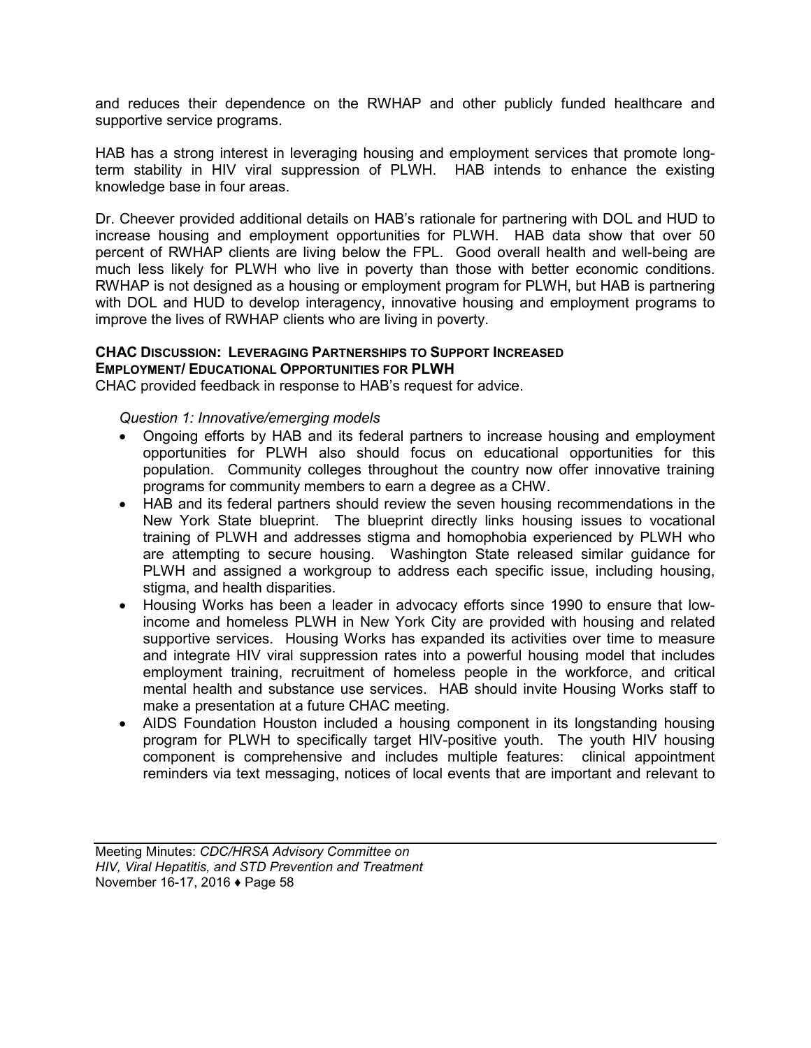and reduces their dependence on the RWHAP and other publicly funded healthcare and supportive service programs.

HAB has a strong interest in leveraging housing and employment services that promote long-term stability in HIV viral suppression of PLWH. HAB intends to enhance the existing knowledge base in four areas.

Dr. Cheever provided additional details on HAB's rationale for partnering with DOL and HUD to increase housing and employment opportunities for PLWH. HAB data show that over 50 percent of RWHAP clients are living below the FPL. Good overall health and well-being are much less likely for PLWH who live in poverty than those with better economic conditions. RWHAP is not designed as a housing or employment program for PLWH, but HAB is partnering with DOL and HUD to develop interagency, innovative housing and employment programs to improve the lives of RWHAP clients who are living in poverty.

**CHAC Discussion: Leveraging Partnerships to Support Increased Employment/ Educational Opportunities for PLWH**

CHAC provided feedback in response to HAB's request for advice.

*Question 1: Innovative/emerging models*

- Ongoing efforts by HAB and its federal partners to increase housing and employment opportunities for PLWH also should focus on educational opportunities for this population. Community colleges throughout the country now offer innovative training programs for community members to earn a degree as a CHW.
- HAB and its federal partners should review the seven housing recommendations in the New York State blueprint. The blueprint directly links housing issues to vocational training of PLWH and addresses stigma and homophobia experienced by PLWH who are attempting to secure housing. Washington State released similar guidance for PLWH and assigned a workgroup to address each specific issue, including housing, stigma, and health disparities.
- Housing Works has been a leader in advocacy efforts since 1990 to ensure that low-income and homeless PLWH in New York City are provided with housing and related supportive services. Housing Works has expanded its activities over time to measure and integrate HIV viral suppression rates into a powerful housing model that includes employment training, recruitment of homeless people in the workforce, and critical mental health and substance use services. HAB should invite Housing Works staff to make a presentation at a future CHAC meeting.
- AIDS Foundation Houston included a housing component in its longstanding housing program for PLWH to specifically target HIV-positive youth. The youth HIV housing component is comprehensive and includes multiple features: clinical appointment reminders via text messaging, notices of local events that are important and relevant to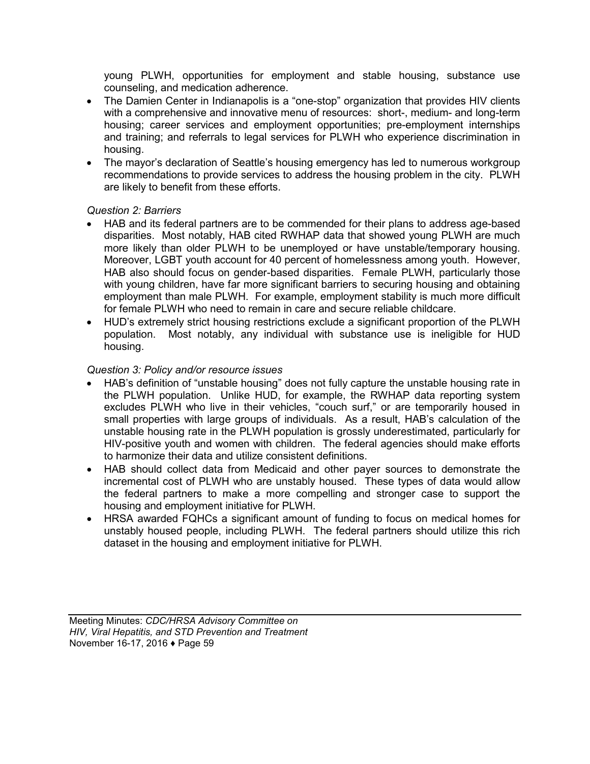young PLWH, opportunities for employment and stable housing, substance use counseling, and medication adherence.

- The Damien Center in Indianapolis is a "one-stop" organization that provides HIV clients with a comprehensive and innovative menu of resources: short-, medium- and long-term housing; career services and employment opportunities; pre-employment internships and training; and referrals to legal services for PLWH who experience discrimination in housing.
- The mayor's declaration of Seattle's housing emergency has led to numerous workgroup recommendations to provide services to address the housing problem in the city. PLWH are likely to benefit from these efforts.

*Question 2: Barriers*

- HAB and its federal partners are to be commended for their plans to address age-based disparities. Most notably, HAB cited RWHAP data that showed young PLWH are much more likely than older PLWH to be unemployed or have unstable/temporary housing. Moreover, LGBT youth account for 40 percent of homelessness among youth. However, HAB also should focus on gender-based disparities. Female PLWH, particularly those with young children, have far more significant barriers to securing housing and obtaining employment than male PLWH. For example, employment stability is much more difficult for female PLWH who need to remain in care and secure reliable childcare.
- HUD's extremely strict housing restrictions exclude a significant proportion of the PLWH population. Most notably, any individual with substance use is ineligible for HUD housing.

*Question 3: Policy and/or resource issues*

- HAB's definition of "unstable housing" does not fully capture the unstable housing rate in the PLWH population. Unlike HUD, for example, the RWHAP data reporting system excludes PLWH who live in their vehicles, "couch surf," or are temporarily housed in small properties with large groups of individuals. As a result, HAB's calculation of the unstable housing rate in the PLWH population is grossly underestimated, particularly for HIV-positive youth and women with children. The federal agencies should make efforts to harmonize their data and utilize consistent definitions.
- HAB should collect data from Medicaid and other payer sources to demonstrate the incremental cost of PLWH who are unstably housed. These types of data would allow the federal partners to make a more compelling and stronger case to support the housing and employment initiative for PLWH.
- HRSA awarded FQHCs a significant amount of funding to focus on medical homes for unstably housed people, including PLWH. The federal partners should utilize this rich dataset in the housing and employment initiative for PLWH.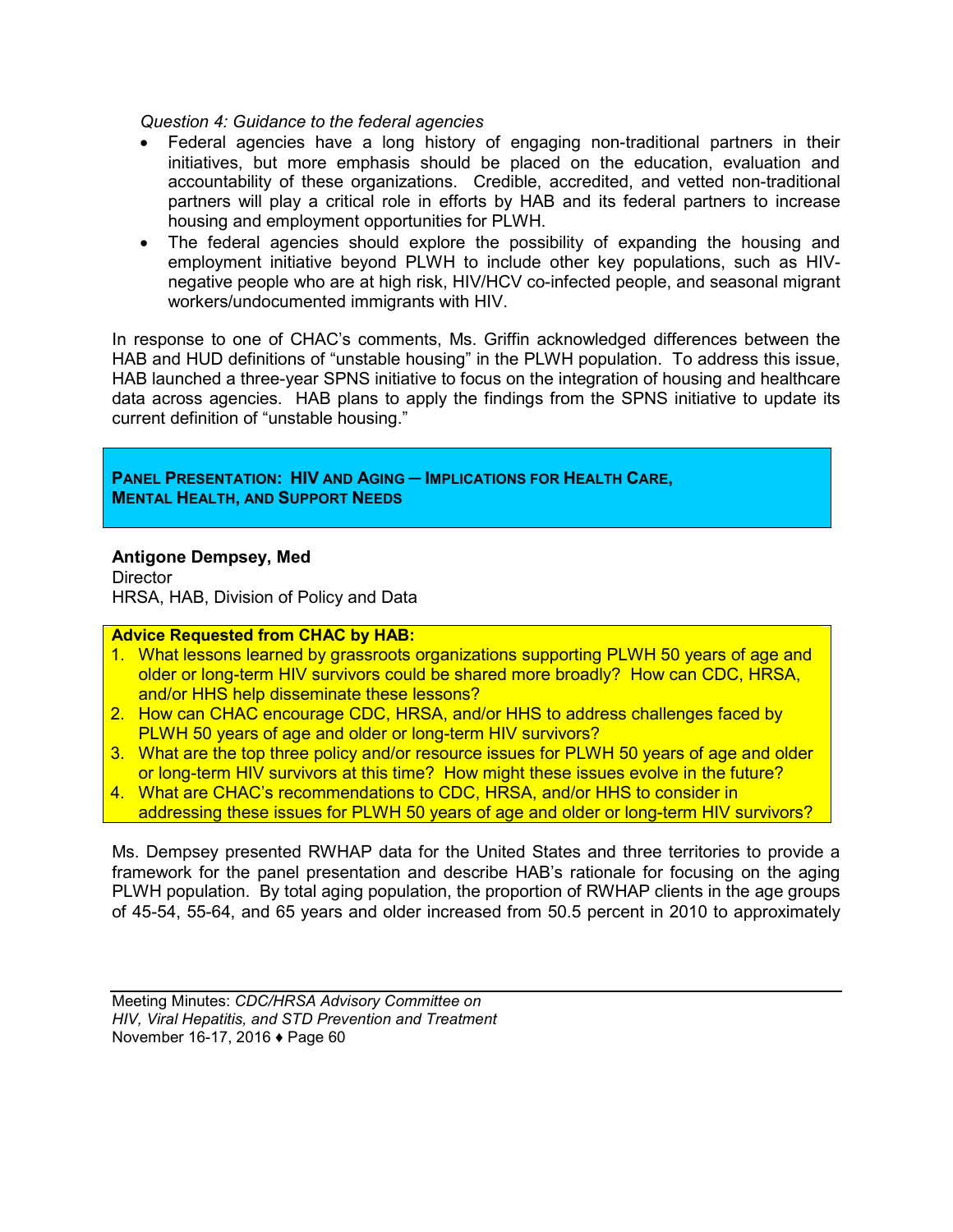*Question 4: Guidance to the federal agencies*

- Federal agencies have a long history of engaging non-traditional partners in their initiatives, but more emphasis should be placed on the education, evaluation and accountability of these organizations. Credible, accredited, and vetted non-traditional partners will play a critical role in efforts by HAB and its federal partners to increase housing and employment opportunities for PLWH.
- The federal agencies should explore the possibility of expanding the housing and employment initiative beyond PLWH to include other key populations, such as HIV-negative people who are at high risk, HIV/HCV co-infected people, and seasonal migrant workers/undocumented immigrants with HIV.

In response to one of CHAC's comments, Ms. Griffin acknowledged differences between the HAB and HUD definitions of "unstable housing" in the PLWH population. To address this issue, HAB launched a three-year SPNS initiative to focus on the integration of housing and healthcare data across agencies. HAB plans to apply the findings from the SPNS initiative to update its current definition of "unstable housing."

## PANEL PRESENTATION: HIV AND AGING — IMPLICATIONS FOR HEALTH CARE, MENTAL HEALTH, AND SUPPORT NEEDS

**Antigone Dempsey, Med**
Director
HRSA, HAB, Division of Policy and Data

**Advice Requested from CHAC by HAB:**

1. What lessons learned by grassroots organizations supporting PLWH 50 years of age and older or long-term HIV survivors could be shared more broadly? How can CDC, HRSA, and/or HHS help disseminate these lessons?
2. How can CHAC encourage CDC, HRSA, and/or HHS to address challenges faced by PLWH 50 years of age and older or long-term HIV survivors?
3. What are the top three policy and/or resource issues for PLWH 50 years of age and older or long-term HIV survivors at this time? How might these issues evolve in the future?
4. What are CHAC's recommendations to CDC, HRSA, and/or HHS to consider in addressing these issues for PLWH 50 years of age and older or long-term HIV survivors?

Ms. Dempsey presented RWHAP data for the United States and three territories to provide a framework for the panel presentation and describe HAB's rationale for focusing on the aging PLWH population. By total aging population, the proportion of RWHAP clients in the age groups of 45-54, 55-64, and 65 years and older increased from 50.5 percent in 2010 to approximately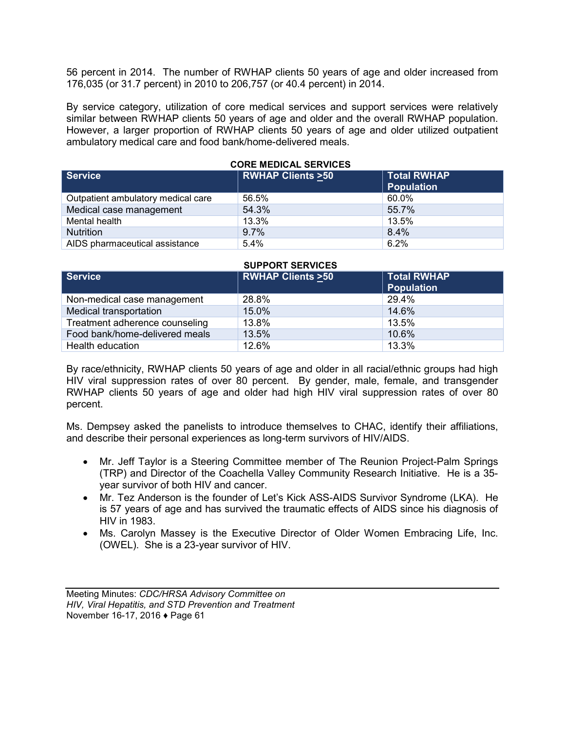56 percent in 2014. The number of RWHAP clients 50 years of age and older increased from 176,035 (or 31.7 percent) in 2010 to 206,757 (or 40.4 percent) in 2014.

By service category, utilization of core medical services and support services were relatively similar between RWHAP clients 50 years of age and older and the overall RWHAP population. However, a larger proportion of RWHAP clients 50 years of age and older utilized outpatient ambulatory medical care and food bank/home-delivered meals.

**CORE MEDICAL SERVICES**

| Service | RWHAP Clients ≥50 | Total RWHAP Population |
|---|---|---|
| Outpatient ambulatory medical care | 56.5% | 60.0% |
| Medical case management | 54.3% | 55.7% |
| Mental health | 13.3% | 13.5% |
| Nutrition | 9.7% | 8.4% |
| AIDS pharmaceutical assistance | 5.4% | 6.2% |

**SUPPORT SERVICES**

| Service | RWHAP Clients ≥50 | Total RWHAP Population |
|---|---|---|
| Non-medical case management | 28.8% | 29.4% |
| Medical transportation | 15.0% | 14.6% |
| Treatment adherence counseling | 13.8% | 13.5% |
| Food bank/home-delivered meals | 13.5% | 10.6% |
| Health education | 12.6% | 13.3% |

By race/ethnicity, RWHAP clients 50 years of age and older in all racial/ethnic groups had high HIV viral suppression rates of over 80 percent. By gender, male, female, and transgender RWHAP clients 50 years of age and older had high HIV viral suppression rates of over 80 percent.

Ms. Dempsey asked the panelists to introduce themselves to CHAC, identify their affiliations, and describe their personal experiences as long-term survivors of HIV/AIDS.

- Mr. Jeff Taylor is a Steering Committee member of The Reunion Project-Palm Springs (TRP) and Director of the Coachella Valley Community Research Initiative. He is a 35-year survivor of both HIV and cancer.
- Mr. Tez Anderson is the founder of Let's Kick ASS-AIDS Survivor Syndrome (LKA). He is 57 years of age and has survived the traumatic effects of AIDS since his diagnosis of HIV in 1983.
- Ms. Carolyn Massey is the Executive Director of Older Women Embracing Life, Inc. (OWEL). She is a 23-year survivor of HIV.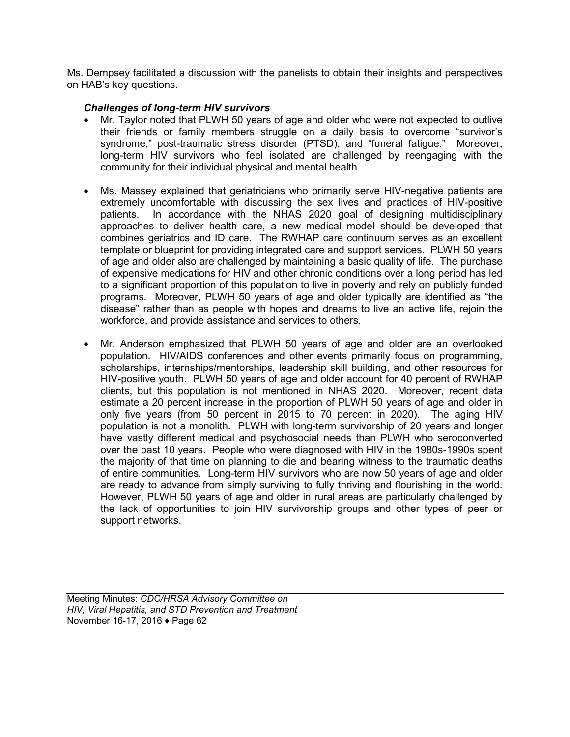Ms. Dempsey facilitated a discussion with the panelists to obtain their insights and perspectives on HAB's key questions.

***Challenges of long-term HIV survivors***

- Mr. Taylor noted that PLWH 50 years of age and older who were not expected to outlive their friends or family members struggle on a daily basis to overcome "survivor's syndrome," post-traumatic stress disorder (PTSD), and "funeral fatigue." Moreover, long-term HIV survivors who feel isolated are challenged by reengaging with the community for their individual physical and mental health.

- Ms. Massey explained that geriatricians who primarily serve HIV-negative patients are extremely uncomfortable with discussing the sex lives and practices of HIV-positive patients. In accordance with the NHAS 2020 goal of designing multidisciplinary approaches to deliver health care, a new medical model should be developed that combines geriatrics and ID care. The RWHAP care continuum serves as an excellent template or blueprint for providing integrated care and support services. PLWH 50 years of age and older also are challenged by maintaining a basic quality of life. The purchase of expensive medications for HIV and other chronic conditions over a long period has led to a significant proportion of this population to live in poverty and rely on publicly funded programs. Moreover, PLWH 50 years of age and older typically are identified as "the disease" rather than as people with hopes and dreams to live an active life, rejoin the workforce, and provide assistance and services to others.

- Mr. Anderson emphasized that PLWH 50 years of age and older are an overlooked population. HIV/AIDS conferences and other events primarily focus on programming, scholarships, internships/mentorships, leadership skill building, and other resources for HIV-positive youth. PLWH 50 years of age and older account for 40 percent of RWHAP clients, but this population is not mentioned in NHAS 2020. Moreover, recent data estimate a 20 percent increase in the proportion of PLWH 50 years of age and older in only five years (from 50 percent in 2015 to 70 percent in 2020). The aging HIV population is not a monolith. PLWH with long-term survivorship of 20 years and longer have vastly different medical and psychosocial needs than PLWH who seroconverted over the past 10 years. People who were diagnosed with HIV in the 1980s-1990s spent the majority of that time on planning to die and bearing witness to the traumatic deaths of entire communities. Long-term HIV survivors who are now 50 years of age and older are ready to advance from simply surviving to fully thriving and flourishing in the world. However, PLWH 50 years of age and older in rural areas are particularly challenged by the lack of opportunities to join HIV survivorship groups and other types of peer or support networks.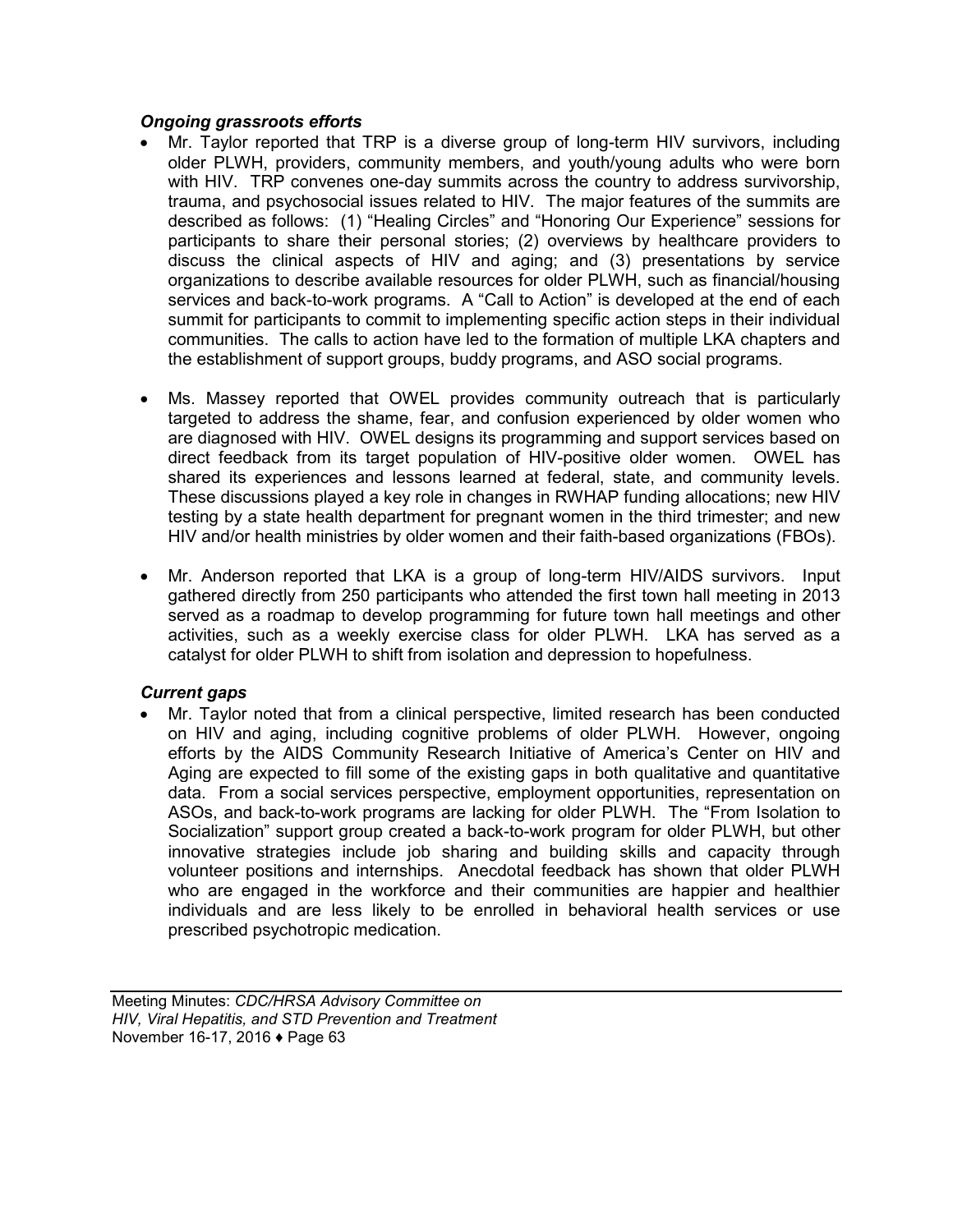***Ongoing grassroots efforts***

- Mr. Taylor reported that TRP is a diverse group of long-term HIV survivors, including older PLWH, providers, community members, and youth/young adults who were born with HIV. TRP convenes one-day summits across the country to address survivorship, trauma, and psychosocial issues related to HIV. The major features of the summits are described as follows: (1) "Healing Circles" and "Honoring Our Experience" sessions for participants to share their personal stories; (2) overviews by healthcare providers to discuss the clinical aspects of HIV and aging; and (3) presentations by service organizations to describe available resources for older PLWH, such as financial/housing services and back-to-work programs. A "Call to Action" is developed at the end of each summit for participants to commit to implementing specific action steps in their individual communities. The calls to action have led to the formation of multiple LKA chapters and the establishment of support groups, buddy programs, and ASO social programs.

- Ms. Massey reported that OWEL provides community outreach that is particularly targeted to address the shame, fear, and confusion experienced by older women who are diagnosed with HIV. OWEL designs its programming and support services based on direct feedback from its target population of HIV-positive older women. OWEL has shared its experiences and lessons learned at federal, state, and community levels. These discussions played a key role in changes in RWHAP funding allocations; new HIV testing by a state health department for pregnant women in the third trimester; and new HIV and/or health ministries by older women and their faith-based organizations (FBOs).

- Mr. Anderson reported that LKA is a group of long-term HIV/AIDS survivors. Input gathered directly from 250 participants who attended the first town hall meeting in 2013 served as a roadmap to develop programming for future town hall meetings and other activities, such as a weekly exercise class for older PLWH. LKA has served as a catalyst for older PLWH to shift from isolation and depression to hopefulness.

***Current gaps***

- Mr. Taylor noted that from a clinical perspective, limited research has been conducted on HIV and aging, including cognitive problems of older PLWH. However, ongoing efforts by the AIDS Community Research Initiative of America's Center on HIV and Aging are expected to fill some of the existing gaps in both qualitative and quantitative data. From a social services perspective, employment opportunities, representation on ASOs, and back-to-work programs are lacking for older PLWH. The "From Isolation to Socialization" support group created a back-to-work program for older PLWH, but other innovative strategies include job sharing and building skills and capacity through volunteer positions and internships. Anecdotal feedback has shown that older PLWH who are engaged in the workforce and their communities are happier and healthier individuals and are less likely to be enrolled in behavioral health services or use prescribed psychotropic medication.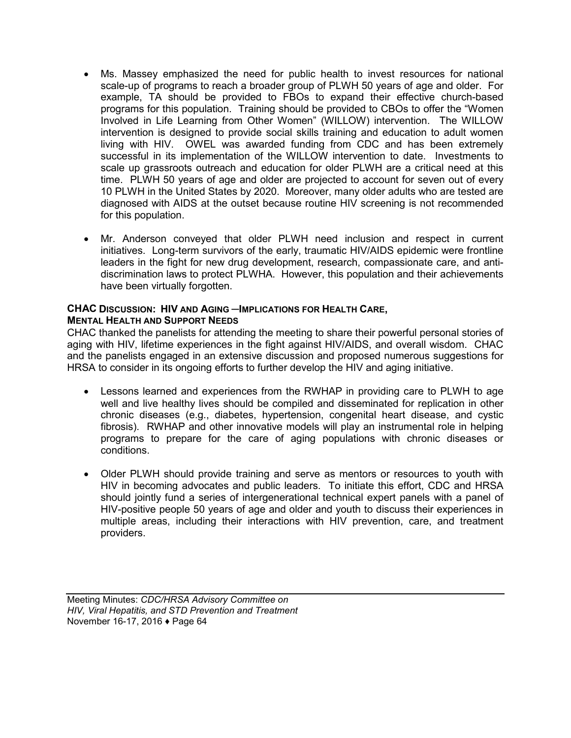- Ms. Massey emphasized the need for public health to invest resources for national scale-up of programs to reach a broader group of PLWH 50 years of age and older. For example, TA should be provided to FBOs to expand their effective church-based programs for this population. Training should be provided to CBOs to offer the "Women Involved in Life Learning from Other Women" (WILLOW) intervention. The WILLOW intervention is designed to provide social skills training and education to adult women living with HIV. OWEL was awarded funding from CDC and has been extremely successful in its implementation of the WILLOW intervention to date. Investments to scale up grassroots outreach and education for older PLWH are a critical need at this time. PLWH 50 years of age and older are projected to account for seven out of every 10 PLWH in the United States by 2020. Moreover, many older adults who are tested are diagnosed with AIDS at the outset because routine HIV screening is not recommended for this population.

- Mr. Anderson conveyed that older PLWH need inclusion and respect in current initiatives. Long-term survivors of the early, traumatic HIV/AIDS epidemic were frontline leaders in the fight for new drug development, research, compassionate care, and anti-discrimination laws to protect PLWHA. However, this population and their achievements have been virtually forgotten.

**CHAC DISCUSSION: HIV AND AGING —IMPLICATIONS FOR HEALTH CARE, MENTAL HEALTH AND SUPPORT NEEDS**

CHAC thanked the panelists for attending the meeting to share their powerful personal stories of aging with HIV, lifetime experiences in the fight against HIV/AIDS, and overall wisdom. CHAC and the panelists engaged in an extensive discussion and proposed numerous suggestions for HRSA to consider in its ongoing efforts to further develop the HIV and aging initiative.

- Lessons learned and experiences from the RWHAP in providing care to PLWH to age well and live healthy lives should be compiled and disseminated for replication in other chronic diseases (e.g., diabetes, hypertension, congenital heart disease, and cystic fibrosis). RWHAP and other innovative models will play an instrumental role in helping programs to prepare for the care of aging populations with chronic diseases or conditions.

- Older PLWH should provide training and serve as mentors or resources to youth with HIV in becoming advocates and public leaders. To initiate this effort, CDC and HRSA should jointly fund a series of intergenerational technical expert panels with a panel of HIV-positive people 50 years of age and older and youth to discuss their experiences in multiple areas, including their interactions with HIV prevention, care, and treatment providers.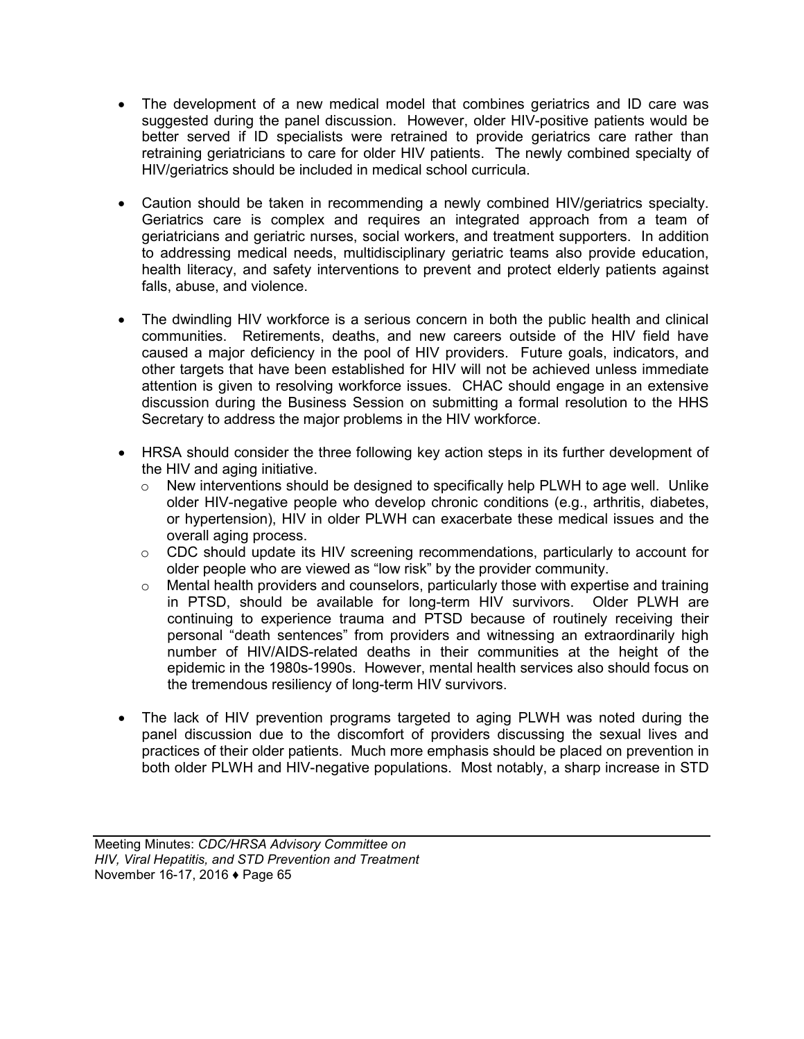- The development of a new medical model that combines geriatrics and ID care was suggested during the panel discussion. However, older HIV-positive patients would be better served if ID specialists were retrained to provide geriatrics care rather than retraining geriatricians to care for older HIV patients. The newly combined specialty of HIV/geriatrics should be included in medical school curricula.

- Caution should be taken in recommending a newly combined HIV/geriatrics specialty. Geriatrics care is complex and requires an integrated approach from a team of geriatricians and geriatric nurses, social workers, and treatment supporters. In addition to addressing medical needs, multidisciplinary geriatric teams also provide education, health literacy, and safety interventions to prevent and protect elderly patients against falls, abuse, and violence.

- The dwindling HIV workforce is a serious concern in both the public health and clinical communities. Retirements, deaths, and new careers outside of the HIV field have caused a major deficiency in the pool of HIV providers. Future goals, indicators, and other targets that have been established for HIV will not be achieved unless immediate attention is given to resolving workforce issues. CHAC should engage in an extensive discussion during the Business Session on submitting a formal resolution to the HHS Secretary to address the major problems in the HIV workforce.

- HRSA should consider the three following key action steps in its further development of the HIV and aging initiative.
  - New interventions should be designed to specifically help PLWH to age well. Unlike older HIV-negative people who develop chronic conditions (e.g., arthritis, diabetes, or hypertension), HIV in older PLWH can exacerbate these medical issues and the overall aging process.
  - CDC should update its HIV screening recommendations, particularly to account for older people who are viewed as "low risk" by the provider community.
  - Mental health providers and counselors, particularly those with expertise and training in PTSD, should be available for long-term HIV survivors. Older PLWH are continuing to experience trauma and PTSD because of routinely receiving their personal "death sentences" from providers and witnessing an extraordinarily high number of HIV/AIDS-related deaths in their communities at the height of the epidemic in the 1980s-1990s. However, mental health services also should focus on the tremendous resiliency of long-term HIV survivors.

- The lack of HIV prevention programs targeted to aging PLWH was noted during the panel discussion due to the discomfort of providers discussing the sexual lives and practices of their older patients. Much more emphasis should be placed on prevention in both older PLWH and HIV-negative populations. Most notably, a sharp increase in STD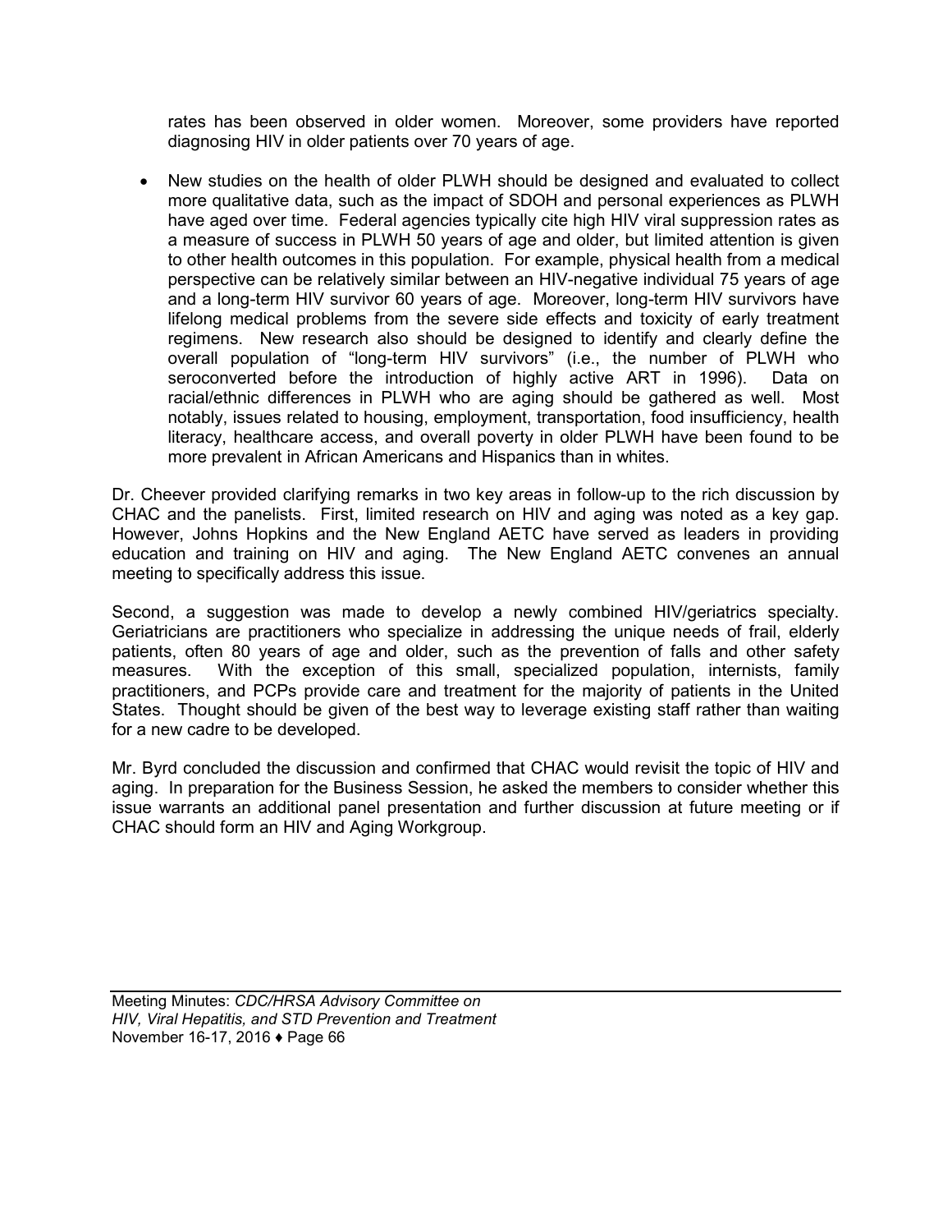rates has been observed in older women. Moreover, some providers have reported diagnosing HIV in older patients over 70 years of age.

- New studies on the health of older PLWH should be designed and evaluated to collect more qualitative data, such as the impact of SDOH and personal experiences as PLWH have aged over time. Federal agencies typically cite high HIV viral suppression rates as a measure of success in PLWH 50 years of age and older, but limited attention is given to other health outcomes in this population. For example, physical health from a medical perspective can be relatively similar between an HIV-negative individual 75 years of age and a long-term HIV survivor 60 years of age. Moreover, long-term HIV survivors have lifelong medical problems from the severe side effects and toxicity of early treatment regimens. New research also should be designed to identify and clearly define the overall population of "long-term HIV survivors" (i.e., the number of PLWH who seroconverted before the introduction of highly active ART in 1996). Data on racial/ethnic differences in PLWH who are aging should be gathered as well. Most notably, issues related to housing, employment, transportation, food insufficiency, health literacy, healthcare access, and overall poverty in older PLWH have been found to be more prevalent in African Americans and Hispanics than in whites.

Dr. Cheever provided clarifying remarks in two key areas in follow-up to the rich discussion by CHAC and the panelists. First, limited research on HIV and aging was noted as a key gap. However, Johns Hopkins and the New England AETC have served as leaders in providing education and training on HIV and aging. The New England AETC convenes an annual meeting to specifically address this issue.

Second, a suggestion was made to develop a newly combined HIV/geriatrics specialty. Geriatricians are practitioners who specialize in addressing the unique needs of frail, elderly patients, often 80 years of age and older, such as the prevention of falls and other safety measures. With the exception of this small, specialized population, internists, family practitioners, and PCPs provide care and treatment for the majority of patients in the United States. Thought should be given of the best way to leverage existing staff rather than waiting for a new cadre to be developed.

Mr. Byrd concluded the discussion and confirmed that CHAC would revisit the topic of HIV and aging. In preparation for the Business Session, he asked the members to consider whether this issue warrants an additional panel presentation and further discussion at future meeting or if CHAC should form an HIV and Aging Workgroup.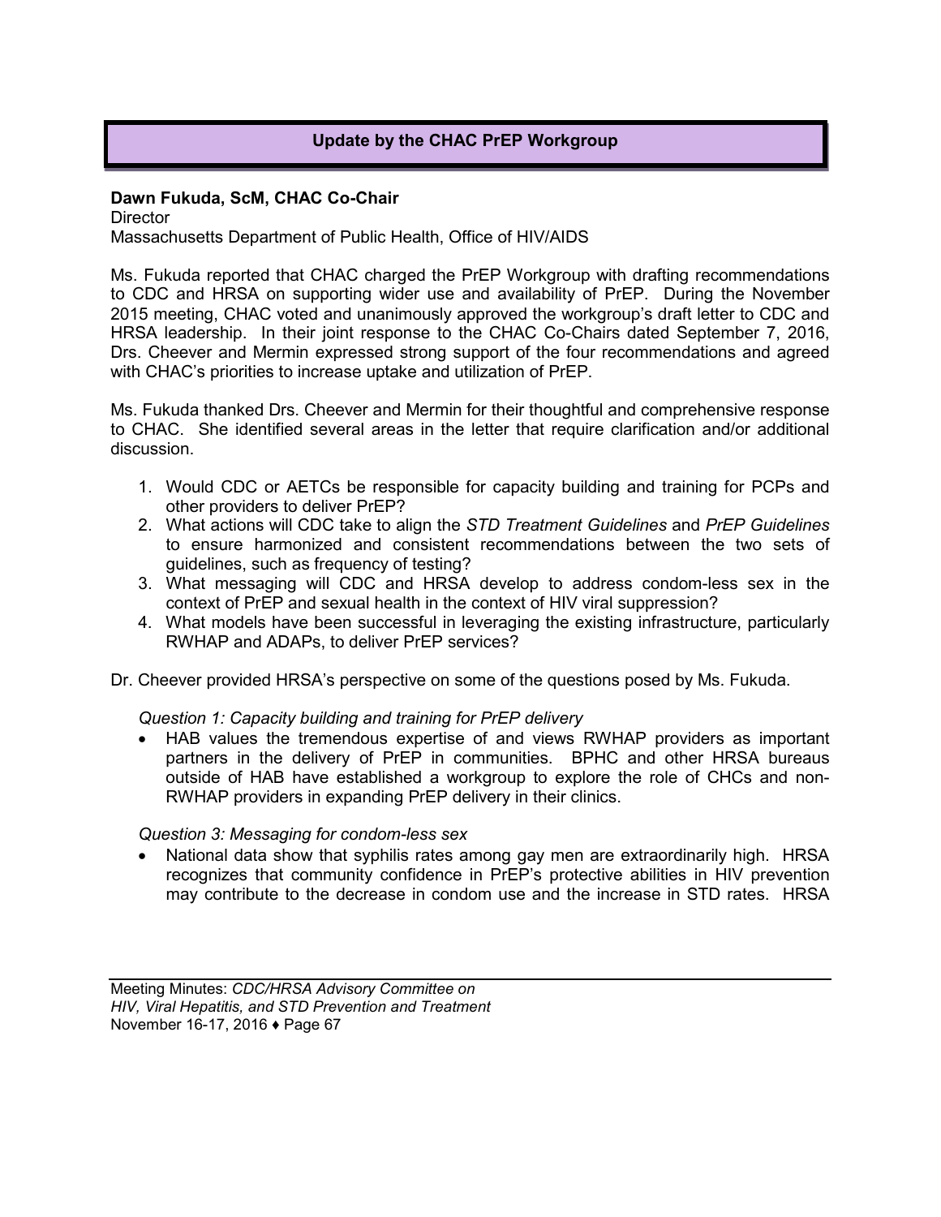## Update by the CHAC PrEP Workgroup

**Dawn Fukuda, ScM, CHAC Co-Chair**
Director
Massachusetts Department of Public Health, Office of HIV/AIDS

Ms. Fukuda reported that CHAC charged the PrEP Workgroup with drafting recommendations to CDC and HRSA on supporting wider use and availability of PrEP. During the November 2015 meeting, CHAC voted and unanimously approved the workgroup's draft letter to CDC and HRSA leadership. In their joint response to the CHAC Co-Chairs dated September 7, 2016, Drs. Cheever and Mermin expressed strong support of the four recommendations and agreed with CHAC's priorities to increase uptake and utilization of PrEP.

Ms. Fukuda thanked Drs. Cheever and Mermin for their thoughtful and comprehensive response to CHAC. She identified several areas in the letter that require clarification and/or additional discussion.

1. Would CDC or AETCs be responsible for capacity building and training for PCPs and other providers to deliver PrEP?
2. What actions will CDC take to align the *STD Treatment Guidelines* and *PrEP Guidelines* to ensure harmonized and consistent recommendations between the two sets of guidelines, such as frequency of testing?
3. What messaging will CDC and HRSA develop to address condom-less sex in the context of PrEP and sexual health in the context of HIV viral suppression?
4. What models have been successful in leveraging the existing infrastructure, particularly RWHAP and ADAPs, to deliver PrEP services?

Dr. Cheever provided HRSA's perspective on some of the questions posed by Ms. Fukuda.

*Question 1: Capacity building and training for PrEP delivery*

- HAB values the tremendous expertise of and views RWHAP providers as important partners in the delivery of PrEP in communities. BPHC and other HRSA bureaus outside of HAB have established a workgroup to explore the role of CHCs and non-RWHAP providers in expanding PrEP delivery in their clinics.

*Question 3: Messaging for condom-less sex*

- National data show that syphilis rates among gay men are extraordinarily high. HRSA recognizes that community confidence in PrEP's protective abilities in HIV prevention may contribute to the decrease in condom use and the increase in STD rates. HRSA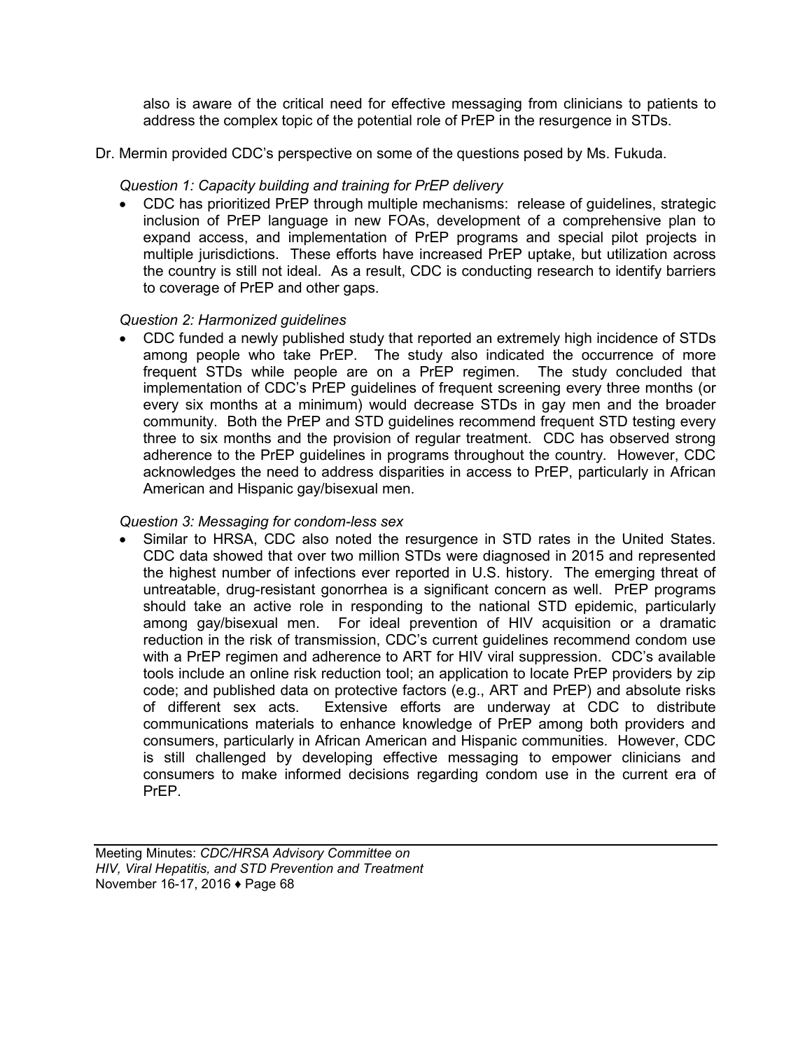also is aware of the critical need for effective messaging from clinicians to patients to address the complex topic of the potential role of PrEP in the resurgence in STDs.

Dr. Mermin provided CDC's perspective on some of the questions posed by Ms. Fukuda.

*Question 1: Capacity building and training for PrEP delivery*

- CDC has prioritized PrEP through multiple mechanisms: release of guidelines, strategic inclusion of PrEP language in new FOAs, development of a comprehensive plan to expand access, and implementation of PrEP programs and special pilot projects in multiple jurisdictions. These efforts have increased PrEP uptake, but utilization across the country is still not ideal. As a result, CDC is conducting research to identify barriers to coverage of PrEP and other gaps.

*Question 2: Harmonized guidelines*

- CDC funded a newly published study that reported an extremely high incidence of STDs among people who take PrEP. The study also indicated the occurrence of more frequent STDs while people are on a PrEP regimen. The study concluded that implementation of CDC's PrEP guidelines of frequent screening every three months (or every six months at a minimum) would decrease STDs in gay men and the broader community. Both the PrEP and STD guidelines recommend frequent STD testing every three to six months and the provision of regular treatment. CDC has observed strong adherence to the PrEP guidelines in programs throughout the country. However, CDC acknowledges the need to address disparities in access to PrEP, particularly in African American and Hispanic gay/bisexual men.

*Question 3: Messaging for condom-less sex*

- Similar to HRSA, CDC also noted the resurgence in STD rates in the United States. CDC data showed that over two million STDs were diagnosed in 2015 and represented the highest number of infections ever reported in U.S. history. The emerging threat of untreatable, drug-resistant gonorrhea is a significant concern as well. PrEP programs should take an active role in responding to the national STD epidemic, particularly among gay/bisexual men. For ideal prevention of HIV acquisition or a dramatic reduction in the risk of transmission, CDC's current guidelines recommend condom use with a PrEP regimen and adherence to ART for HIV viral suppression. CDC's available tools include an online risk reduction tool; an application to locate PrEP providers by zip code; and published data on protective factors (e.g., ART and PrEP) and absolute risks of different sex acts. Extensive efforts are underway at CDC to distribute communications materials to enhance knowledge of PrEP among both providers and consumers, particularly in African American and Hispanic communities. However, CDC is still challenged by developing effective messaging to empower clinicians and consumers to make informed decisions regarding condom use in the current era of PrEP.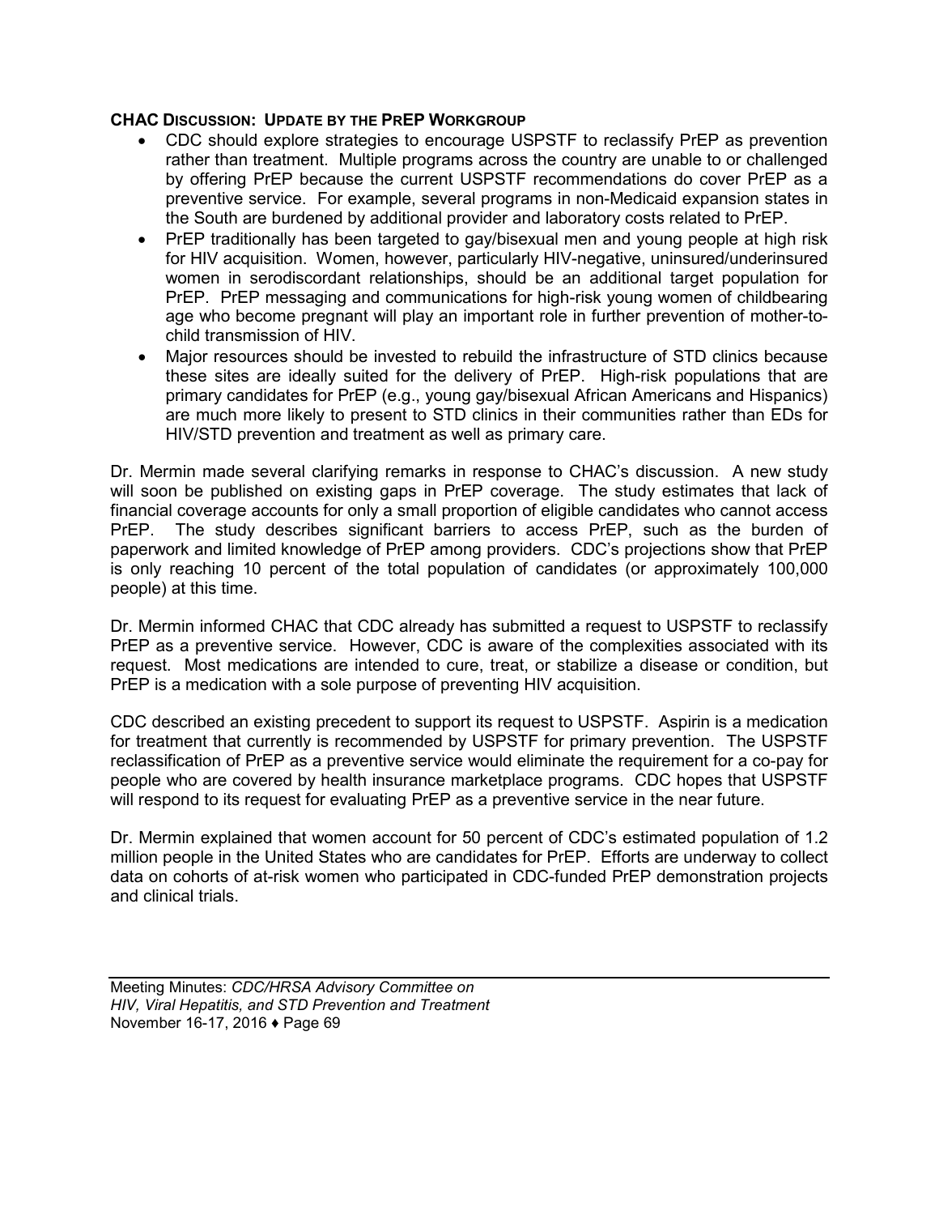**CHAC DISCUSSION: UPDATE BY THE PREP WORKGROUP**

- CDC should explore strategies to encourage USPSTF to reclassify PrEP as prevention rather than treatment. Multiple programs across the country are unable to or challenged by offering PrEP because the current USPSTF recommendations do cover PrEP as a preventive service. For example, several programs in non-Medicaid expansion states in the South are burdened by additional provider and laboratory costs related to PrEP.
- PrEP traditionally has been targeted to gay/bisexual men and young people at high risk for HIV acquisition. Women, however, particularly HIV-negative, uninsured/underinsured women in serodiscordant relationships, should be an additional target population for PrEP. PrEP messaging and communications for high-risk young women of childbearing age who become pregnant will play an important role in further prevention of mother-to-child transmission of HIV.
- Major resources should be invested to rebuild the infrastructure of STD clinics because these sites are ideally suited for the delivery of PrEP. High-risk populations that are primary candidates for PrEP (e.g., young gay/bisexual African Americans and Hispanics) are much more likely to present to STD clinics in their communities rather than EDs for HIV/STD prevention and treatment as well as primary care.

Dr. Mermin made several clarifying remarks in response to CHAC's discussion. A new study will soon be published on existing gaps in PrEP coverage. The study estimates that lack of financial coverage accounts for only a small proportion of eligible candidates who cannot access PrEP. The study describes significant barriers to access PrEP, such as the burden of paperwork and limited knowledge of PrEP among providers. CDC's projections show that PrEP is only reaching 10 percent of the total population of candidates (or approximately 100,000 people) at this time.

Dr. Mermin informed CHAC that CDC already has submitted a request to USPSTF to reclassify PrEP as a preventive service. However, CDC is aware of the complexities associated with its request. Most medications are intended to cure, treat, or stabilize a disease or condition, but PrEP is a medication with a sole purpose of preventing HIV acquisition.

CDC described an existing precedent to support its request to USPSTF. Aspirin is a medication for treatment that currently is recommended by USPSTF for primary prevention. The USPSTF reclassification of PrEP as a preventive service would eliminate the requirement for a co-pay for people who are covered by health insurance marketplace programs. CDC hopes that USPSTF will respond to its request for evaluating PrEP as a preventive service in the near future.

Dr. Mermin explained that women account for 50 percent of CDC's estimated population of 1.2 million people in the United States who are candidates for PrEP. Efforts are underway to collect data on cohorts of at-risk women who participated in CDC-funded PrEP demonstration projects and clinical trials.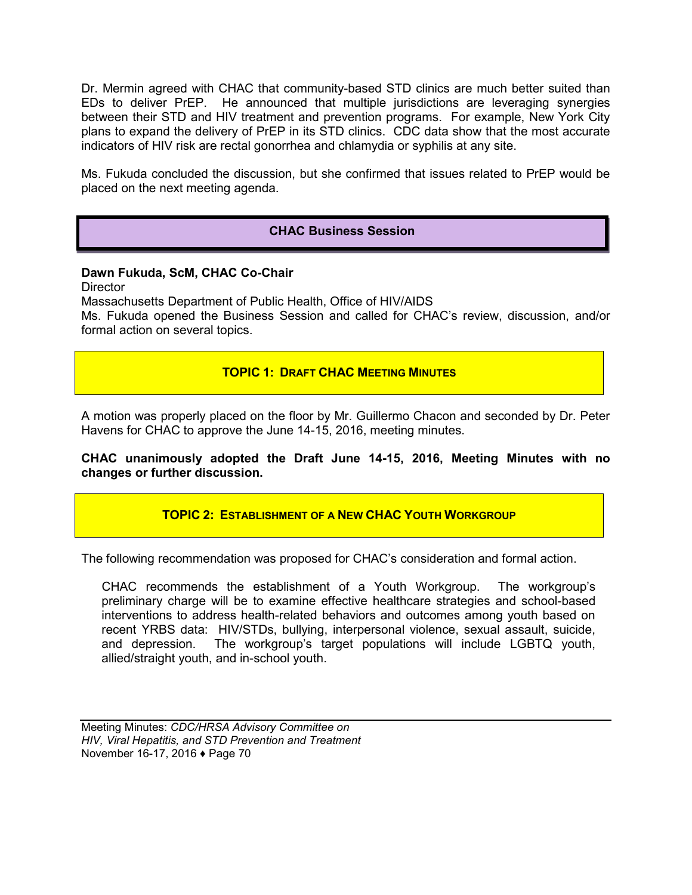Dr. Mermin agreed with CHAC that community-based STD clinics are much better suited than EDs to deliver PrEP. He announced that multiple jurisdictions are leveraging synergies between their STD and HIV treatment and prevention programs. For example, New York City plans to expand the delivery of PrEP in its STD clinics. CDC data show that the most accurate indicators of HIV risk are rectal gonorrhea and chlamydia or syphilis at any site.

Ms. Fukuda concluded the discussion, but she confirmed that issues related to PrEP would be placed on the next meeting agenda.

## CHAC Business Session

**Dawn Fukuda, ScM, CHAC Co-Chair**
Director
Massachusetts Department of Public Health, Office of HIV/AIDS
Ms. Fukuda opened the Business Session and called for CHAC's review, discussion, and/or formal action on several topics.

### TOPIC 1: DRAFT CHAC MEETING MINUTES

A motion was properly placed on the floor by Mr. Guillermo Chacon and seconded by Dr. Peter Havens for CHAC to approve the June 14-15, 2016, meeting minutes.

**CHAC unanimously adopted the Draft June 14-15, 2016, Meeting Minutes with no changes or further discussion.**

### TOPIC 2: ESTABLISHMENT OF A NEW CHAC YOUTH WORKGROUP

The following recommendation was proposed for CHAC's consideration and formal action.

> CHAC recommends the establishment of a Youth Workgroup. The workgroup's preliminary charge will be to examine effective healthcare strategies and school-based interventions to address health-related behaviors and outcomes among youth based on recent YRBS data: HIV/STDs, bullying, interpersonal violence, sexual assault, suicide, and depression. The workgroup's target populations will include LGBTQ youth, allied/straight youth, and in-school youth.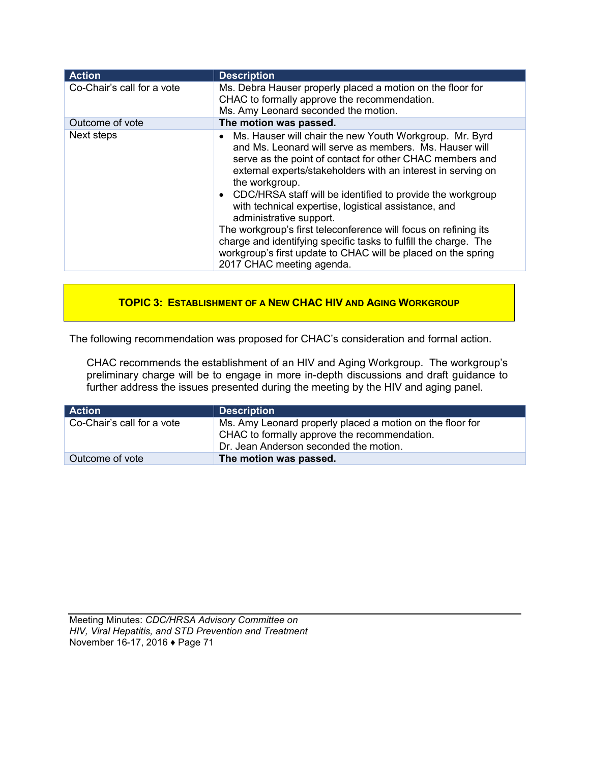| Action | Description |
|---|---|
| Co-Chair's call for a vote | Ms. Debra Hauser properly placed a motion on the floor for CHAC to formally approve the recommendation.<br>Ms. Amy Leonard seconded the motion. |
| Outcome of vote | **The motion was passed.** |
| Next steps | • Ms. Hauser will chair the new Youth Workgroup. Mr. Byrd and Ms. Leonard will serve as members. Ms. Hauser will serve as the point of contact for other CHAC members and external experts/stakeholders with an interest in serving on the workgroup.<br>• CDC/HRSA staff will be identified to provide the workgroup with technical expertise, logistical assistance, and administrative support.<br>The workgroup's first teleconference will focus on refining its charge and identifying specific tasks to fulfill the charge. The workgroup's first update to CHAC will be placed on the spring 2017 CHAC meeting agenda. |

## TOPIC 3: ESTABLISHMENT OF A NEW CHAC HIV AND AGING WORKGROUP

The following recommendation was proposed for CHAC's consideration and formal action.

> CHAC recommends the establishment of an HIV and Aging Workgroup. The workgroup's preliminary charge will be to engage in more in-depth discussions and draft guidance to further address the issues presented during the meeting by the HIV and aging panel.

| Action | Description |
|---|---|
| Co-Chair's call for a vote | Ms. Amy Leonard properly placed a motion on the floor for CHAC to formally approve the recommendation.<br>Dr. Jean Anderson seconded the motion. |
| Outcome of vote | **The motion was passed.** |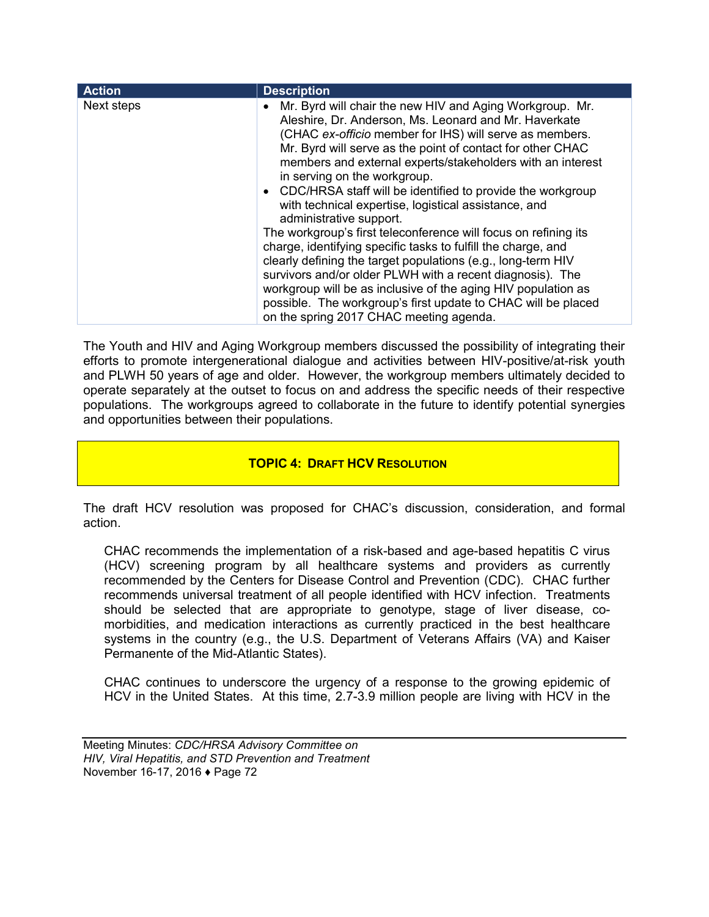| Action | Description |
| --- | --- |
| Next steps | • Mr. Byrd will chair the new HIV and Aging Workgroup. Mr. Aleshire, Dr. Anderson, Ms. Leonard and Mr. Haverkate (CHAC *ex-officio* member for IHS) will serve as members. Mr. Byrd will serve as the point of contact for other CHAC members and external experts/stakeholders with an interest in serving on the workgroup.<br>• CDC/HRSA staff will be identified to provide the workgroup with technical expertise, logistical assistance, and administrative support.<br>The workgroup's first teleconference will focus on refining its charge, identifying specific tasks to fulfill the charge, and clearly defining the target populations (e.g., long-term HIV survivors and/or older PLWH with a recent diagnosis). The workgroup will be as inclusive of the aging HIV population as possible. The workgroup's first update to CHAC will be placed on the spring 2017 CHAC meeting agenda. |

The Youth and HIV and Aging Workgroup members discussed the possibility of integrating their efforts to promote intergenerational dialogue and activities between HIV-positive/at-risk youth and PLWH 50 years of age and older. However, the workgroup members ultimately decided to operate separately at the outset to focus on and address the specific needs of their respective populations. The workgroups agreed to collaborate in the future to identify potential synergies and opportunities between their populations.

## TOPIC 4: DRAFT HCV RESOLUTION

The draft HCV resolution was proposed for CHAC's discussion, consideration, and formal action.

> CHAC recommends the implementation of a risk-based and age-based hepatitis C virus (HCV) screening program by all healthcare systems and providers as currently recommended by the Centers for Disease Control and Prevention (CDC). CHAC further recommends universal treatment of all people identified with HCV infection. Treatments should be selected that are appropriate to genotype, stage of liver disease, co-morbidities, and medication interactions as currently practiced in the best healthcare systems in the country (e.g., the U.S. Department of Veterans Affairs (VA) and Kaiser Permanente of the Mid-Atlantic States).
>
> CHAC continues to underscore the urgency of a response to the growing epidemic of HCV in the United States. At this time, 2.7-3.9 million people are living with HCV in the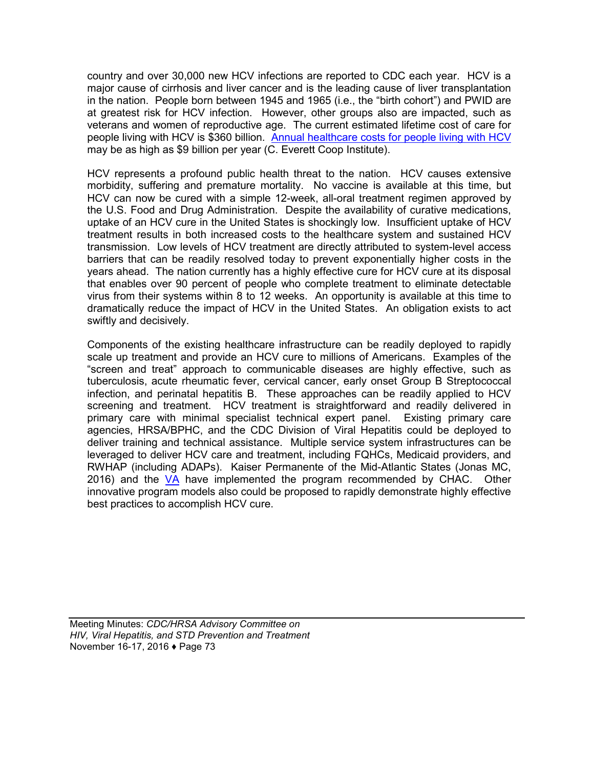country and over 30,000 new HCV infections are reported to CDC each year. HCV is a major cause of cirrhosis and liver cancer and is the leading cause of liver transplantation in the nation. People born between 1945 and 1965 (i.e., the "birth cohort") and PWID are at greatest risk for HCV infection. However, other groups also are impacted, such as veterans and women of reproductive age. The current estimated lifetime cost of care for people living with HCV is $360 billion. Annual healthcare costs for people living with HCV may be as high as $9 billion per year (C. Everett Coop Institute).

HCV represents a profound public health threat to the nation. HCV causes extensive morbidity, suffering and premature mortality. No vaccine is available at this time, but HCV can now be cured with a simple 12-week, all-oral treatment regimen approved by the U.S. Food and Drug Administration. Despite the availability of curative medications, uptake of an HCV cure in the United States is shockingly low. Insufficient uptake of HCV treatment results in both increased costs to the healthcare system and sustained HCV transmission. Low levels of HCV treatment are directly attributed to system-level access barriers that can be readily resolved today to prevent exponentially higher costs in the years ahead. The nation currently has a highly effective cure for HCV cure at its disposal that enables over 90 percent of people who complete treatment to eliminate detectable virus from their systems within 8 to 12 weeks. An opportunity is available at this time to dramatically reduce the impact of HCV in the United States. An obligation exists to act swiftly and decisively.

Components of the existing healthcare infrastructure can be readily deployed to rapidly scale up treatment and provide an HCV cure to millions of Americans. Examples of the "screen and treat" approach to communicable diseases are highly effective, such as tuberculosis, acute rheumatic fever, cervical cancer, early onset Group B Streptococcal infection, and perinatal hepatitis B. These approaches can be readily applied to HCV screening and treatment. HCV treatment is straightforward and readily delivered in primary care with minimal specialist technical expert panel. Existing primary care agencies, HRSA/BPHC, and the CDC Division of Viral Hepatitis could be deployed to deliver training and technical assistance. Multiple service system infrastructures can be leveraged to deliver HCV care and treatment, including FQHCs, Medicaid providers, and RWHAP (including ADAPs). Kaiser Permanente of the Mid-Atlantic States (Jonas MC, 2016) and the VA have implemented the program recommended by CHAC. Other innovative program models also could be proposed to rapidly demonstrate highly effective best practices to accomplish HCV cure.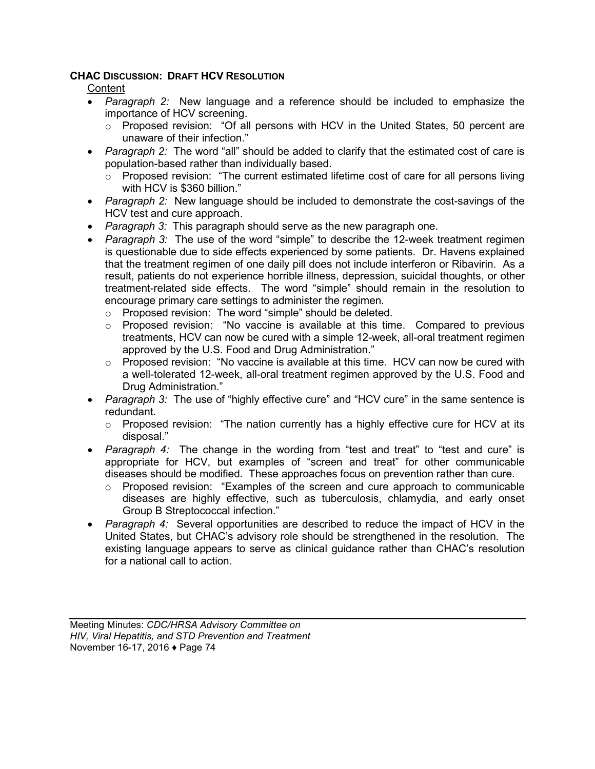**CHAC DISCUSSION: DRAFT HCV RESOLUTION**

Content

- *Paragraph 2:* New language and a reference should be included to emphasize the importance of HCV screening.
  - Proposed revision: "Of all persons with HCV in the United States, 50 percent are unaware of their infection."
- *Paragraph 2:* The word "all" should be added to clarify that the estimated cost of care is population-based rather than individually based.
  - Proposed revision: "The current estimated lifetime cost of care for all persons living with HCV is $360 billion."
- *Paragraph 2:* New language should be included to demonstrate the cost-savings of the HCV test and cure approach.
- *Paragraph 3:* This paragraph should serve as the new paragraph one.
- *Paragraph 3:* The use of the word "simple" to describe the 12-week treatment regimen is questionable due to side effects experienced by some patients. Dr. Havens explained that the treatment regimen of one daily pill does not include interferon or Ribavirin. As a result, patients do not experience horrible illness, depression, suicidal thoughts, or other treatment-related side effects. The word "simple" should remain in the resolution to encourage primary care settings to administer the regimen.
  - Proposed revision: The word "simple" should be deleted.
  - Proposed revision: "No vaccine is available at this time. Compared to previous treatments, HCV can now be cured with a simple 12-week, all-oral treatment regimen approved by the U.S. Food and Drug Administration."
  - Proposed revision: "No vaccine is available at this time. HCV can now be cured with a well-tolerated 12-week, all-oral treatment regimen approved by the U.S. Food and Drug Administration."
- *Paragraph 3:* The use of "highly effective cure" and "HCV cure" in the same sentence is redundant.
  - Proposed revision: "The nation currently has a highly effective cure for HCV at its disposal."
- *Paragraph 4:* The change in the wording from "test and treat" to "test and cure" is appropriate for HCV, but examples of "screen and treat" for other communicable diseases should be modified. These approaches focus on prevention rather than cure.
  - Proposed revision: "Examples of the screen and cure approach to communicable diseases are highly effective, such as tuberculosis, chlamydia, and early onset Group B Streptococcal infection."
- *Paragraph 4:* Several opportunities are described to reduce the impact of HCV in the United States, but CHAC's advisory role should be strengthened in the resolution. The existing language appears to serve as clinical guidance rather than CHAC's resolution for a national call to action.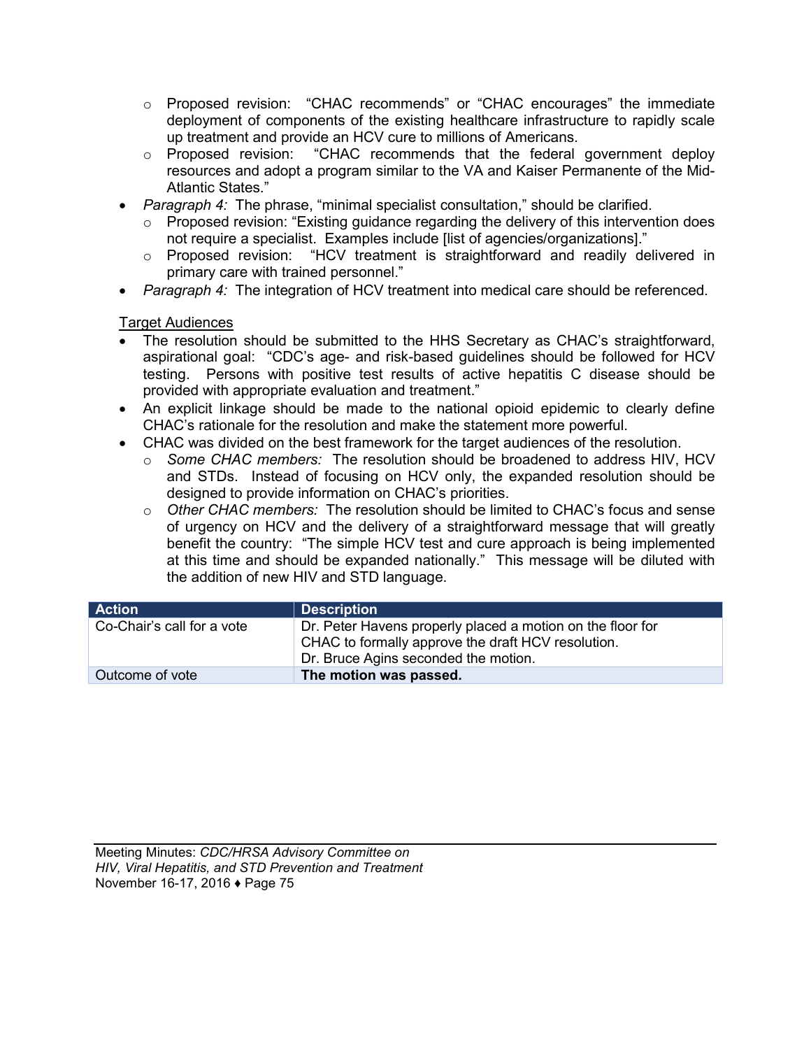- Proposed revision: "CHAC recommends" or "CHAC encourages" the immediate deployment of components of the existing healthcare infrastructure to rapidly scale up treatment and provide an HCV cure to millions of Americans.
  - Proposed revision: "CHAC recommends that the federal government deploy resources and adopt a program similar to the VA and Kaiser Permanente of the Mid-Atlantic States."
- *Paragraph 4:* The phrase, "minimal specialist consultation," should be clarified.
  - Proposed revision: "Existing guidance regarding the delivery of this intervention does not require a specialist. Examples include [list of agencies/organizations]."
  - Proposed revision: "HCV treatment is straightforward and readily delivered in primary care with trained personnel."
- *Paragraph 4:* The integration of HCV treatment into medical care should be referenced.

<u>Target Audiences</u>

- The resolution should be submitted to the HHS Secretary as CHAC's straightforward, aspirational goal: "CDC's age- and risk-based guidelines should be followed for HCV testing. Persons with positive test results of active hepatitis C disease should be provided with appropriate evaluation and treatment."
- An explicit linkage should be made to the national opioid epidemic to clearly define CHAC's rationale for the resolution and make the statement more powerful.
- CHAC was divided on the best framework for the target audiences of the resolution.
  - *Some CHAC members:* The resolution should be broadened to address HIV, HCV and STDs. Instead of focusing on HCV only, the expanded resolution should be designed to provide information on CHAC's priorities.
  - *Other CHAC members:* The resolution should be limited to CHAC's focus and sense of urgency on HCV and the delivery of a straightforward message that will greatly benefit the country: "The simple HCV test and cure approach is being implemented at this time and should be expanded nationally." This message will be diluted with the addition of new HIV and STD language.

| Action | Description |
|---|---|
| Co-Chair's call for a vote | Dr. Peter Havens properly placed a motion on the floor for CHAC to formally approve the draft HCV resolution. Dr. Bruce Agins seconded the motion. |
| Outcome of vote | **The motion was passed.** |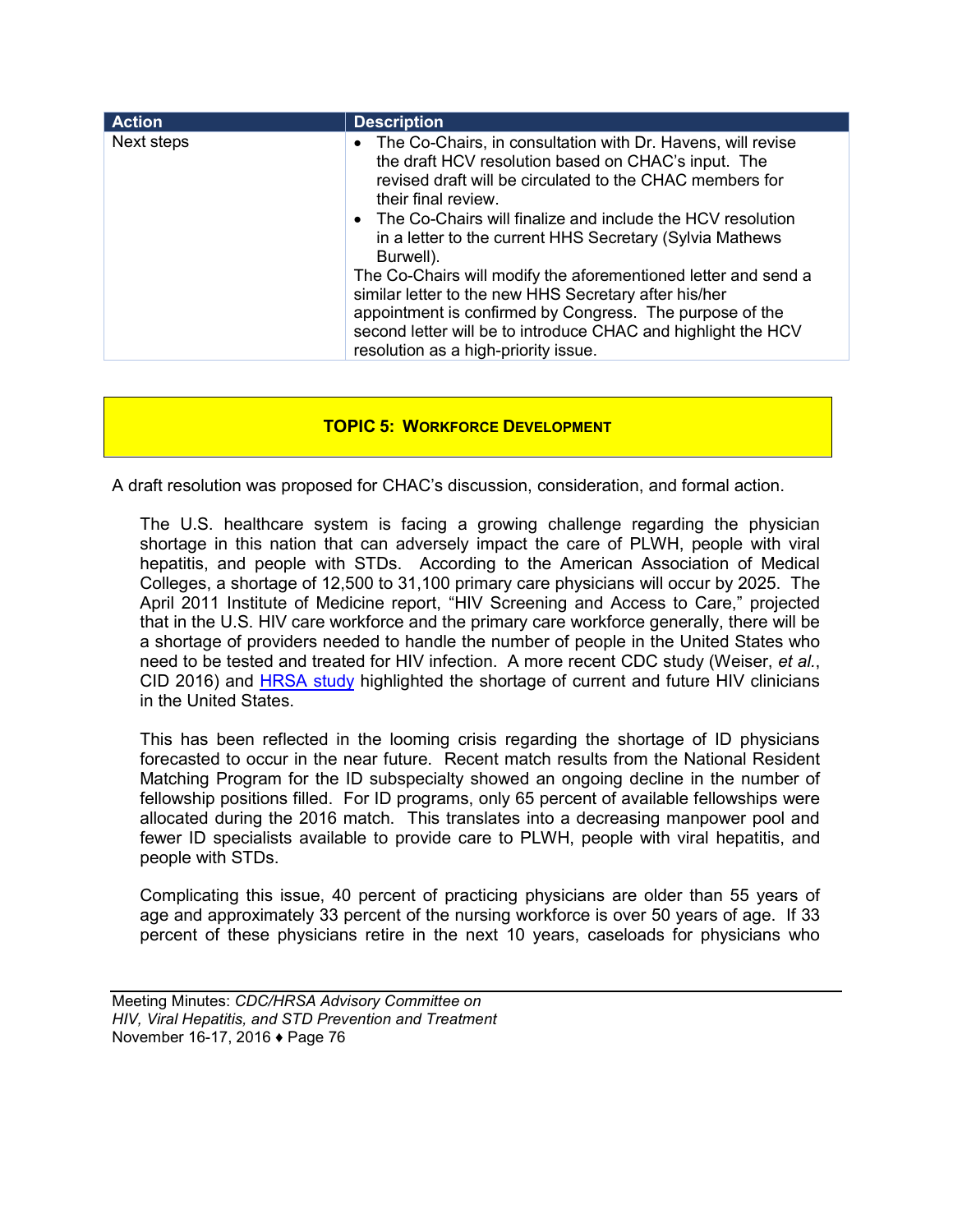| Action | Description |
|---|---|
| Next steps | • The Co-Chairs, in consultation with Dr. Havens, will revise the draft HCV resolution based on CHAC's input. The revised draft will be circulated to the CHAC members for their final review.<br>• The Co-Chairs will finalize and include the HCV resolution in a letter to the current HHS Secretary (Sylvia Mathews Burwell).<br>The Co-Chairs will modify the aforementioned letter and send a similar letter to the new HHS Secretary after his/her appointment is confirmed by Congress. The purpose of the second letter will be to introduce CHAC and highlight the HCV resolution as a high-priority issue. |

## TOPIC 5: WORKFORCE DEVELOPMENT

A draft resolution was proposed for CHAC's discussion, consideration, and formal action.

> The U.S. healthcare system is facing a growing challenge regarding the physician shortage in this nation that can adversely impact the care of PLWH, people with viral hepatitis, and people with STDs. According to the American Association of Medical Colleges, a shortage of 12,500 to 31,100 primary care physicians will occur by 2025. The April 2011 Institute of Medicine report, "HIV Screening and Access to Care," projected that in the U.S. HIV care workforce and the primary care workforce generally, there will be a shortage of providers needed to handle the number of people in the United States who need to be tested and treated for HIV infection. A more recent CDC study (Weiser, *et al.*, CID 2016) and HRSA study highlighted the shortage of current and future HIV clinicians in the United States.
>
> This has been reflected in the looming crisis regarding the shortage of ID physicians forecasted to occur in the near future. Recent match results from the National Resident Matching Program for the ID subspecialty showed an ongoing decline in the number of fellowship positions filled. For ID programs, only 65 percent of available fellowships were allocated during the 2016 match. This translates into a decreasing manpower pool and fewer ID specialists available to provide care to PLWH, people with viral hepatitis, and people with STDs.
>
> Complicating this issue, 40 percent of practicing physicians are older than 55 years of age and approximately 33 percent of the nursing workforce is over 50 years of age. If 33 percent of these physicians retire in the next 10 years, caseloads for physicians who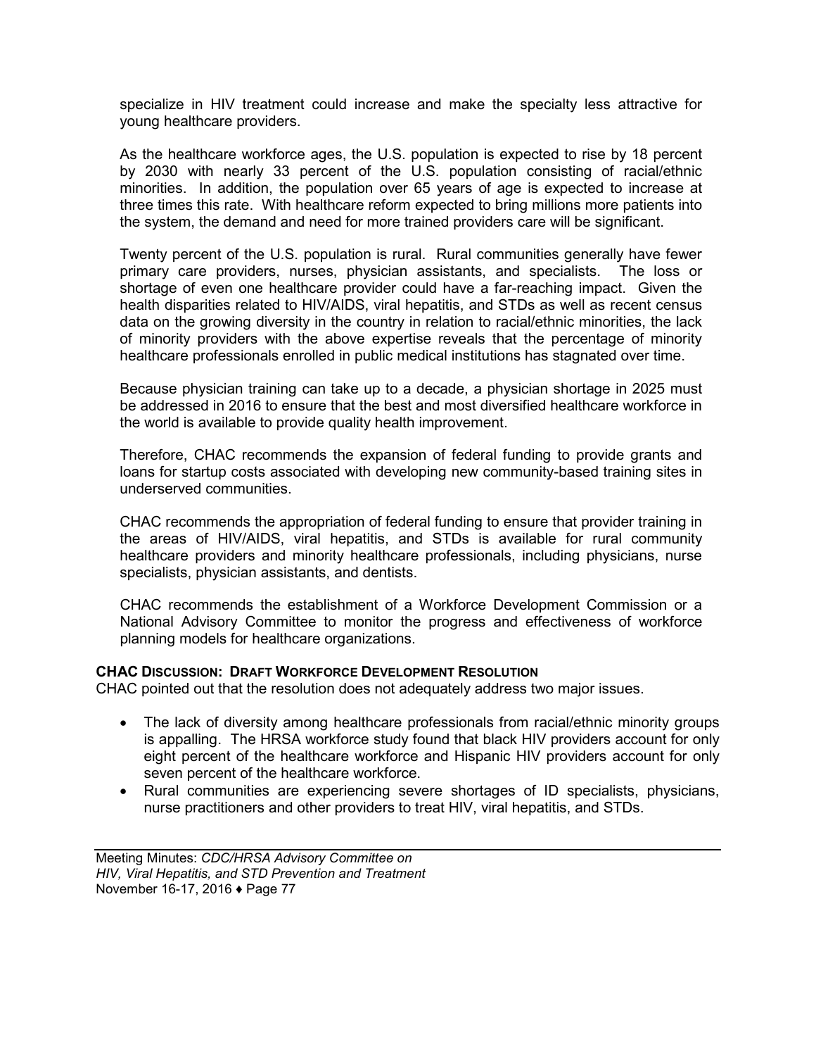specialize in HIV treatment could increase and make the specialty less attractive for young healthcare providers.

As the healthcare workforce ages, the U.S. population is expected to rise by 18 percent by 2030 with nearly 33 percent of the U.S. population consisting of racial/ethnic minorities. In addition, the population over 65 years of age is expected to increase at three times this rate. With healthcare reform expected to bring millions more patients into the system, the demand and need for more trained providers care will be significant.

Twenty percent of the U.S. population is rural. Rural communities generally have fewer primary care providers, nurses, physician assistants, and specialists. The loss or shortage of even one healthcare provider could have a far-reaching impact. Given the health disparities related to HIV/AIDS, viral hepatitis, and STDs as well as recent census data on the growing diversity in the country in relation to racial/ethnic minorities, the lack of minority providers with the above expertise reveals that the percentage of minority healthcare professionals enrolled in public medical institutions has stagnated over time.

Because physician training can take up to a decade, a physician shortage in 2025 must be addressed in 2016 to ensure that the best and most diversified healthcare workforce in the world is available to provide quality health improvement.

Therefore, CHAC recommends the expansion of federal funding to provide grants and loans for startup costs associated with developing new community-based training sites in underserved communities.

CHAC recommends the appropriation of federal funding to ensure that provider training in the areas of HIV/AIDS, viral hepatitis, and STDs is available for rural community healthcare providers and minority healthcare professionals, including physicians, nurse specialists, physician assistants, and dentists.

CHAC recommends the establishment of a Workforce Development Commission or a National Advisory Committee to monitor the progress and effectiveness of workforce planning models for healthcare organizations.

**CHAC DISCUSSION: DRAFT WORKFORCE DEVELOPMENT RESOLUTION**

CHAC pointed out that the resolution does not adequately address two major issues.

- The lack of diversity among healthcare professionals from racial/ethnic minority groups is appalling. The HRSA workforce study found that black HIV providers account for only eight percent of the healthcare workforce and Hispanic HIV providers account for only seven percent of the healthcare workforce.
- Rural communities are experiencing severe shortages of ID specialists, physicians, nurse practitioners and other providers to treat HIV, viral hepatitis, and STDs.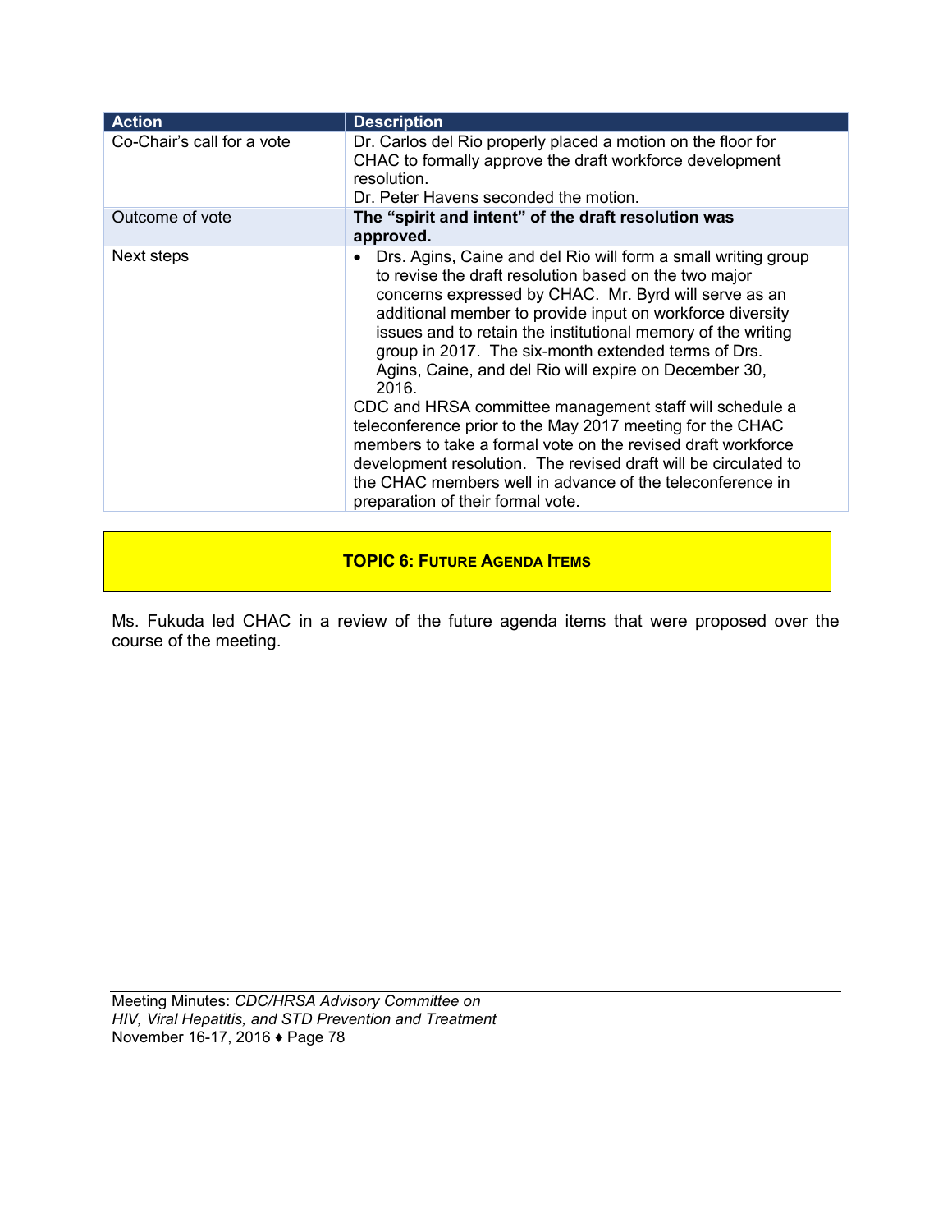| Action | Description |
| --- | --- |
| Co-Chair's call for a vote | Dr. Carlos del Rio properly placed a motion on the floor for CHAC to formally approve the draft workforce development resolution.<br>Dr. Peter Havens seconded the motion. |
| Outcome of vote | **The "spirit and intent" of the draft resolution was approved.** |
| Next steps | • Drs. Agins, Caine and del Rio will form a small writing group to revise the draft resolution based on the two major concerns expressed by CHAC. Mr. Byrd will serve as an additional member to provide input on workforce diversity issues and to retain the institutional memory of the writing group in 2017. The six-month extended terms of Drs. Agins, Caine, and del Rio will expire on December 30, 2016.<br>CDC and HRSA committee management staff will schedule a teleconference prior to the May 2017 meeting for the CHAC members to take a formal vote on the revised draft workforce development resolution. The revised draft will be circulated to the CHAC members well in advance of the teleconference in preparation of their formal vote. |

## TOPIC 6: FUTURE AGENDA ITEMS

Ms. Fukuda led CHAC in a review of the future agenda items that were proposed over the course of the meeting.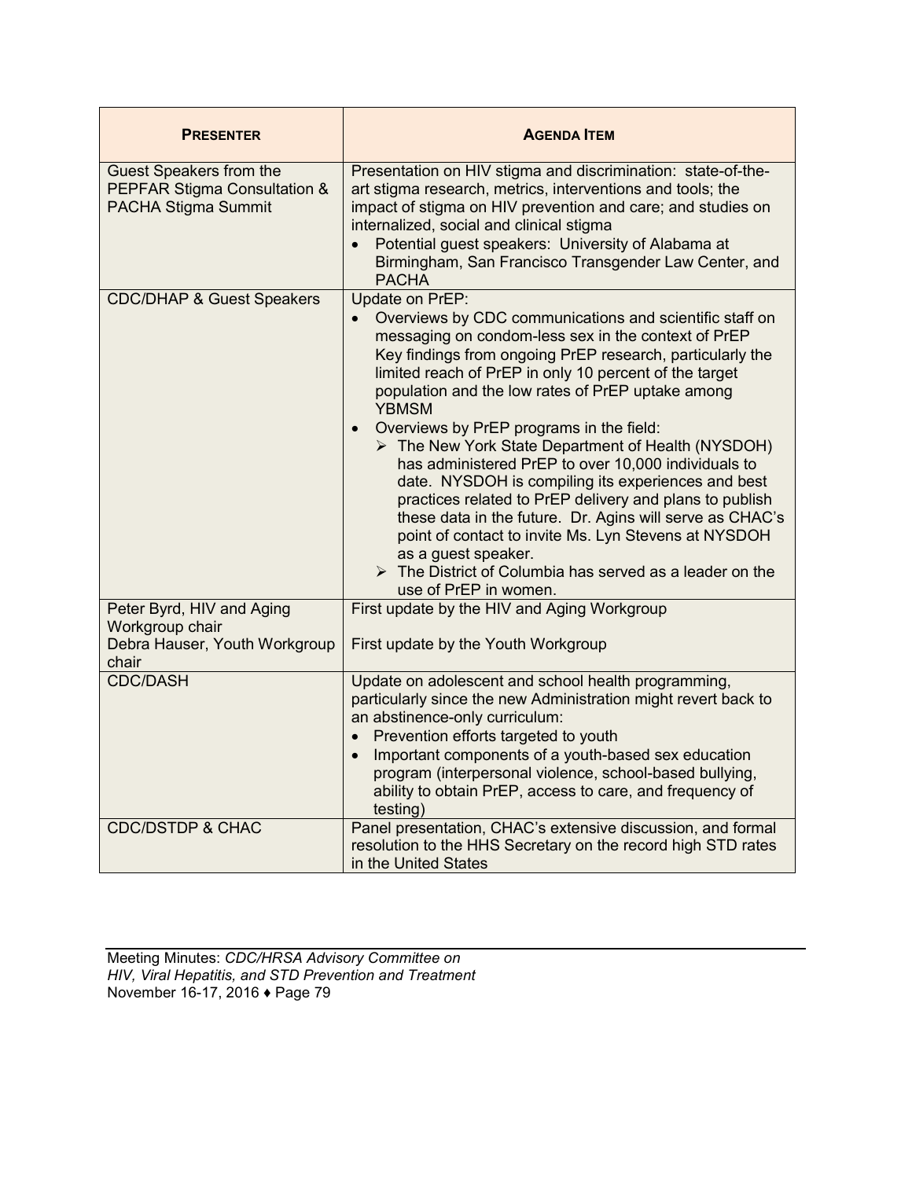| **Presenter** | **Agenda Item** |
|---|---|
| Guest Speakers from the PEPFAR Stigma Consultation & PACHA Stigma Summit | Presentation on HIV stigma and discrimination: state-of-the-art stigma research, metrics, interventions and tools; the impact of stigma on HIV prevention and care; and studies on internalized, social and clinical stigma<br>• Potential guest speakers: University of Alabama at Birmingham, San Francisco Transgender Law Center, and PACHA |
| CDC/DHAP & Guest Speakers | Update on PrEP:<br>• Overviews by CDC communications and scientific staff on messaging on condom-less sex in the context of PrEP Key findings from ongoing PrEP research, particularly the limited reach of PrEP in only 10 percent of the target population and the low rates of PrEP uptake among YBMSM<br>• Overviews by PrEP programs in the field:<br>➢ The New York State Department of Health (NYSDOH) has administered PrEP to over 10,000 individuals to date. NYSDOH is compiling its experiences and best practices related to PrEP delivery and plans to publish these data in the future. Dr. Agins will serve as CHAC's point of contact to invite Ms. Lyn Stevens at NYSDOH as a guest speaker.<br>➢ The District of Columbia has served as a leader on the use of PrEP in women. |
| Peter Byrd, HIV and Aging Workgroup chair<br>Debra Hauser, Youth Workgroup chair | First update by the HIV and Aging Workgroup<br><br>First update by the Youth Workgroup |
| CDC/DASH | Update on adolescent and school health programming, particularly since the new Administration might revert back to an abstinence-only curriculum:<br>• Prevention efforts targeted to youth<br>• Important components of a youth-based sex education program (interpersonal violence, school-based bullying, ability to obtain PrEP, access to care, and frequency of testing) |
| CDC/DSTDP & CHAC | Panel presentation, CHAC's extensive discussion, and formal resolution to the HHS Secretary on the record high STD rates in the United States |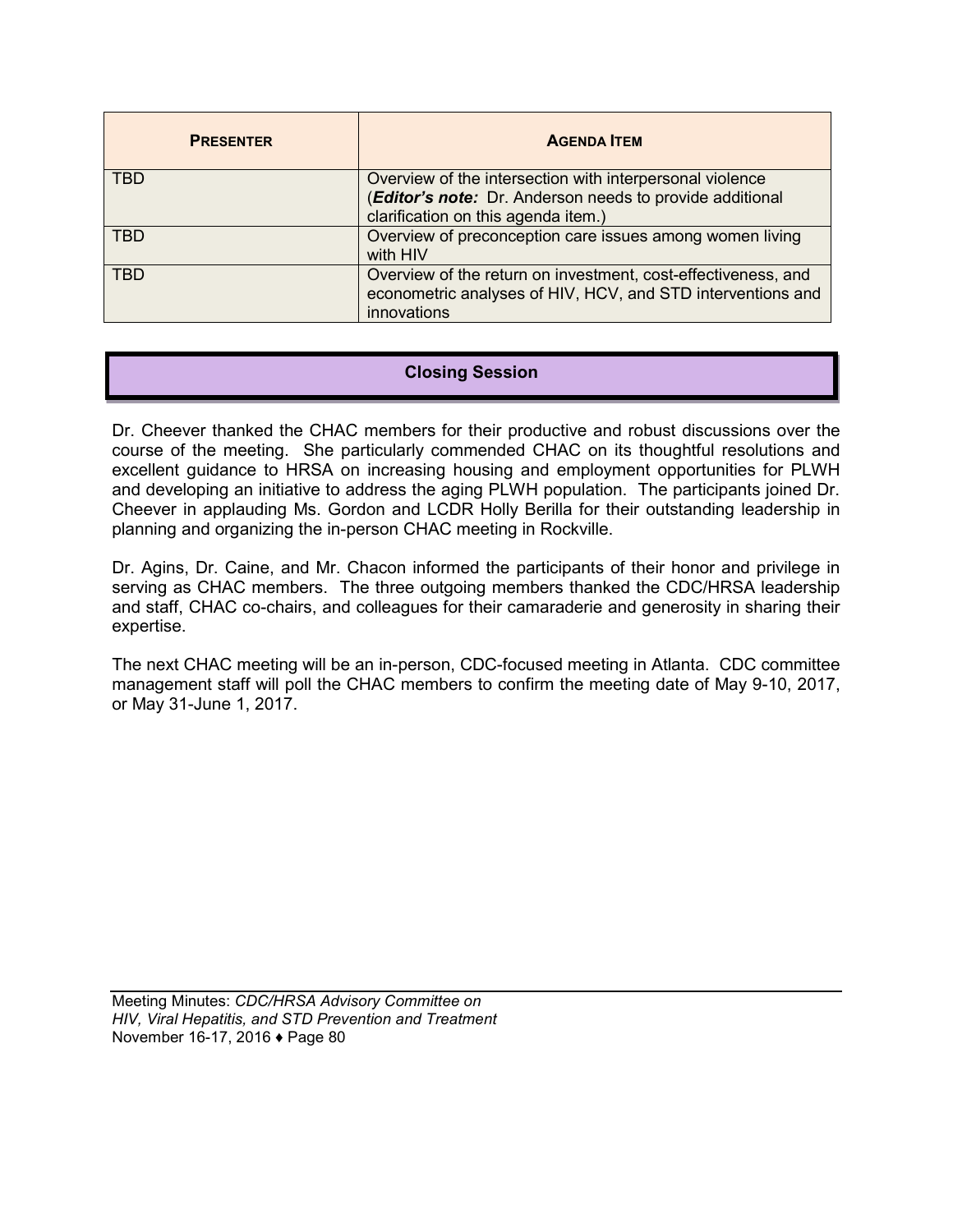| PRESENTER | AGENDA ITEM |
|---|---|
| TBD | Overview of the intersection with interpersonal violence (***Editor's note:*** Dr. Anderson needs to provide additional clarification on this agenda item.) |
| TBD | Overview of preconception care issues among women living with HIV |
| TBD | Overview of the return on investment, cost-effectiveness, and econometric analyses of HIV, HCV, and STD interventions and innovations |

## Closing Session

Dr. Cheever thanked the CHAC members for their productive and robust discussions over the course of the meeting. She particularly commended CHAC on its thoughtful resolutions and excellent guidance to HRSA on increasing housing and employment opportunities for PLWH and developing an initiative to address the aging PLWH population. The participants joined Dr. Cheever in applauding Ms. Gordon and LCDR Holly Berilla for their outstanding leadership in planning and organizing the in-person CHAC meeting in Rockville.

Dr. Agins, Dr. Caine, and Mr. Chacon informed the participants of their honor and privilege in serving as CHAC members. The three outgoing members thanked the CDC/HRSA leadership and staff, CHAC co-chairs, and colleagues for their camaraderie and generosity in sharing their expertise.

The next CHAC meeting will be an in-person, CDC-focused meeting in Atlanta. CDC committee management staff will poll the CHAC members to confirm the meeting date of May 9-10, 2017, or May 31-June 1, 2017.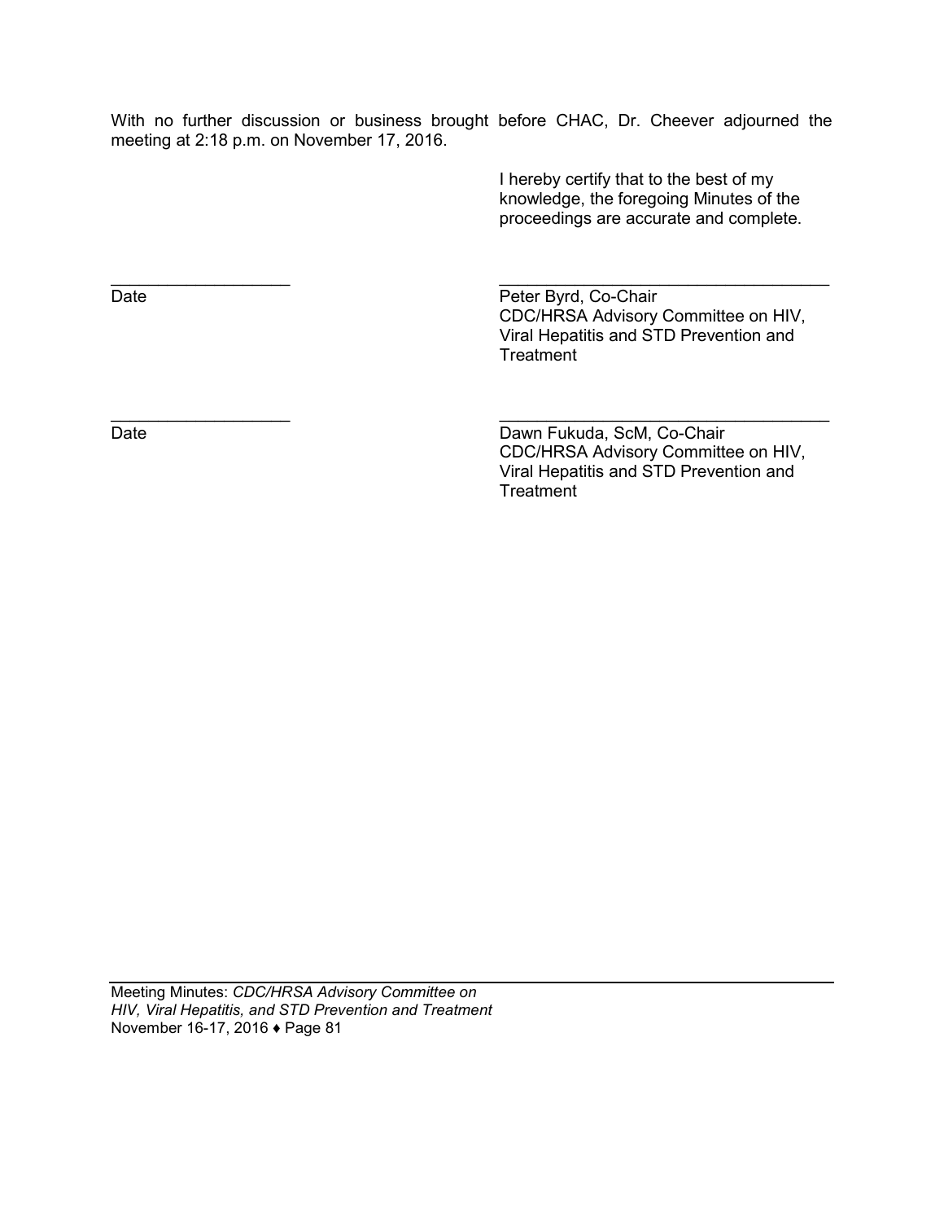With no further discussion or business brought before CHAC, Dr. Cheever adjourned the meeting at 2:18 p.m. on November 17, 2016.

I hereby certify that to the best of my knowledge, the foregoing Minutes of the proceedings are accurate and complete.

| | |
|---|---|
| ____________________ | ____________________________________ |
| Date | Peter Byrd, Co-Chair<br>CDC/HRSA Advisory Committee on HIV, Viral Hepatitis and STD Prevention and Treatment |
| ____________________ | ____________________________________ |
| Date | Dawn Fukuda, ScM, Co-Chair<br>CDC/HRSA Advisory Committee on HIV, Viral Hepatitis and STD Prevention and Treatment |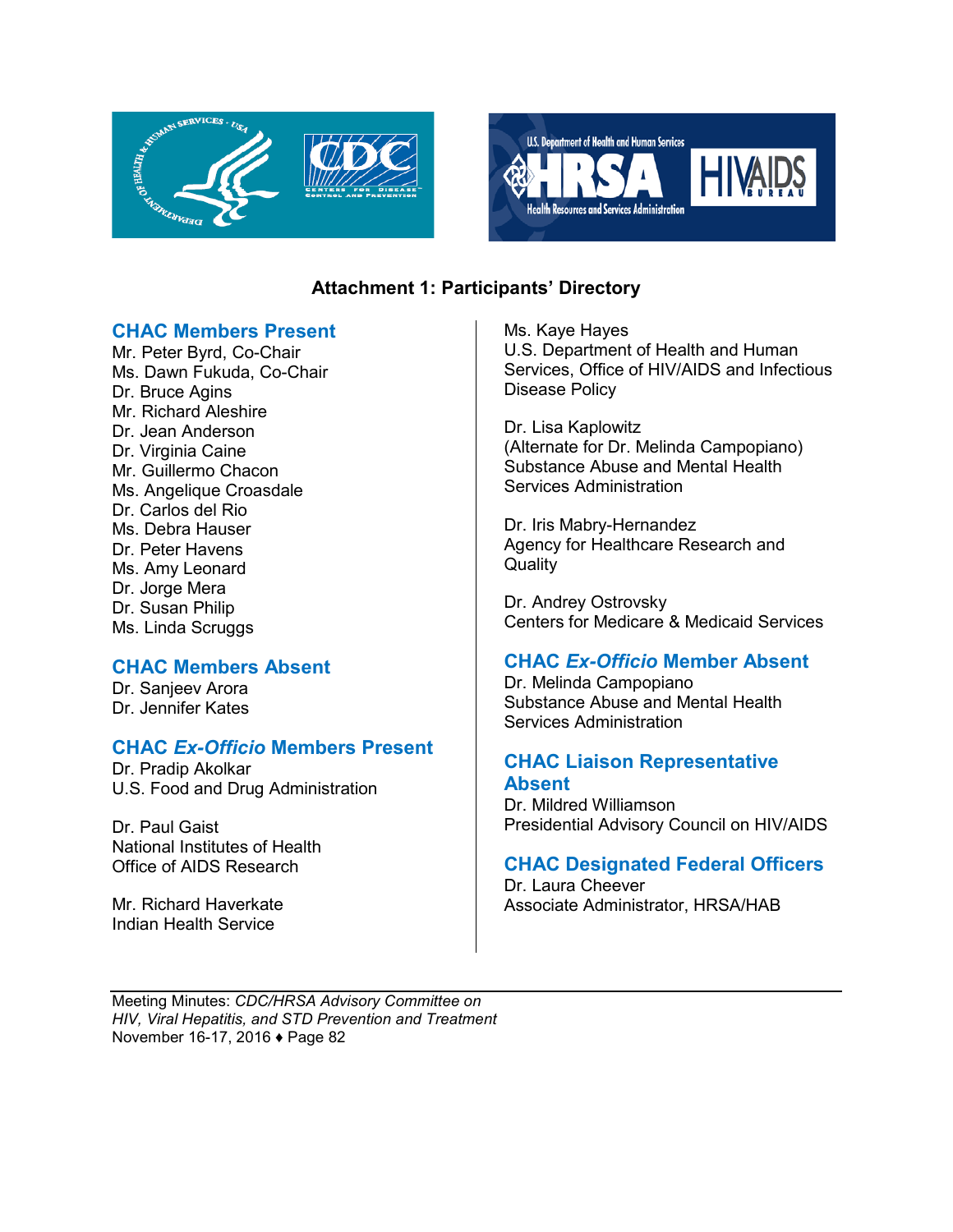# Attachment 1: Participants' Directory

## CHAC Members Present

Mr. Peter Byrd, Co-Chair
Ms. Dawn Fukuda, Co-Chair
Dr. Bruce Agins
Mr. Richard Aleshire
Dr. Jean Anderson
Dr. Virginia Caine
Mr. Guillermo Chacon
Ms. Angelique Croasdale
Dr. Carlos del Rio
Ms. Debra Hauser
Dr. Peter Havens
Ms. Amy Leonard
Dr. Jorge Mera
Dr. Susan Philip
Ms. Linda Scruggs

## CHAC Members Absent

Dr. Sanjeev Arora
Dr. Jennifer Kates

## CHAC *Ex-Officio* Members Present

Dr. Pradip Akolkar
U.S. Food and Drug Administration

Dr. Paul Gaist
National Institutes of Health
Office of AIDS Research

Mr. Richard Haverkate
Indian Health Service

Ms. Kaye Hayes
U.S. Department of Health and Human Services, Office of HIV/AIDS and Infectious Disease Policy

Dr. Lisa Kaplowitz
(Alternate for Dr. Melinda Campopiano)
Substance Abuse and Mental Health Services Administration

Dr. Iris Mabry-Hernandez
Agency for Healthcare Research and Quality

Dr. Andrey Ostrovsky
Centers for Medicare & Medicaid Services

## CHAC *Ex-Officio* Member Absent

Dr. Melinda Campopiano
Substance Abuse and Mental Health Services Administration

## CHAC Liaison Representative Absent

Dr. Mildred Williamson
Presidential Advisory Council on HIV/AIDS

## CHAC Designated Federal Officers

Dr. Laura Cheever
Associate Administrator, HRSA/HAB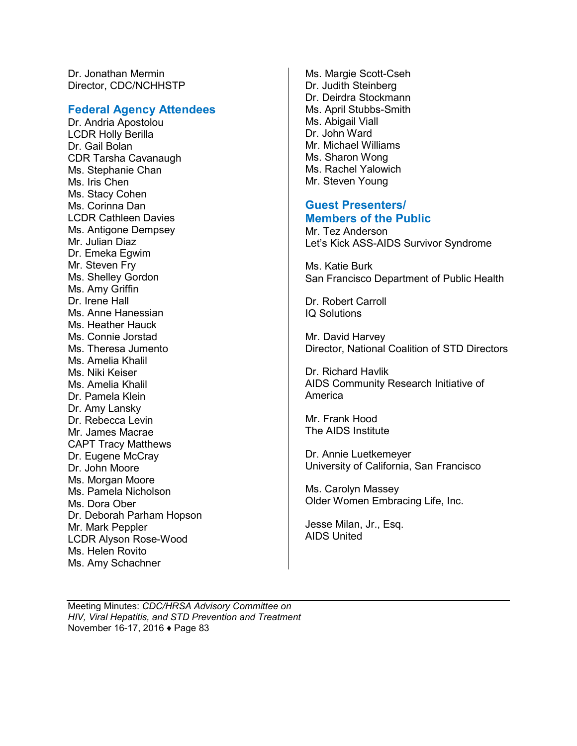Dr. Jonathan Mermin
Director, CDC/NCHHSTP

## Federal Agency Attendees

Dr. Andria Apostolou
LCDR Holly Berilla
Dr. Gail Bolan
CDR Tarsha Cavanaugh
Ms. Stephanie Chan
Ms. Iris Chen
Ms. Stacy Cohen
Ms. Corinna Dan
LCDR Cathleen Davies
Ms. Antigone Dempsey
Mr. Julian Diaz
Dr. Emeka Egwim
Mr. Steven Fry
Ms. Shelley Gordon
Ms. Amy Griffin
Dr. Irene Hall
Ms. Anne Hanessian
Ms. Heather Hauck
Ms. Connie Jorstad
Ms. Theresa Jumento
Ms. Amelia Khalil
Ms. Niki Keiser
Ms. Amelia Khalil
Dr. Pamela Klein
Dr. Amy Lansky
Dr. Rebecca Levin
Mr. James Macrae
CAPT Tracy Matthews
Dr. Eugene McCray
Dr. John Moore
Ms. Morgan Moore
Ms. Pamela Nicholson
Ms. Dora Ober
Dr. Deborah Parham Hopson
Mr. Mark Peppler
LCDR Alyson Rose-Wood
Ms. Helen Rovito
Ms. Amy Schachner
Ms. Margie Scott-Cseh
Dr. Judith Steinberg
Dr. Deirdra Stockmann
Ms. April Stubbs-Smith
Ms. Abigail Viall
Dr. John Ward
Mr. Michael Williams
Ms. Sharon Wong
Ms. Rachel Yalowich
Mr. Steven Young

## Guest Presenters/ Members of the Public

Mr. Tez Anderson
Let's Kick ASS-AIDS Survivor Syndrome

Ms. Katie Burk
San Francisco Department of Public Health

Dr. Robert Carroll
IQ Solutions

Mr. David Harvey
Director, National Coalition of STD Directors

Dr. Richard Havlik
AIDS Community Research Initiative of America

Mr. Frank Hood
The AIDS Institute

Dr. Annie Luetkemeyer
University of California, San Francisco

Ms. Carolyn Massey
Older Women Embracing Life, Inc.

Jesse Milan, Jr., Esq.
AIDS United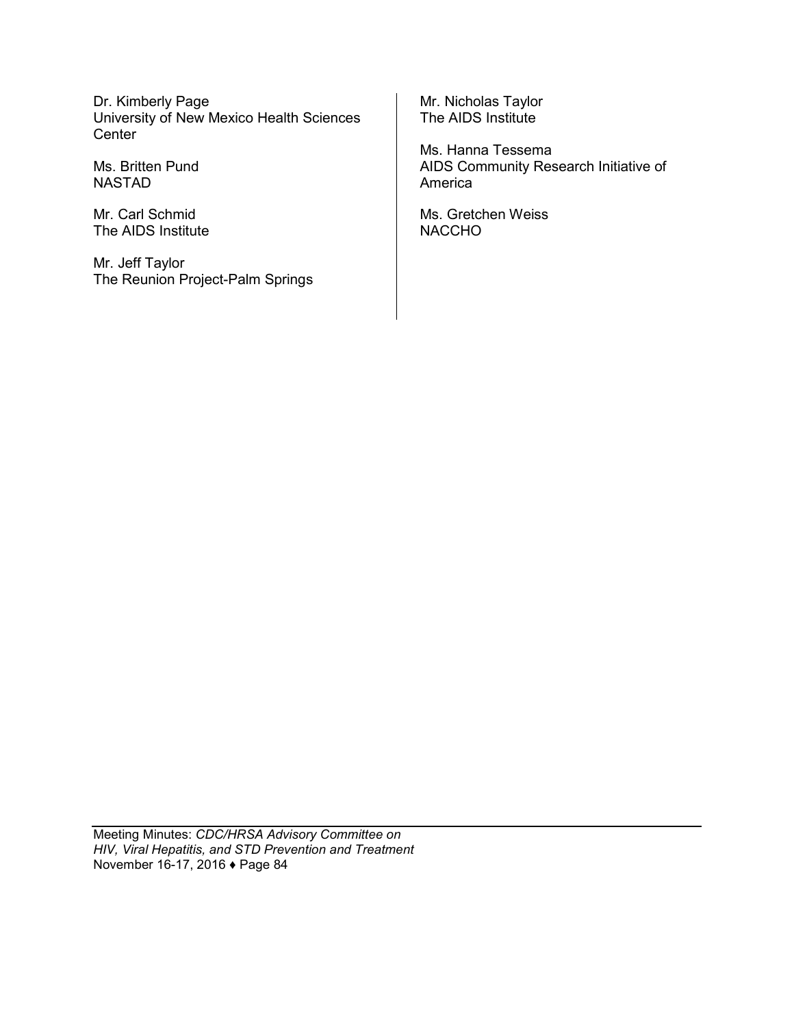Dr. Kimberly Page
University of New Mexico Health Sciences Center

Ms. Britten Pund
NASTAD

Mr. Carl Schmid
The AIDS Institute

Mr. Jeff Taylor
The Reunion Project-Palm Springs

Mr. Nicholas Taylor
The AIDS Institute

Ms. Hanna Tessema
AIDS Community Research Initiative of America

Ms. Gretchen Weiss
NACCHO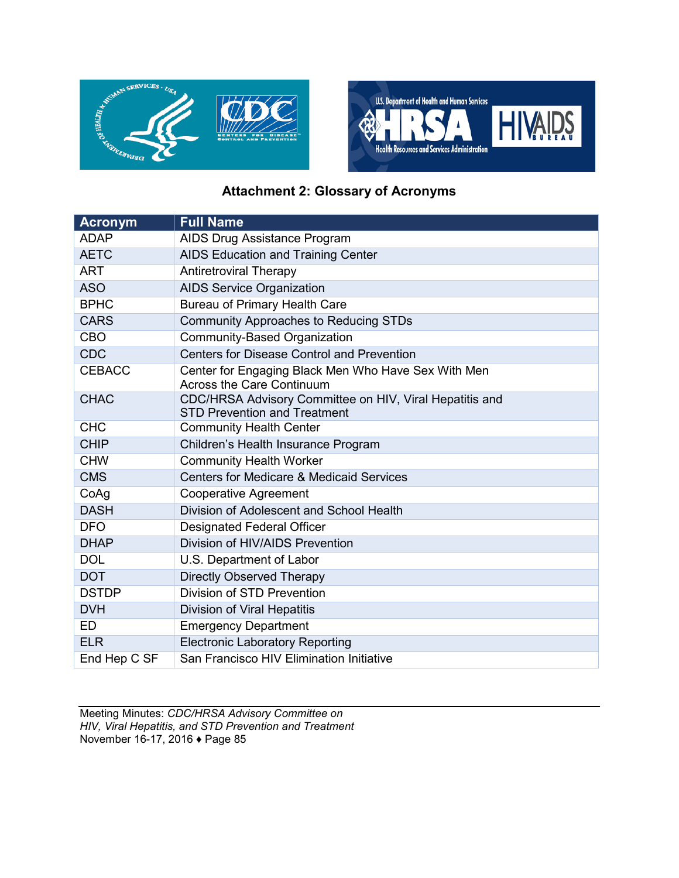## Attachment 2: Glossary of Acronyms

| Acronym | Full Name |
|---|---|
| ADAP | AIDS Drug Assistance Program |
| AETC | AIDS Education and Training Center |
| ART | Antiretroviral Therapy |
| ASO | AIDS Service Organization |
| BPHC | Bureau of Primary Health Care |
| CARS | Community Approaches to Reducing STDs |
| CBO | Community-Based Organization |
| CDC | Centers for Disease Control and Prevention |
| CEBACC | Center for Engaging Black Men Who Have Sex With Men Across the Care Continuum |
| CHAC | CDC/HRSA Advisory Committee on HIV, Viral Hepatitis and STD Prevention and Treatment |
| CHC | Community Health Center |
| CHIP | Children's Health Insurance Program |
| CHW | Community Health Worker |
| CMS | Centers for Medicare & Medicaid Services |
| CoAg | Cooperative Agreement |
| DASH | Division of Adolescent and School Health |
| DFO | Designated Federal Officer |
| DHAP | Division of HIV/AIDS Prevention |
| DOL | U.S. Department of Labor |
| DOT | Directly Observed Therapy |
| DSTDP | Division of STD Prevention |
| DVH | Division of Viral Hepatitis |
| ED | Emergency Department |
| ELR | Electronic Laboratory Reporting |
| End Hep C SF | San Francisco HIV Elimination Initiative |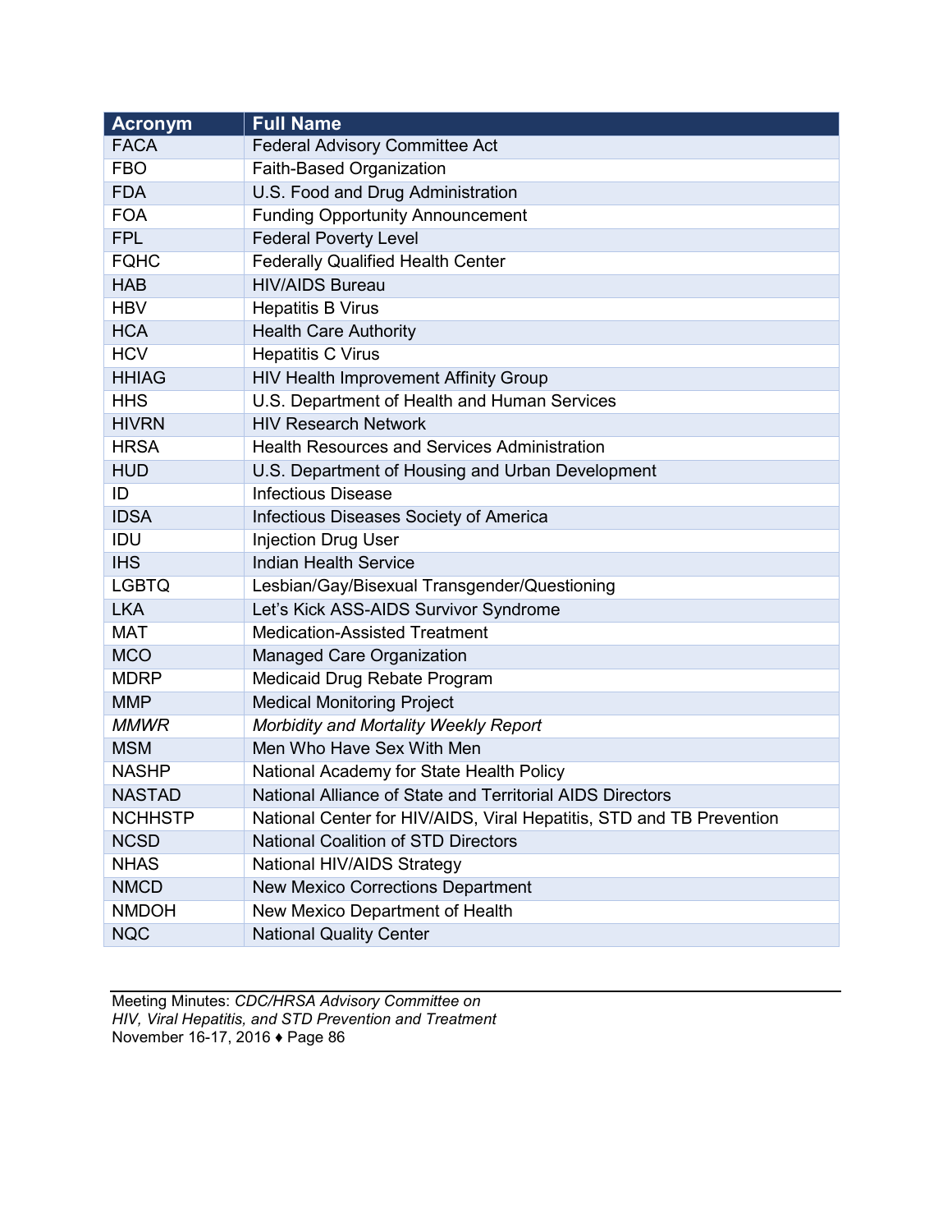| Acronym | Full Name |
| --- | --- |
| FACA | Federal Advisory Committee Act |
| FBO | Faith-Based Organization |
| FDA | U.S. Food and Drug Administration |
| FOA | Funding Opportunity Announcement |
| FPL | Federal Poverty Level |
| FQHC | Federally Qualified Health Center |
| HAB | HIV/AIDS Bureau |
| HBV | Hepatitis B Virus |
| HCA | Health Care Authority |
| HCV | Hepatitis C Virus |
| HHIAG | HIV Health Improvement Affinity Group |
| HHS | U.S. Department of Health and Human Services |
| HIVRN | HIV Research Network |
| HRSA | Health Resources and Services Administration |
| HUD | U.S. Department of Housing and Urban Development |
| ID | Infectious Disease |
| IDSA | Infectious Diseases Society of America |
| IDU | Injection Drug User |
| IHS | Indian Health Service |
| LGBTQ | Lesbian/Gay/Bisexual Transgender/Questioning |
| LKA | Let's Kick ASS-AIDS Survivor Syndrome |
| MAT | Medication-Assisted Treatment |
| MCO | Managed Care Organization |
| MDRP | Medicaid Drug Rebate Program |
| MMP | Medical Monitoring Project |
| *MMWR* | *Morbidity and Mortality Weekly Report* |
| MSM | Men Who Have Sex With Men |
| NASHP | National Academy for State Health Policy |
| NASTAD | National Alliance of State and Territorial AIDS Directors |
| NCHHSTP | National Center for HIV/AIDS, Viral Hepatitis, STD and TB Prevention |
| NCSD | National Coalition of STD Directors |
| NHAS | National HIV/AIDS Strategy |
| NMCD | New Mexico Corrections Department |
| NMDOH | New Mexico Department of Health |
| NQC | National Quality Center |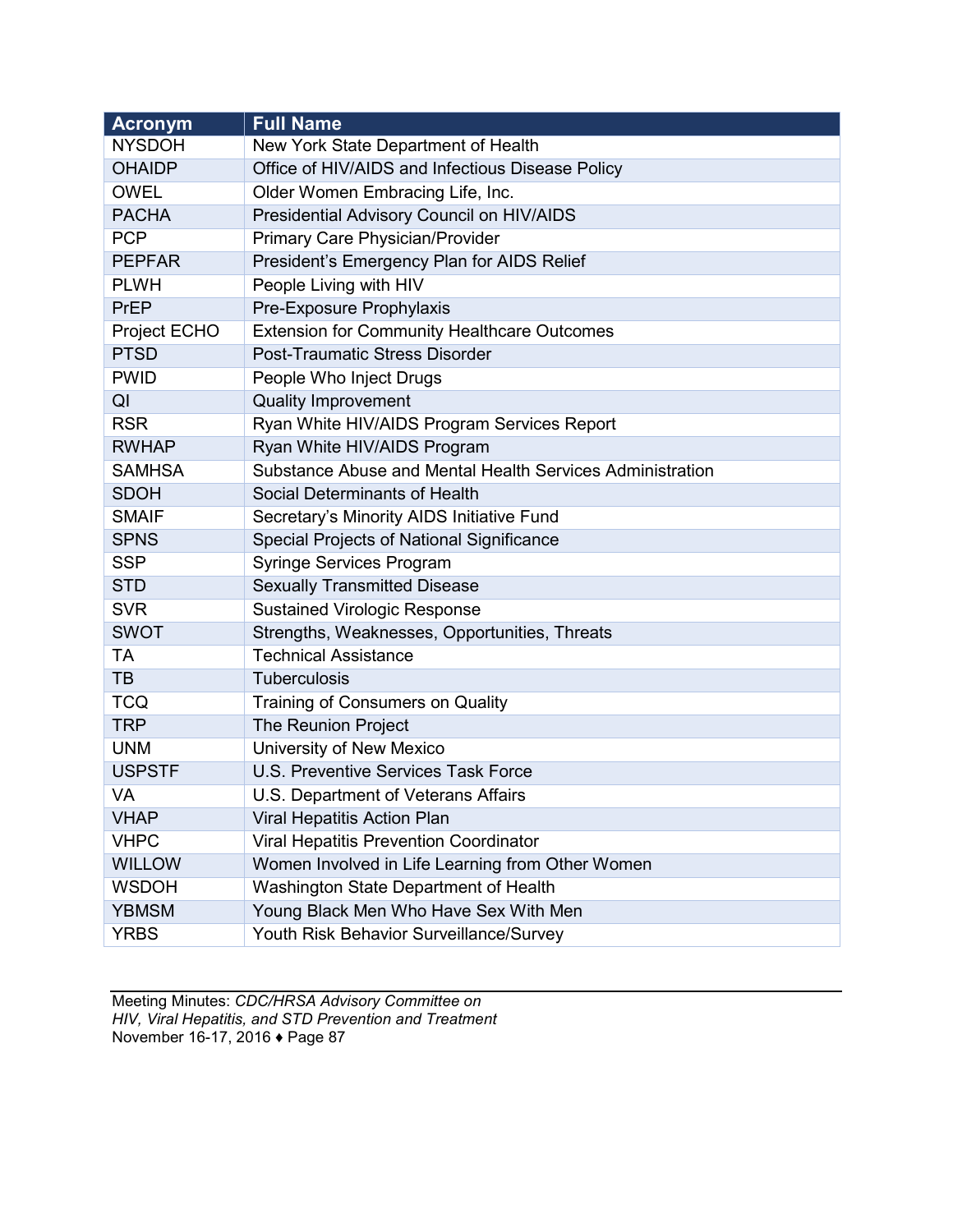| Acronym | Full Name |
|---|---|
| NYSDOH | New York State Department of Health |
| OHAIDP | Office of HIV/AIDS and Infectious Disease Policy |
| OWEL | Older Women Embracing Life, Inc. |
| PACHA | Presidential Advisory Council on HIV/AIDS |
| PCP | Primary Care Physician/Provider |
| PEPFAR | President's Emergency Plan for AIDS Relief |
| PLWH | People Living with HIV |
| PrEP | Pre-Exposure Prophylaxis |
| Project ECHO | Extension for Community Healthcare Outcomes |
| PTSD | Post-Traumatic Stress Disorder |
| PWID | People Who Inject Drugs |
| QI | Quality Improvement |
| RSR | Ryan White HIV/AIDS Program Services Report |
| RWHAP | Ryan White HIV/AIDS Program |
| SAMHSA | Substance Abuse and Mental Health Services Administration |
| SDOH | Social Determinants of Health |
| SMAIF | Secretary's Minority AIDS Initiative Fund |
| SPNS | Special Projects of National Significance |
| SSP | Syringe Services Program |
| STD | Sexually Transmitted Disease |
| SVR | Sustained Virologic Response |
| SWOT | Strengths, Weaknesses, Opportunities, Threats |
| TA | Technical Assistance |
| TB | Tuberculosis |
| TCQ | Training of Consumers on Quality |
| TRP | The Reunion Project |
| UNM | University of New Mexico |
| USPSTF | U.S. Preventive Services Task Force |
| VA | U.S. Department of Veterans Affairs |
| VHAP | Viral Hepatitis Action Plan |
| VHPC | Viral Hepatitis Prevention Coordinator |
| WILLOW | Women Involved in Life Learning from Other Women |
| WSDOH | Washington State Department of Health |
| YBMSM | Young Black Men Who Have Sex With Men |
| YRBS | Youth Risk Behavior Surveillance/Survey |